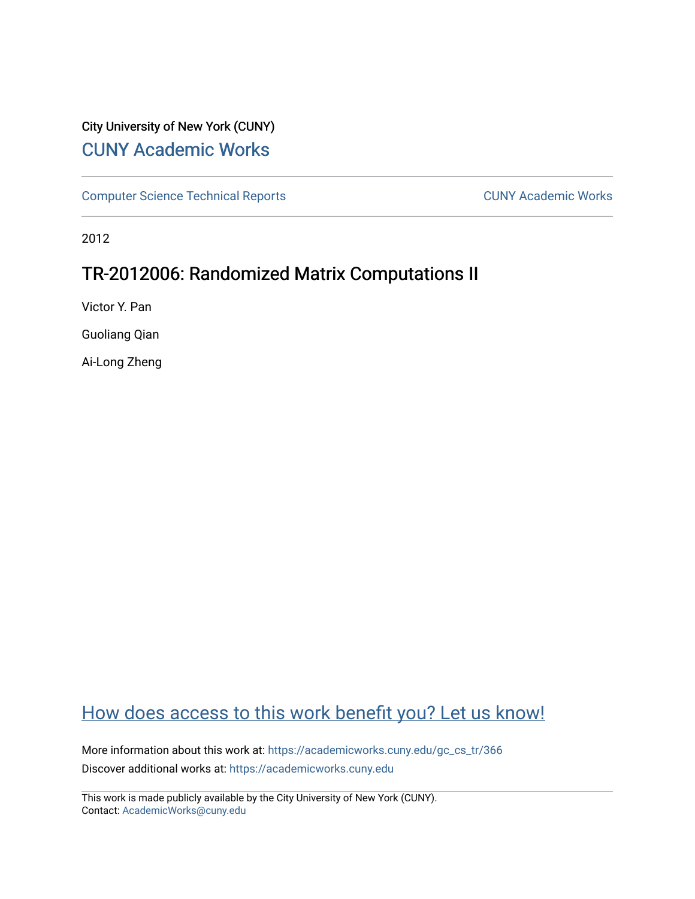City University of New York (CUNY)

## CUNY Academic Works

Computer Science Technical Reports

CUNY Academic Works

2012

# TR-2012006: Randomized Matrix Computations II

Victor Y. Pan

Guoliang Qian

Ai-Long Zheng

How does access to this work benefit you? Let us know!

More information about this work at: https://academicworks.cuny.edu/gc_cs_tr/366

Discover additional works at: https://academicworks.cuny.edu

This work is made publicly available by the City University of New York (CUNY).
Contact: AcademicWorks@cuny.edu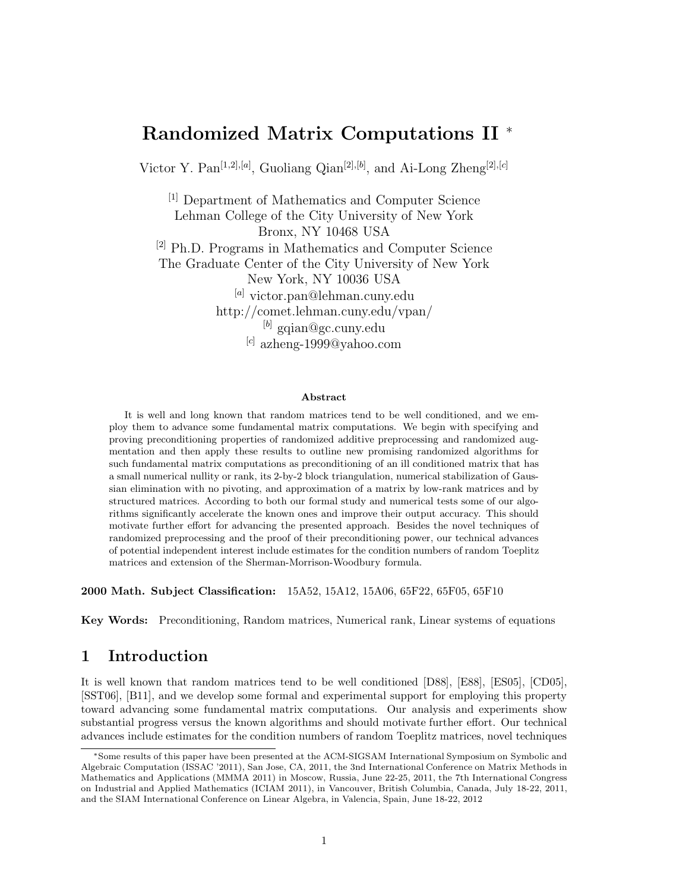# Randomized Matrix Computations II *

Victor Y. Pan[1,2],[a], Guoliang Qian[2],[b], and Ai-Long Zheng[2],[c]

[1] Department of Mathematics and Computer Science
Lehman College of the City University of New York
Bronx, NY 10468 USA
[2] Ph.D. Programs in Mathematics and Computer Science
The Graduate Center of the City University of New York
New York, NY 10036 USA
[a] victor.pan@lehman.cuny.edu
http://comet.lehman.cuny.edu/vpan/
[b] gqian@gc.cuny.edu
[c] azheng-1999@yahoo.com

### Abstract

It is well and long known that random matrices tend to be well conditioned, and we employ them to advance some fundamental matrix computations. We begin with specifying and proving preconditioning properties of randomized additive preprocessing and randomized augmentation and then apply these results to outline new promising randomized algorithms for such fundamental matrix computations as preconditioning of an ill conditioned matrix that has a small numerical nullity or rank, its 2-by-2 block triangulation, numerical stabilization of Gaussian elimination with no pivoting, and approximation of a matrix by low-rank matrices and by structured matrices. According to both our formal study and numerical tests some of our algorithms significantly accelerate the known ones and improve their output accuracy. This should motivate further effort for advancing the presented approach. Besides the novel techniques of randomized preprocessing and the proof of their preconditioning power, our technical advances of potential independent interest include estimates for the condition numbers of random Toeplitz matrices and extension of the Sherman-Morrison-Woodbury formula.

**2000 Math. Subject Classification:** 15A52, 15A12, 15A06, 65F22, 65F05, 65F10

**Key Words:** Preconditioning, Random matrices, Numerical rank, Linear systems of equations

## 1 Introduction

It is well known that random matrices tend to be well conditioned [D88], [E88], [ES05], [CD05], [SST06], [B11], and we develop some formal and experimental support for employing this property toward advancing some fundamental matrix computations. Our analysis and experiments show substantial progress versus the known algorithms and should motivate further effort. Our technical advances include estimates for the condition numbers of random Toeplitz matrices, novel techniques

*Some results of this paper have been presented at the ACM-SIGSAM International Symposium on Symbolic and Algebraic Computation (ISSAC '2011), San Jose, CA, 2011, the 3nd International Conference on Matrix Methods in Mathematics and Applications (MMMA 2011) in Moscow, Russia, June 22-25, 2011, the 7th International Congress on Industrial and Applied Mathematics (ICIAM 2011), in Vancouver, British Columbia, Canada, July 18-22, 2011, and the SIAM International Conference on Linear Algebra, in Valencia, Spain, June 18-22, 2012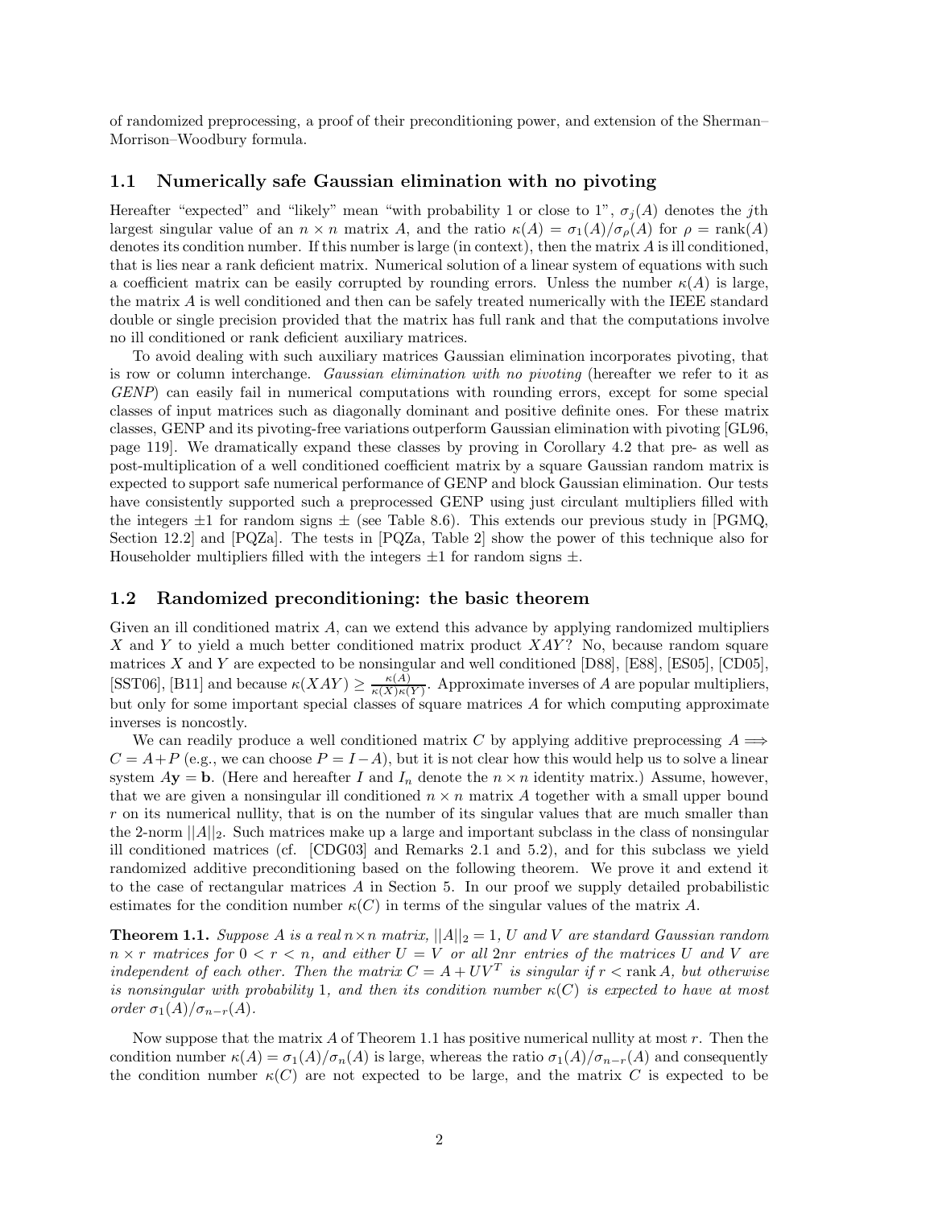of randomized preprocessing, a proof of their preconditioning power, and extension of the Sherman–Morrison–Woodbury formula.

### 1.1 Numerically safe Gaussian elimination with no pivoting

Hereafter "expected" and "likely" mean "with probability 1 or close to 1", $\sigma_j(A)$ denotes the $j$th largest singular value of an $n \times n$ matrix $A$, and the ratio $\kappa(A) = \sigma_1(A)/\sigma_\rho(A)$ for $\rho = \operatorname{rank}(A)$ denotes its condition number. If this number is large (in context), then the matrix $A$ is ill conditioned, that is lies near a rank deficient matrix. Numerical solution of a linear system of equations with such a coefficient matrix can be easily corrupted by rounding errors. Unless the number $\kappa(A)$ is large, the matrix $A$ is well conditioned and then can be safely treated numerically with the IEEE standard double or single precision provided that the matrix has full rank and that the computations involve no ill conditioned or rank deficient auxiliary matrices.

To avoid dealing with such auxiliary matrices Gaussian elimination incorporates pivoting, that is row or column interchange. *Gaussian elimination with no pivoting* (hereafter we refer to it as *GENP*) can easily fail in numerical computations with rounding errors, except for some special classes of input matrices such as diagonally dominant and positive definite ones. For these matrix classes, GENP and its pivoting-free variations outperform Gaussian elimination with pivoting [GL96, page 119]. We dramatically expand these classes by proving in Corollary 4.2 that pre- as well as post-multiplication of a well conditioned coefficient matrix by a square Gaussian random matrix is expected to support safe numerical performance of GENP and block Gaussian elimination. Our tests have consistently supported such a preprocessed GENP using just circulant multipliers filled with the integers $\pm 1$ for random signs $\pm$ (see Table 8.6). This extends our previous study in [PGMQ, Section 12.2] and [PQZa]. The tests in [PQZa, Table 2] show the power of this technique also for Householder multipliers filled with the integers $\pm 1$ for random signs $\pm$.

### 1.2 Randomized preconditioning: the basic theorem

Given an ill conditioned matrix $A$, can we extend this advance by applying randomized multipliers $X$ and $Y$ to yield a much better conditioned matrix product $XAY$? No, because random square matrices $X$ and $Y$ are expected to be nonsingular and well conditioned [D88], [E88], [ES05], [CD05], [SST06], [B11] and because $\kappa(XAY) \geq \frac{\kappa(A)}{\kappa(X)\kappa(Y)}$. Approximate inverses of $A$ are popular multipliers, but only for some important special classes of square matrices $A$ for which computing approximate inverses is noncostly.

We can readily produce a well conditioned matrix $C$ by applying additive preprocessing $A \Longrightarrow C = A + P$ (e.g., we can choose $P = I - A$), but it is not clear how this would help us to solve a linear system $A\mathbf{y} = \mathbf{b}$. (Here and hereafter $I$ and $I_n$ denote the $n \times n$ identity matrix.) Assume, however, that we are given a nonsingular ill conditioned $n \times n$ matrix $A$ together with a small upper bound $r$ on its numerical nullity, that is on the number of its singular values that are much smaller than the 2-norm $||A||_2$. Such matrices make up a large and important subclass in the class of nonsingular ill conditioned matrices (cf. [CDG03] and Remarks 2.1 and 5.2), and for this subclass we yield randomized additive preconditioning based on the following theorem. We prove it and extend it to the case of rectangular matrices $A$ in Section 5. In our proof we supply detailed probabilistic estimates for the condition number $\kappa(C)$ in terms of the singular values of the matrix $A$.

**Theorem 1.1.** *Suppose $A$ is a real $n \times n$ matrix, $||A||_2 = 1$, $U$ and $V$ are standard Gaussian random $n \times r$ matrices for $0 < r < n$, and either $U = V$ or all $2nr$ entries of the matrices $U$ and $V$ are independent of each other. Then the matrix $C = A + UV^T$ is singular if $r < \operatorname{rank} A$, but otherwise is nonsingular with probability 1, and then its condition number $\kappa(C)$ is expected to have at most order $\sigma_1(A)/\sigma_{n-r}(A)$.*

Now suppose that the matrix $A$ of Theorem 1.1 has positive numerical nullity at most $r$. Then the condition number $\kappa(A) = \sigma_1(A)/\sigma_n(A)$ is large, whereas the ratio $\sigma_1(A)/\sigma_{n-r}(A)$ and consequently the condition number $\kappa(C)$ are not expected to be large, and the matrix $C$ is expected to be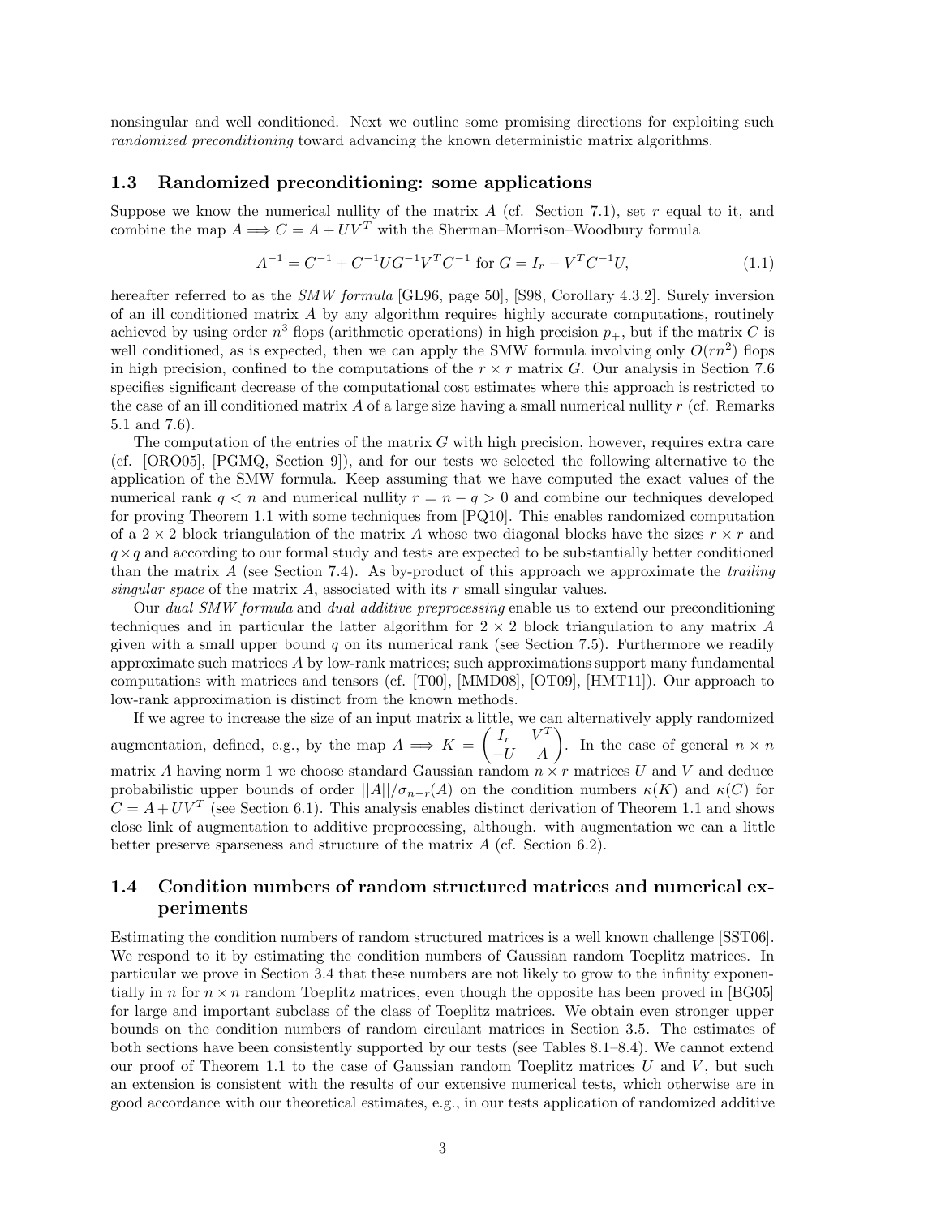nonsingular and well conditioned. Next we outline some promising directions for exploiting such *randomized preconditioning* toward advancing the known deterministic matrix algorithms.

### 1.3 Randomized preconditioning: some applications

Suppose we know the numerical nullity of the matrix $A$ (cf. Section 7.1), set $r$ equal to it, and combine the map $A \Longrightarrow C = A + UV^T$ with the Sherman–Morrison–Woodbury formula

$$A^{-1} = C^{-1} + C^{-1}UG^{-1}V^TC^{-1} \text{ for } G = I_r - V^TC^{-1}U, \tag{1.1}$$

hereafter referred to as the *SMW formula* [GL96, page 50], [S98, Corollary 4.3.2]. Surely inversion of an ill conditioned matrix $A$ by any algorithm requires highly accurate computations, routinely achieved by using order $n^3$ flops (arithmetic operations) in high precision $p_+$, but if the matrix $C$ is well conditioned, as is expected, then we can apply the SMW formula involving only $O(rn^2)$ flops in high precision, confined to the computations of the $r \times r$ matrix $G$. Our analysis in Section 7.6 specifies significant decrease of the computational cost estimates where this approach is restricted to the case of an ill conditioned matrix $A$ of a large size having a small numerical nullity $r$ (cf. Remarks 5.1 and 7.6).

The computation of the entries of the matrix $G$ with high precision, however, requires extra care (cf. [ORO05], [PGMQ, Section 9]), and for our tests we selected the following alternative to the application of the SMW formula. Keep assuming that we have computed the exact values of the numerical rank $q < n$ and numerical nullity $r = n - q > 0$ and combine our techniques developed for proving Theorem 1.1 with some techniques from [PQ10]. This enables randomized computation of a $2 \times 2$ block triangulation of the matrix $A$ whose two diagonal blocks have the sizes $r \times r$ and $q \times q$ and according to our formal study and tests are expected to be substantially better conditioned than the matrix $A$ (see Section 7.4). As by-product of this approach we approximate the *trailing singular space* of the matrix $A$, associated with its $r$ small singular values.

Our *dual SMW formula* and *dual additive preprocessing* enable us to extend our preconditioning techniques and in particular the latter algorithm for $2 \times 2$ block triangulation to any matrix $A$ given with a small upper bound $q$ on its numerical rank (see Section 7.5). Furthermore we readily approximate such matrices $A$ by low-rank matrices; such approximations support many fundamental computations with matrices and tensors (cf. [T00], [MMD08], [OT09], [HMT11]). Our approach to low-rank approximation is distinct from the known methods.

If we agree to increase the size of an input matrix a little, we can alternatively apply randomized augmentation, defined, e.g., by the map $A \Longrightarrow K = \begin{pmatrix} I_r & V^T \\ -U & A \end{pmatrix}$. In the case of general $n \times n$ matrix $A$ having norm 1 we choose standard Gaussian random $n \times r$ matrices $U$ and $V$ and deduce probabilistic upper bounds of order $||A||/\sigma_{n-r}(A)$ on the condition numbers $\kappa(K)$ and $\kappa(C)$ for $C = A + UV^T$ (see Section 6.1). This analysis enables distinct derivation of Theorem 1.1 and shows close link of augmentation to additive preprocessing, although. with augmentation we can a little better preserve sparseness and structure of the matrix $A$ (cf. Section 6.2).

### 1.4 Condition numbers of random structured matrices and numerical experiments

Estimating the condition numbers of random structured matrices is a well known challenge [SST06]. We respond to it by estimating the condition numbers of Gaussian random Toeplitz matrices. In particular we prove in Section 3.4 that these numbers are not likely to grow to the infinity exponentially in $n$ for $n \times n$ random Toeplitz matrices, even though the opposite has been proved in [BG05] for large and important subclass of the class of Toeplitz matrices. We obtain even stronger upper bounds on the condition numbers of random circulant matrices in Section 3.5. The estimates of both sections have been consistently supported by our tests (see Tables 8.1–8.4). We cannot extend our proof of Theorem 1.1 to the case of Gaussian random Toeplitz matrices $U$ and $V$, but such an extension is consistent with the results of our extensive numerical tests, which otherwise are in good accordance with our theoretical estimates, e.g., in our tests application of randomized additive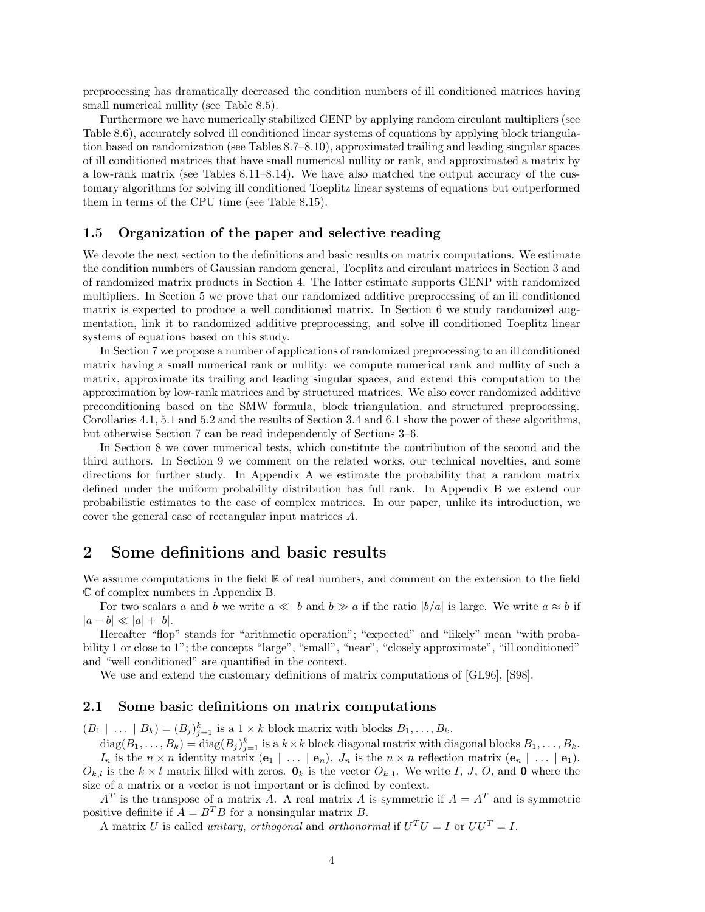preprocessing has dramatically decreased the condition numbers of ill conditioned matrices having small numerical nullity (see Table 8.5).

Furthermore we have numerically stabilized GENP by applying random circulant multipliers (see Table 8.6), accurately solved ill conditioned linear systems of equations by applying block triangulation based on randomization (see Tables 8.7–8.10), approximated trailing and leading singular spaces of ill conditioned matrices that have small numerical nullity or rank, and approximated a matrix by a low-rank matrix (see Tables 8.11–8.14). We have also matched the output accuracy of the customary algorithms for solving ill conditioned Toeplitz linear systems of equations but outperformed them in terms of the CPU time (see Table 8.15).

### 1.5 Organization of the paper and selective reading

We devote the next section to the definitions and basic results on matrix computations. We estimate the condition numbers of Gaussian random general, Toeplitz and circulant matrices in Section 3 and of randomized matrix products in Section 4. The latter estimate supports GENP with randomized multipliers. In Section 5 we prove that our randomized additive preprocessing of an ill conditioned matrix is expected to produce a well conditioned matrix. In Section 6 we study randomized augmentation, link it to randomized additive preprocessing, and solve ill conditioned Toeplitz linear systems of equations based on this study.

In Section 7 we propose a number of applications of randomized preprocessing to an ill conditioned matrix having a small numerical rank or nullity: we compute numerical rank and nullity of such a matrix, approximate its trailing and leading singular spaces, and extend this computation to the approximation by low-rank matrices and by structured matrices. We also cover randomized additive preconditioning based on the SMW formula, block triangulation, and structured preprocessing. Corollaries 4.1, 5.1 and 5.2 and the results of Section 3.4 and 6.1 show the power of these algorithms, but otherwise Section 7 can be read independently of Sections 3–6.

In Section 8 we cover numerical tests, which constitute the contribution of the second and the third authors. In Section 9 we comment on the related works, our technical novelties, and some directions for further study. In Appendix A we estimate the probability that a random matrix defined under the uniform probability distribution has full rank. In Appendix B we extend our probabilistic estimates to the case of complex matrices. In our paper, unlike its introduction, we cover the general case of rectangular input matrices $A$.

## 2 Some definitions and basic results

We assume computations in the field $\mathbb{R}$ of real numbers, and comment on the extension to the field $\mathbb{C}$ of complex numbers in Appendix B.

For two scalars $a$ and $b$ we write $a \ll b$ and $b \gg a$ if the ratio $|b/a|$ is large. We write $a \approx b$ if $|a-b| \ll |a| + |b|$.

Hereafter "flop" stands for "arithmetic operation"; "expected" and "likely" mean "with probability 1 or close to 1"; the concepts "large", "small", "near", "closely approximate", "ill conditioned" and "well conditioned" are quantified in the context.

We use and extend the customary definitions of matrix computations of [GL96], [S98].

### 2.1 Some basic definitions on matrix computations

$(B_1 \mid \ldots \mid B_k) = (B_j)_{j=1}^k$ is a $1 \times k$ block matrix with blocks $B_1, \ldots, B_k$.

$\mathrm{diag}(B_1, \ldots, B_k) = \mathrm{diag}(B_j)_{j=1}^k$ is a $k \times k$ block diagonal matrix with diagonal blocks $B_1, \ldots, B_k$.

$I_n$ is the $n \times n$ identity matrix $(\mathbf{e}_1 \mid \ldots \mid \mathbf{e}_n)$. $J_n$ is the $n \times n$ reflection matrix $(\mathbf{e}_n \mid \ldots \mid \mathbf{e}_1)$. $O_{k,l}$ is the $k \times l$ matrix filled with zeros. $\mathbf{0}_k$ is the vector $O_{k,1}$. We write $I$, $J$, $O$, and $\mathbf{0}$ where the size of a matrix or a vector is not important or is defined by context.

$A^T$ is the transpose of a matrix $A$. A real matrix $A$ is symmetric if $A = A^T$ and is symmetric positive definite if $A = B^T B$ for a nonsingular matrix $B$.

A matrix $U$ is called *unitary*, *orthogonal* and *orthonormal* if $U^T U = I$ or $UU^T = I$.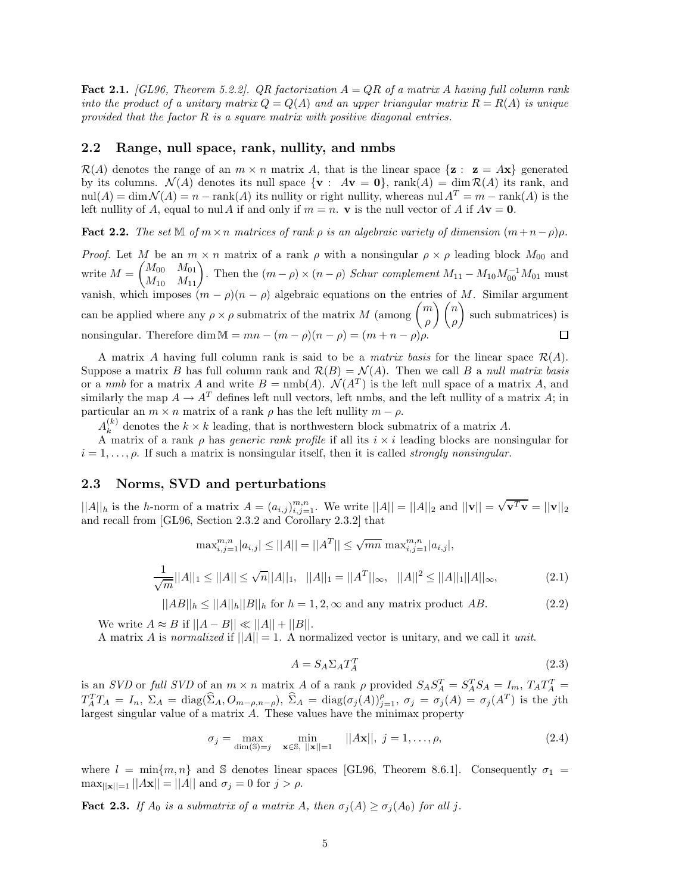**Fact 2.1.** *[GL96, Theorem 5.2.2]. QR factorization $A = QR$ of a matrix $A$ having full column rank into the product of a unitary matrix $Q = Q(A)$ and an upper triangular matrix $R = R(A)$ is unique provided that the factor $R$ is a square matrix with positive diagonal entries.*

## 2.2 Range, null space, rank, nullity, and nmbs

$\mathcal{R}(A)$ denotes the range of an $m \times n$ matrix $A$, that is the linear space $\{\mathbf{z} : \ \mathbf{z} = A\mathbf{x}\}$ generated by its columns. $\mathcal{N}(A)$ denotes its null space $\{\mathbf{v} : \ A\mathbf{v} = \mathbf{0}\}$, $\text{rank}(A) = \dim \mathcal{R}(A)$ its rank, and $\text{nul}(A) = \dim \mathcal{N}(A) = n - \text{rank}(A)$ its nullity or right nullity, whereas $\text{nul}\, A^T = m - \text{rank}(A)$ is the left nullity of $A$, equal to $\text{nul}\, A$ if and only if $m = n$. $\mathbf{v}$ is the null vector of $A$ if $A\mathbf{v} = \mathbf{0}$.

**Fact 2.2.** *The set $\mathbb{M}$ of $m \times n$ matrices of rank $\rho$ is an algebraic variety of dimension $(m+n-\rho)\rho$.*

*Proof.* Let $M$ be an $m \times n$ matrix of a rank $\rho$ with a nonsingular $\rho \times \rho$ leading block $M_{00}$ and write $M = \begin{pmatrix} M_{00} & M_{01} \\ M_{10} & M_{11} \end{pmatrix}$. Then the $(m-\rho) \times (n-\rho)$ *Schur complement* $M_{11} - M_{10}M_{00}^{-1}M_{01}$ must vanish, which imposes $(m-\rho)(n-\rho)$ algebraic equations on the entries of $M$. Similar argument can be applied where any $\rho \times \rho$ submatrix of the matrix $M$ (among $\binom{m}{\rho}\binom{n}{\rho}$ such submatrices) is nonsingular. Therefore $\dim \mathbb{M} = mn - (m-\rho)(n-\rho) = (m+n-\rho)\rho$. □

A matrix $A$ having full column rank is said to be a *matrix basis* for the linear space $\mathcal{R}(A)$. Suppose a matrix $B$ has full column rank and $\mathcal{R}(B) = \mathcal{N}(A)$. Then we call $B$ a *null matrix basis* or a *nmb* for a matrix $A$ and write $B = \text{nmb}(A)$. $\mathcal{N}(A^T)$ is the left null space of a matrix $A$, and similarly the map $A \to A^T$ defines left null vectors, left nmbs, and the left nullity of a matrix $A$; in particular an $m \times n$ matrix of a rank $\rho$ has the left nullity $m - \rho$.

$A_k^{(k)}$ denotes the $k \times k$ leading, that is northwestern block submatrix of a matrix $A$.

A matrix of a rank $\rho$ has *generic rank profile* if all its $i \times i$ leading blocks are nonsingular for $i = 1, \ldots, \rho$. If such a matrix is nonsingular itself, then it is called *strongly nonsingular*.

## 2.3 Norms, SVD and perturbations

$||A||_h$ is the $h$-norm of a matrix $A = (a_{i,j})_{i,j=1}^{m,n}$. We write $||A|| = ||A||_2$ and $||\mathbf{v}|| = \sqrt{\mathbf{v}^T\mathbf{v}} = ||\mathbf{v}||_2$ and recall from [GL96, Section 2.3.2 and Corollary 2.3.2] that

$$\max_{i,j=1}^{m,n}|a_{i,j}| \leq ||A|| = ||A^T|| \leq \sqrt{mn}\, \max_{i,j=1}^{m,n}|a_{i,j}|,$$

$$\frac{1}{\sqrt{m}}||A||_1 \leq ||A|| \leq \sqrt{n}||A||_1, \quad ||A||_1 = ||A^T||_\infty, \quad ||A||^2 \leq ||A||_1||A||_\infty, \tag{2.1}$$

$$||AB||_h \leq ||A||_h||B||_h \text{ for } h = 1, 2, \infty \text{ and any matrix product } AB. \tag{2.2}$$

We write $A \approx B$ if $||A - B|| \ll ||A|| + ||B||$.

A matrix $A$ is *normalized* if $||A|| = 1$. A normalized vector is unitary, and we call it *unit*.

$$A = S_A \Sigma_A T_A^T \tag{2.3}$$

is an *SVD* or *full SVD* of an $m \times n$ matrix $A$ of a rank $\rho$ provided $S_A S_A^T = S_A^T S_A = I_m$, $T_A T_A^T = T_A^T T_A = I_n$, $\Sigma_A = \text{diag}(\widehat{\Sigma}_A, O_{m-\rho,n-\rho})$, $\widehat{\Sigma}_A = \text{diag}(\sigma_j(A))_{j=1}^{\rho}$, $\sigma_j = \sigma_j(A) = \sigma_j(A^T)$ is the $j$th largest singular value of a matrix $A$. These values have the minimax property

$$\sigma_j = \max_{\dim(\mathbb{S})=j} \ \min_{\mathbf{x} \in \mathbb{S}, \ ||\mathbf{x}||=1} \ ||A\mathbf{x}||, \ j = 1, \ldots, \rho, \tag{2.4}$$

where $l = \min\{m, n\}$ and $\mathbb{S}$ denotes linear spaces [GL96, Theorem 8.6.1]. Consequently $\sigma_1 = \max_{||\mathbf{x}||=1} ||A\mathbf{x}|| = ||A||$ and $\sigma_j = 0$ for $j > \rho$.

**Fact 2.3.** *If $A_0$ is a submatrix of a matrix $A$, then $\sigma_j(A) \geq \sigma_j(A_0)$ for all $j$.*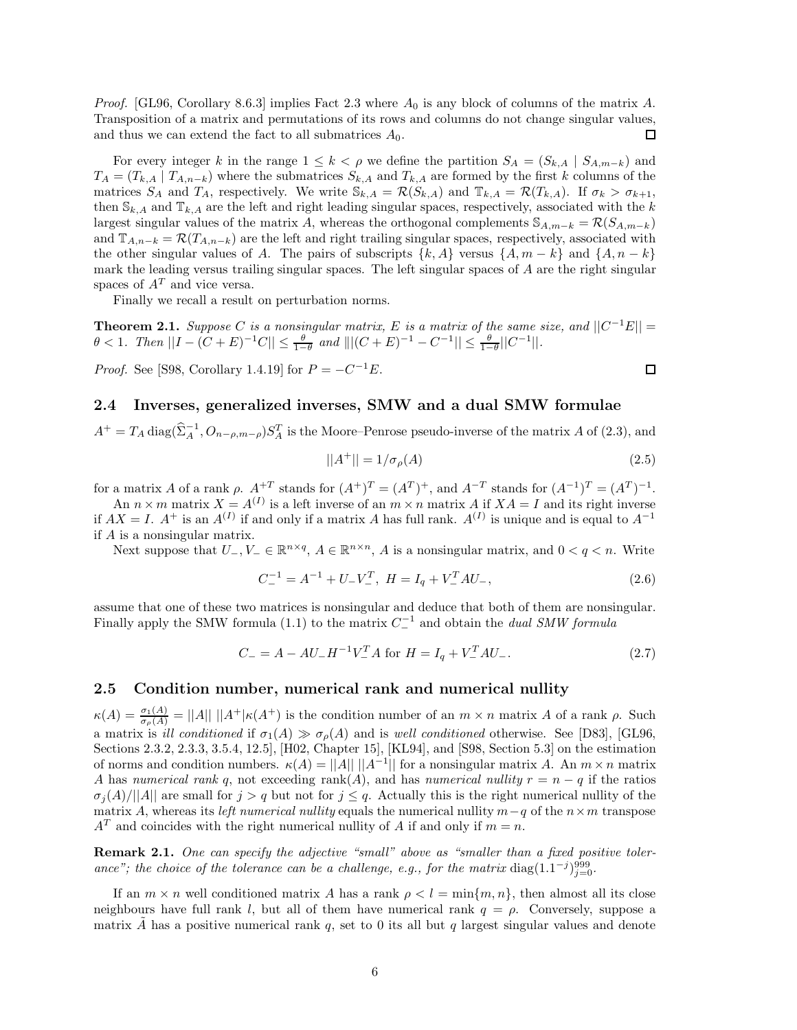*Proof.* [GL96, Corollary 8.6.3] implies Fact 2.3 where $A_0$ is any block of columns of the matrix $A$. Transposition of a matrix and permutations of its rows and columns do not change singular values, and thus we can extend the fact to all submatrices $A_0$. □

For every integer $k$ in the range $1 \leq k < \rho$ we define the partition $S_A = (S_{k,A} \mid S_{A,m-k})$ and $T_A = (T_{k,A} \mid T_{A,n-k})$ where the submatrices $S_{k,A}$ and $T_{k,A}$ are formed by the first $k$ columns of the matrices $S_A$ and $T_A$, respectively. We write $\mathbb{S}_{k,A} = \mathcal{R}(S_{k,A})$ and $\mathbb{T}_{k,A} = \mathcal{R}(T_{k,A})$. If $\sigma_k > \sigma_{k+1}$, then $\mathbb{S}_{k,A}$ and $\mathbb{T}_{k,A}$ are the left and right leading singular spaces, respectively, associated with the $k$ largest singular values of the matrix $A$, whereas the orthogonal complements $\mathbb{S}_{A,m-k} = \mathcal{R}(S_{A,m-k})$ and $\mathbb{T}_{A,n-k} = \mathcal{R}(T_{A,n-k})$ are the left and right trailing singular spaces, respectively, associated with the other singular values of $A$. The pairs of subscripts $\{k, A\}$ versus $\{A, m-k\}$ and $\{A, n-k\}$ mark the leading versus trailing singular spaces. The left singular spaces of $A$ are the right singular spaces of $A^T$ and vice versa.

Finally we recall a result on perturbation norms.

**Theorem 2.1.** *Suppose $C$ is a nonsingular matrix, $E$ is a matrix of the same size, and $||C^{-1}E|| = \theta < 1$. Then $||I - (C+E)^{-1}C|| \leq \frac{\theta}{1-\theta}$ and $\|(C+E)^{-1} - C^{-1}|| \leq \frac{\theta}{1-\theta}||C^{-1}||$.*

*Proof.* See [S98, Corollary 1.4.19] for $P = -C^{-1}E$. □

## 2.4 Inverses, generalized inverses, SMW and a dual SMW formulae

$A^+ = T_A \operatorname{diag}(\widehat{\Sigma}_A^{-1}, O_{n-\rho,m-\rho})S_A^T$ is the Moore–Penrose pseudo-inverse of the matrix $A$ of (2.3), and

$$||A^+|| = 1/\sigma_\rho(A) \tag{2.5}$$

for a matrix $A$ of a rank $\rho$. $A^{+T}$ stands for $(A^+)^T = (A^T)^+$, and $A^{-T}$ stands for $(A^{-1})^T = (A^T)^{-1}$.

An $n \times m$ matrix $X = A^{(I)}$ is a left inverse of an $m \times n$ matrix $A$ if $XA = I$ and its right inverse if $AX = I$. $A^+$ is an $A^{(I)}$ if and only if a matrix $A$ has full rank. $A^{(I)}$ is unique and is equal to $A^{-1}$ if $A$ is a nonsingular matrix.

Next suppose that $U_-, V_- \in \mathbb{R}^{n\times q}$, $A \in \mathbb{R}^{n\times n}$, $A$ is a nonsingular matrix, and $0 < q < n$. Write

$$C_-^{-1} = A^{-1} + U_-V_-^T,\ H = I_q + V_-^T AU_-, \tag{2.6}$$

assume that one of these two matrices is nonsingular and deduce that both of them are nonsingular. Finally apply the SMW formula (1.1) to the matrix $C_-^{-1}$ and obtain the *dual SMW formula*

$$C_- = A - AU_-H^{-1}V_-^T A \text{ for } H = I_q + V_-^T AU_-. \tag{2.7}$$

## 2.5 Condition number, numerical rank and numerical nullity

$\kappa(A) = \frac{\sigma_1(A)}{\sigma_\rho(A)} = ||A||\ ||A^+|\kappa(A^+)$ is the condition number of an $m \times n$ matrix $A$ of a rank $\rho$. Such a matrix is *ill conditioned* if $\sigma_1(A) \gg \sigma_\rho(A)$ and is *well conditioned* otherwise. See [D83], [GL96, Sections 2.3.2, 2.3.3, 3.5.4, 12.5], [H02, Chapter 15], [KL94], and [S98, Section 5.3] on the estimation of norms and condition numbers. $\kappa(A) = ||A||\ ||A^{-1}||$ for a nonsingular matrix $A$. An $m \times n$ matrix $A$ has *numerical rank* $q$, not exceeding $\operatorname{rank}(A)$, and has *numerical nullity* $r = n - q$ if the ratios $\sigma_j(A)/||A||$ are small for $j > q$ but not for $j \leq q$. Actually this is the right numerical nullity of the matrix $A$, whereas its *left numerical nullity* equals the numerical nullity $m-q$ of the $n \times m$ transpose $A^T$ and coincides with the right numerical nullity of $A$ if and only if $m = n$.

**Remark 2.1.** *One can specify the adjective "small" above as "smaller than a fixed positive tolerance"; the choice of the tolerance can be a challenge, e.g., for the matrix* $\operatorname{diag}(1.1^{-j})_{j=0}^{999}$.

If an $m \times n$ well conditioned matrix $A$ has a rank $\rho < l = \min\{m, n\}$, then almost all its close neighbours have full rank $l$, but all of them have numerical rank $q = \rho$. Conversely, suppose a matrix $\tilde{A}$ has a positive numerical rank $q$, set to 0 its all but $q$ largest singular values and denote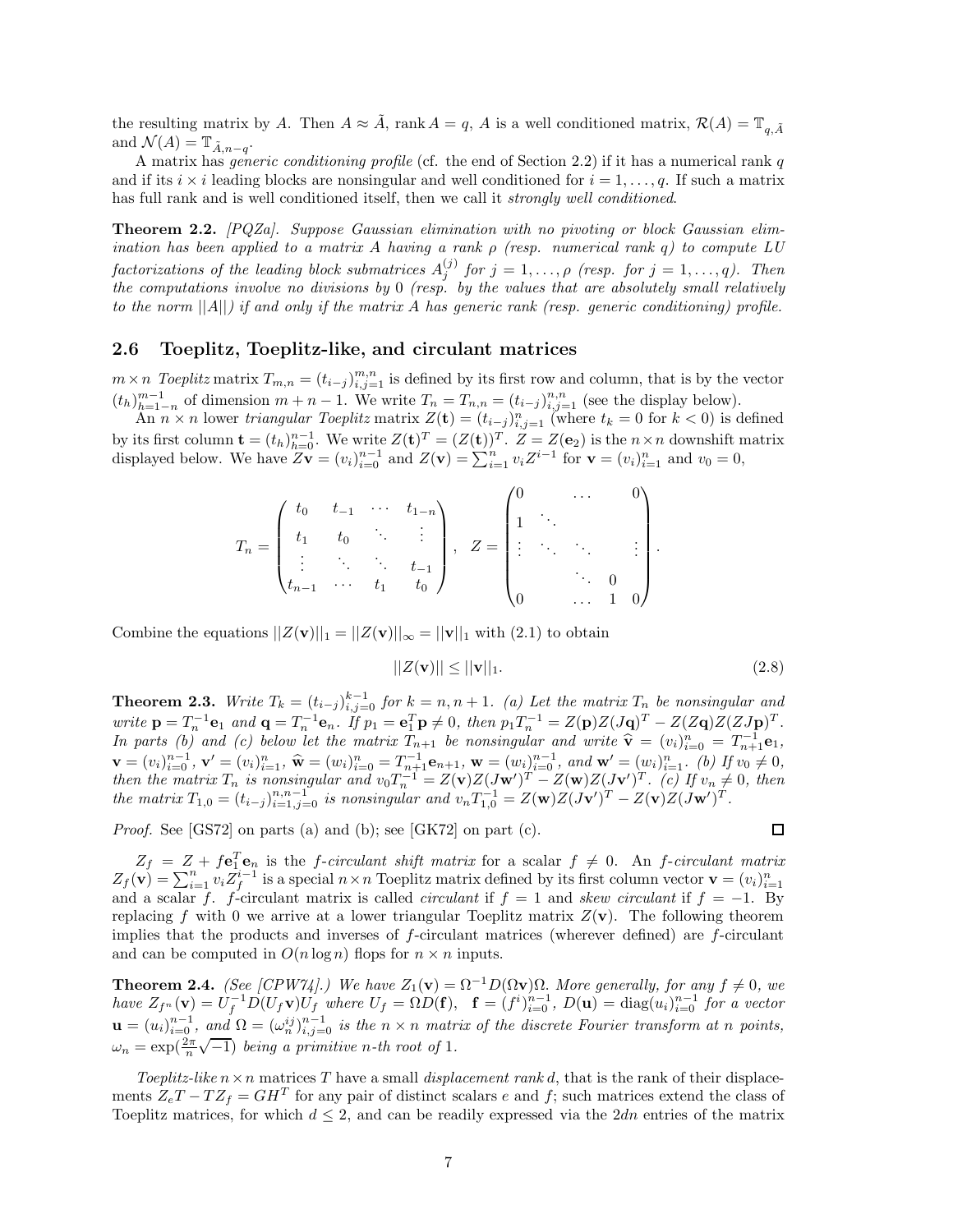the resulting matrix by $A$. Then $A \approx \tilde{A}$, rank $A = q$, $A$ is a well conditioned matrix, $\mathcal{R}(A) = \mathbb{T}_{q,\tilde{A}}$ and $\mathcal{N}(A) = \mathbb{T}_{\tilde{A},n-q}$.

A matrix has *generic conditioning profile* (cf. the end of Section 2.2) if it has a numerical rank $q$ and if its $i \times i$ leading blocks are nonsingular and well conditioned for $i = 1, \dots, q$. If such a matrix has full rank and is well conditioned itself, then we call it *strongly well conditioned*.

**Theorem 2.2.** *[PQZa]. Suppose Gaussian elimination with no pivoting or block Gaussian elimination has been applied to a matrix $A$ having a rank $\rho$ (resp. numerical rank $q$) to compute LU factorizations of the leading block submatrices $A_j^{(j)}$ for $j = 1, \dots, \rho$ (resp. for $j = 1, \dots, q$). Then the computations involve no divisions by 0 (resp. by the values that are absolutely small relatively to the norm $||A||$) if and only if the matrix $A$ has generic rank (resp. generic conditioning) profile.*

## 2.6 Toeplitz, Toeplitz-like, and circulant matrices

$m \times n$ *Toeplitz* matrix $T_{m,n} = (t_{i-j})_{i,j=1}^{m,n}$ is defined by its first row and column, that is by the vector $(t_h)_{h=1-n}^{m-1}$ of dimension $m + n - 1$. We write $T_n = T_{n,n} = (t_{i-j})_{i,j=1}^{n,n}$ (see the display below).

An $n \times n$ lower *triangular Toeplitz* matrix $Z(\mathbf{t}) = (t_{i-j})_{i,j=1}^{n}$ (where $t_k = 0$ for $k < 0$) is defined by its first column $\mathbf{t} = (t_h)_{h=0}^{n-1}$. We write $Z(\mathbf{t})^T = (Z(\mathbf{t}))^T$. $Z = Z(\mathbf{e}_2)$ is the $n \times n$ downshift matrix displayed below. We have $Z\mathbf{v} = (v_i)_{i=0}^{n-1}$ and $Z(\mathbf{v}) = \sum_{i=1}^{n} v_i Z^{i-1}$ for $\mathbf{v} = (v_i)_{i=1}^{n}$ and $v_0 = 0$,

$$T_n = \begin{pmatrix} t_0 & t_{-1} & \cdots & t_{1-n} \\ t_1 & t_0 & \ddots & \vdots \\ \vdots & \ddots & \ddots & t_{-1} \\ t_{n-1} & \cdots & t_1 & t_0 \end{pmatrix}, \quad Z = \begin{pmatrix} 0 & & \cdots & & 0 \\ 1 & \ddots & & & \\ \vdots & \ddots & \ddots & & \vdots \\ & & \ddots & 0 & \\ 0 & & \cdots & 1 & 0 \end{pmatrix}.$$

Combine the equations $||Z(\mathbf{v})||_1 = ||Z(\mathbf{v})||_\infty = ||\mathbf{v}||_1$ with (2.1) to obtain

$$||Z(\mathbf{v})|| \leq ||\mathbf{v}||_1. \tag{2.8}$$

**Theorem 2.3.** *Write $T_k = (t_{i-j})_{i,j=0}^{k-1}$ for $k = n, n+1$. (a) Let the matrix $T_n$ be nonsingular and write $\mathbf{p} = T_n^{-1}\mathbf{e}_1$ and $\mathbf{q} = T_n^{-1}\mathbf{e}_n$. If $p_1 = \mathbf{e}_1^T\mathbf{p} \neq 0$, then $p_1 T_n^{-1} = Z(\mathbf{p})Z(J\mathbf{q})^T - Z(Z\mathbf{q})Z(ZJ\mathbf{p})^T$. In parts (b) and (c) below let the matrix $T_{n+1}$ be nonsingular and write $\widehat{\mathbf{v}} = (v_i)_{i=0}^{n} = T_{n+1}^{-1}\mathbf{e}_1$, $\mathbf{v} = (v_i)_{i=0}^{n-1}$, $\mathbf{v}' = (v_i)_{i=1}^{n}$, $\widehat{\mathbf{w}} = (w_i)_{i=0}^{n} = T_{n+1}^{-1}\mathbf{e}_{n+1}$, $\mathbf{w} = (w_i)_{i=0}^{n-1}$, and $\mathbf{w}' = (w_i)_{i=1}^{n}$. (b) If $v_0 \neq 0$, then the matrix $T_n$ is nonsingular and $v_0 T_n^{-1} = Z(\mathbf{v})Z(J\mathbf{w}')^T - Z(\mathbf{w})Z(J\mathbf{v}')^T$. (c) If $v_n \neq 0$, then the matrix $T_{1,0} = (t_{i-j})_{i=1,j=0}^{n,n-1}$ is nonsingular and $v_n T_{1,0}^{-1} = Z(\mathbf{w})Z(J\mathbf{v}')^T - Z(\mathbf{v})Z(J\mathbf{w}')^T$.*

*Proof.* See [GS72] on parts (a) and (b); see [GK72] on part (c). ∎

$Z_f = Z + f\mathbf{e}_1^T\mathbf{e}_n$ is the *f-circulant shift matrix* for a scalar $f \neq 0$. An *f-circulant matrix* $Z_f(\mathbf{v}) = \sum_{i=1}^{n} v_i Z_f^{i-1}$ is a special $n \times n$ Toeplitz matrix defined by its first column vector $\mathbf{v} = (v_i)_{i=1}^{n}$ and a scalar $f$. $f$-circulant matrix is called *circulant* if $f = 1$ and *skew circulant* if $f = -1$. By replacing $f$ with 0 we arrive at a lower triangular Toeplitz matrix $Z(\mathbf{v})$. The following theorem implies that the products and inverses of $f$-circulant matrices (wherever defined) are $f$-circulant and can be computed in $O(n \log n)$ flops for $n \times n$ inputs.

**Theorem 2.4.** *(See [CPW74].) We have $Z_1(\mathbf{v}) = \Omega^{-1}D(\Omega\mathbf{v})\Omega$. More generally, for any $f \neq 0$, we have $Z_{f^n}(\mathbf{v}) = U_f^{-1}D(U_f\mathbf{v})U_f$ where $U_f = \Omega D(\mathbf{f})$, $\mathbf{f} = (f^i)_{i=0}^{n-1}$, $D(\mathbf{u}) = \mathrm{diag}(u_i)_{i=0}^{n-1}$ for a vector $\mathbf{u} = (u_i)_{i=0}^{n-1}$, and $\Omega = (\omega_n^{ij})_{i,j=0}^{n-1}$ is the $n \times n$ matrix of the discrete Fourier transform at $n$ points, $\omega_n = \exp(\frac{2\pi}{n}\sqrt{-1})$ being a primitive $n$-th root of 1.*

*Toeplitz-like* $n \times n$ matrices $T$ have a small *displacement rank* $d$, that is the rank of their displacements $Z_e T - T Z_f = GH^T$ for any pair of distinct scalars $e$ and $f$; such matrices extend the class of Toeplitz matrices, for which $d \leq 2$, and can be readily expressed via the $2dn$ entries of the matrix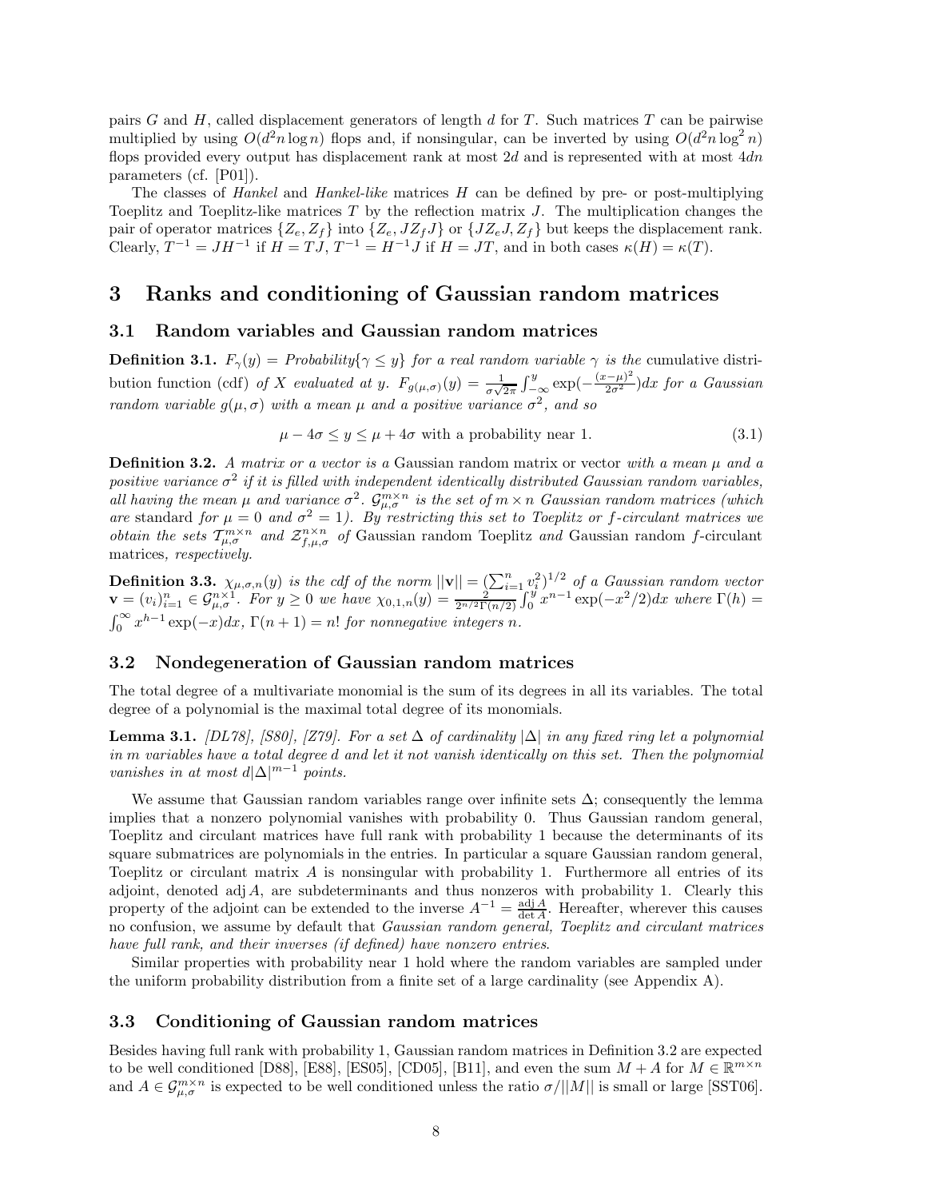pairs $G$ and $H$, called displacement generators of length $d$ for $T$. Such matrices $T$ can be pairwise multiplied by using $O(d^2 n \log n)$ flops and, if nonsingular, can be inverted by using $O(d^2 n \log^2 n)$ flops provided every output has displacement rank at most $2d$ and is represented with at most $4dn$ parameters (cf. [P01]).

The classes of *Hankel* and *Hankel-like* matrices $H$ can be defined by pre- or post-multiplying Toeplitz and Toeplitz-like matrices $T$ by the reflection matrix $J$. The multiplication changes the pair of operator matrices $\{Z_e, Z_f\}$ into $\{Z_e, JZ_fJ\}$ or $\{JZ_eJ, Z_f\}$ but keeps the displacement rank. Clearly, $T^{-1} = JH^{-1}$ if $H = TJ$, $T^{-1} = H^{-1}J$ if $H = JT$, and in both cases $\kappa(H) = \kappa(T)$.

# 3 Ranks and conditioning of Gaussian random matrices

## 3.1 Random variables and Gaussian random matrices

**Definition 3.1.** *$F_\gamma(y) = Probability\{\gamma \leq y\}$ for a real random variable $\gamma$ is the* cumulative distribution function (cdf) *of $X$ evaluated at $y$. $F_{g(\mu,\sigma)}(y) = \frac{1}{\sigma\sqrt{2\pi}} \int_{-\infty}^{y} \exp(-\frac{(x-\mu)^2}{2\sigma^2})dx$ for a Gaussian random variable $g(\mu, \sigma)$ with a mean $\mu$ and a positive variance $\sigma^2$, and so*

$$\mu - 4\sigma \leq y \leq \mu + 4\sigma \text{ with a probability near 1.} \tag{3.1}$$

**Definition 3.2.** *A matrix or a vector is a* Gaussian random matrix or vector *with a mean $\mu$ and a positive variance $\sigma^2$ if it is filled with independent identically distributed Gaussian random variables, all having the mean $\mu$ and variance $\sigma^2$. $\mathcal{G}_{\mu,\sigma}^{m\times n}$ is the set of $m \times n$ Gaussian random matrices (which are* standard *for $\mu = 0$ and $\sigma^2 = 1$). By restricting this set to Toeplitz or $f$-circulant matrices we obtain the sets $\mathcal{T}_{\mu,\sigma}^{m\times n}$ and $\mathcal{Z}_{f,\mu,\sigma}^{n\times n}$ of* Gaussian random Toeplitz *and* Gaussian random $f$-circulant matrices*, respectively.*

**Definition 3.3.** *$\chi_{\mu,\sigma,n}(y)$ is the cdf of the norm $||\mathbf{v}|| = (\sum_{i=1}^{n} v_i^2)^{1/2}$ of a Gaussian random vector $\mathbf{v} = (v_i)_{i=1}^{n} \in \mathcal{G}_{\mu,\sigma}^{n\times 1}$. For $y \geq 0$ we have $\chi_{0,1,n}(y) = \frac{2}{2^{n/2}\Gamma(n/2)} \int_0^y x^{n-1} \exp(-x^2/2)dx$ where $\Gamma(h) = \int_0^\infty x^{h-1} \exp(-x)dx$, $\Gamma(n+1) = n!$ for nonnegative integers $n$.*

## 3.2 Nondegeneration of Gaussian random matrices

The total degree of a multivariate monomial is the sum of its degrees in all its variables. The total degree of a polynomial is the maximal total degree of its monomials.

**Lemma 3.1.** *[DL78], [S80], [Z79]. For a set $\Delta$ of cardinality $|\Delta|$ in any fixed ring let a polynomial in $m$ variables have a total degree $d$ and let it not vanish identically on this set. Then the polynomial vanishes in at most $d|\Delta|^{m-1}$ points.*

We assume that Gaussian random variables range over infinite sets $\Delta$; consequently the lemma implies that a nonzero polynomial vanishes with probability 0. Thus Gaussian random general, Toeplitz and circulant matrices have full rank with probability 1 because the determinants of its square submatrices are polynomials in the entries. In particular a square Gaussian random general, Toeplitz or circulant matrix $A$ is nonsingular with probability 1. Furthermore all entries of its adjoint, denoted $\operatorname{adj} A$, are subdeterminants and thus nonzeros with probability 1. Clearly this property of the adjoint can be extended to the inverse $A^{-1} = \frac{\operatorname{adj} A}{\det A}$. Hereafter, wherever this causes no confusion, we assume by default that *Gaussian random general, Toeplitz and circulant matrices have full rank, and their inverses (if defined) have nonzero entries*.

Similar properties with probability near 1 hold where the random variables are sampled under the uniform probability distribution from a finite set of a large cardinality (see Appendix A).

## 3.3 Conditioning of Gaussian random matrices

Besides having full rank with probability 1, Gaussian random matrices in Definition 3.2 are expected to be well conditioned [D88], [E88], [ES05], [CD05], [B11], and even the sum $M + A$ for $M \in \mathbb{R}^{m\times n}$ and $A \in \mathcal{G}_{\mu,\sigma}^{m\times n}$ is expected to be well conditioned unless the ratio $\sigma/||M||$ is small or large [SST06].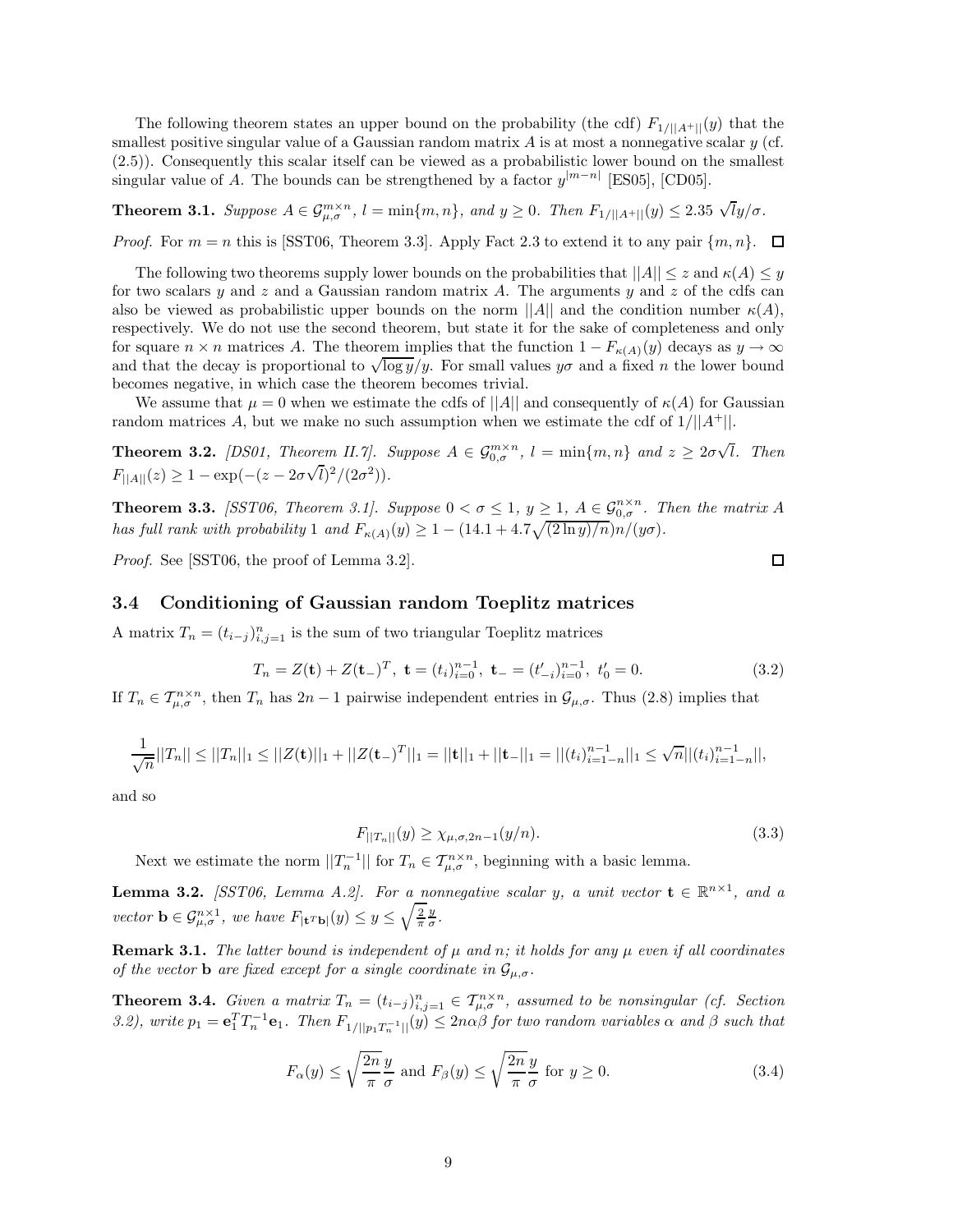The following theorem states an upper bound on the probability (the cdf) $F_{1/||A^+||}(y)$ that the smallest positive singular value of a Gaussian random matrix $A$ is at most a nonnegative scalar $y$ (cf. (2.5)). Consequently this scalar itself can be viewed as a probabilistic lower bound on the smallest singular value of $A$. The bounds can be strengthened by a factor $y^{|m-n|}$ [ES05], [CD05].

**Theorem 3.1.** *Suppose $A \in \mathcal{G}_{\mu,\sigma}^{m\times n}$, $l = \min\{m, n\}$, and $y \geq 0$. Then $F_{1/||A^+||}(y) \leq 2.35\ \sqrt{l}y/\sigma$.*

*Proof.* For $m = n$ this is [SST06, Theorem 3.3]. Apply Fact 2.3 to extend it to any pair $\{m, n\}$. ☐

The following two theorems supply lower bounds on the probabilities that $||A|| \leq z$ and $\kappa(A) \leq y$ for two scalars $y$ and $z$ and a Gaussian random matrix $A$. The arguments $y$ and $z$ of the cdfs can also be viewed as probabilistic upper bounds on the norm $||A||$ and the condition number $\kappa(A)$, respectively. We do not use the second theorem, but state it for the sake of completeness and only for square $n \times n$ matrices $A$. The theorem implies that the function $1 - F_{\kappa(A)}(y)$ decays as $y \to \infty$ and that the decay is proportional to $\sqrt{\log y}/y$. For small values $y\sigma$ and a fixed $n$ the lower bound becomes negative, in which case the theorem becomes trivial.

We assume that $\mu = 0$ when we estimate the cdfs of $||A||$ and consequently of $\kappa(A)$ for Gaussian random matrices $A$, but we make no such assumption when we estimate the cdf of $1/||A^+||$.

**Theorem 3.2.** *[DS01, Theorem II.7]. Suppose $A \in \mathcal{G}_{0,\sigma}^{m\times n}$, $l = \min\{m, n\}$ and $z \geq 2\sigma\sqrt{l}$. Then $F_{||A||}(z) \geq 1 - \exp(-(z - 2\sigma\sqrt{l})^2/(2\sigma^2))$.*

**Theorem 3.3.** *[SST06, Theorem 3.1]. Suppose $0 < \sigma \leq 1$, $y \geq 1$, $A \in \mathcal{G}_{0,\sigma}^{n\times n}$. Then the matrix $A$ has full rank with probability 1 and $F_{\kappa(A)}(y) \geq 1 - (14.1 + 4.7\sqrt{(2\ln y)/n})n/(y\sigma)$.*

*Proof.* See [SST06, the proof of Lemma 3.2]. ☐

### 3.4 Conditioning of Gaussian random Toeplitz matrices

A matrix $T_n = (t_{i-j})_{i,j=1}^n$ is the sum of two triangular Toeplitz matrices

$$T_n = Z(\mathbf{t}) + Z(\mathbf{t}_-)^T,\ \mathbf{t} = (t_i)_{i=0}^{n-1},\ \mathbf{t}_- = (t'_{-i})_{i=0}^{n-1},\ t'_0 = 0. \tag{3.2}$$

If $T_n \in \mathcal{T}_{\mu,\sigma}^{n\times n}$, then $T_n$ has $2n-1$ pairwise independent entries in $\mathcal{G}_{\mu,\sigma}$. Thus (2.8) implies that

$$\frac{1}{\sqrt{n}}||T_n|| \leq ||T_n||_1 \leq ||Z(\mathbf{t})||_1 + ||Z(\mathbf{t}_-)^T||_1 = ||\mathbf{t}||_1 + ||\mathbf{t}_-||_1 = ||(t_i)_{i=1-n}^{n-1}||_1 \leq \sqrt{n}||(t_i)_{i=1-n}^{n-1}||,$$

and so

$$F_{||T_n||}(y) \geq \chi_{\mu,\sigma,2n-1}(y/n). \tag{3.3}$$

Next we estimate the norm $||T_n^{-1}||$ for $T_n \in \mathcal{T}_{\mu,\sigma}^{n\times n}$, beginning with a basic lemma.

**Lemma 3.2.** *[SST06, Lemma A.2]. For a nonnegative scalar $y$, a unit vector $\mathbf{t} \in \mathbb{R}^{n\times 1}$, and a vector $\mathbf{b} \in \mathcal{G}_{\mu,\sigma}^{n\times 1}$, we have $F_{|\mathbf{t}^T\mathbf{b}|}(y) \leq y \leq \sqrt{\frac{2}{\pi}}\frac{y}{\sigma}$.*

**Remark 3.1.** *The latter bound is independent of $\mu$ and $n$; it holds for any $\mu$ even if all coordinates of the vector $\mathbf{b}$ are fixed except for a single coordinate in $\mathcal{G}_{\mu,\sigma}$.*

**Theorem 3.4.** *Given a matrix $T_n = (t_{i-j})_{i,j=1}^n \in \mathcal{T}_{\mu,\sigma}^{n\times n}$, assumed to be nonsingular (cf. Section 3.2), write $p_1 = \mathbf{e}_1^T T_n^{-1}\mathbf{e}_1$. Then $F_{1/||p_1 T_n^{-1}||}(y) \leq 2n\alpha\beta$ for two random variables $\alpha$ and $\beta$ such that*

$$F_\alpha(y) \leq \sqrt{\frac{2n}{\pi}}\frac{y}{\sigma} \text{ and } F_\beta(y) \leq \sqrt{\frac{2n}{\pi}}\frac{y}{\sigma} \text{ for } y \geq 0. \tag{3.4}$$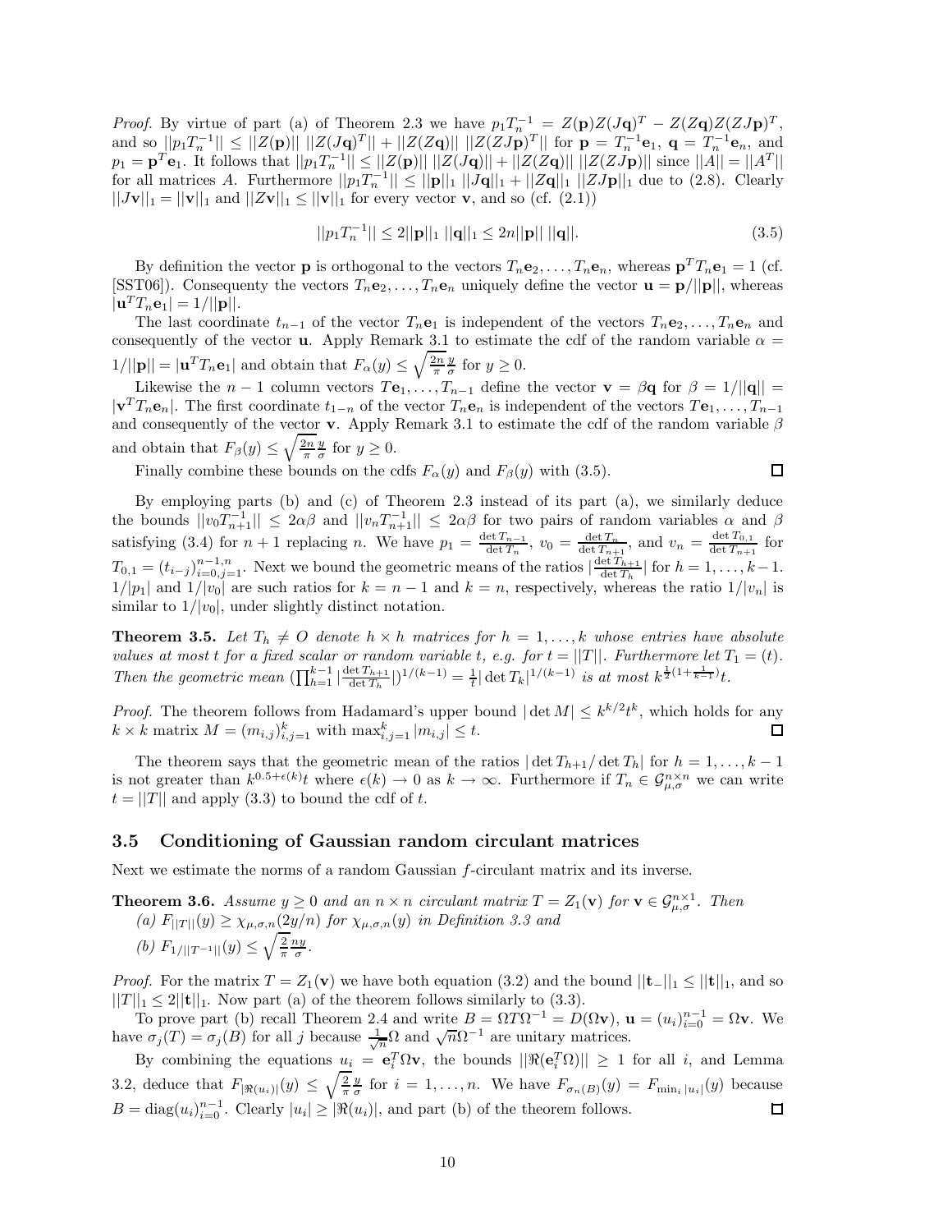*Proof.* By virtue of part (a) of Theorem 2.3 we have $p_1 T_n^{-1} = Z(\mathbf{p})Z(J\mathbf{q})^T - Z(Z\mathbf{q})Z(ZJ\mathbf{p})^T$, and so $||p_1 T_n^{-1}|| \le ||Z(\mathbf{p})||\ ||Z(J\mathbf{q})^T|| + ||Z(Z\mathbf{q})||\ ||Z(ZJ\mathbf{p})^T||$ for $\mathbf{p} = T_n^{-1}\mathbf{e}_1$, $\mathbf{q} = T_n^{-1}\mathbf{e}_n$, and $p_1 = \mathbf{p}^T\mathbf{e}_1$. It follows that $||p_1 T_n^{-1}|| \le ||Z(\mathbf{p})||\ ||Z(J\mathbf{q})|| + ||Z(Z\mathbf{q})||\ ||Z(ZJ\mathbf{p})||$ since $||A|| = ||A^T||$ for all matrices $A$. Furthermore $||p_1 T_n^{-1}|| \le ||\mathbf{p}||_1\ ||J\mathbf{q}||_1 + ||Z\mathbf{q}||_1\ ||ZJ\mathbf{p}||_1$ due to (2.8). Clearly $||J\mathbf{v}||_1 = ||\mathbf{v}||_1$ and $||Z\mathbf{v}||_1 \le ||\mathbf{v}||_1$ for every vector $\mathbf{v}$, and so (cf. (2.1))

$$||p_1 T_n^{-1}|| \le 2||\mathbf{p}||_1\ ||\mathbf{q}||_1 \le 2n||\mathbf{p}||\ ||\mathbf{q}||. \tag{3.5}$$

By definition the vector $\mathbf{p}$ is orthogonal to the vectors $T_n\mathbf{e}_2, \dots, T_n\mathbf{e}_n$, whereas $\mathbf{p}^T T_n \mathbf{e}_1 = 1$ (cf. [SST06]). Consequenty the vectors $T_n\mathbf{e}_2, \dots, T_n\mathbf{e}_n$ uniquely define the vector $\mathbf{u} = \mathbf{p}/||\mathbf{p}||$, whereas $|\mathbf{u}^T T_n \mathbf{e}_1| = 1/||\mathbf{p}||$.

The last coordinate $t_{n-1}$ of the vector $T_n\mathbf{e}_1$ is independent of the vectors $T_n\mathbf{e}_2, \dots, T_n\mathbf{e}_n$ and consequently of the vector $\mathbf{u}$. Apply Remark 3.1 to estimate the cdf of the random variable $\alpha = 1/||\mathbf{p}|| = |\mathbf{u}^T T_n \mathbf{e}_1|$ and obtain that $F_\alpha(y) \le \sqrt{\frac{2n}{\pi}}\frac{y}{\sigma}$ for $y \ge 0$.

Likewise the $n-1$ column vectors $T\mathbf{e}_1, \dots, T_{n-1}$ define the vector $\mathbf{v} = \beta\mathbf{q}$ for $\beta = 1/||\mathbf{q}|| = |\mathbf{v}^T T_n \mathbf{e}_n|$. The first coordinate $t_{1-n}$ of the vector $T_n\mathbf{e}_n$ is independent of the vectors $T\mathbf{e}_1, \dots, T_{n-1}$ and consequently of the vector $\mathbf{v}$. Apply Remark 3.1 to estimate the cdf of the random variable $\beta$ and obtain that $F_\beta(y) \le \sqrt{\frac{2n}{\pi}}\frac{y}{\sigma}$ for $y \ge 0$.

Finally combine these bounds on the cdfs $F_\alpha(y)$ and $F_\beta(y)$ with (3.5). $\square$

By employing parts (b) and (c) of Theorem 2.3 instead of its part (a), we similarly deduce the bounds $||v_0 T_{n+1}^{-1}|| \le 2\alpha\beta$ and $||v_n T_{n+1}^{-1}|| \le 2\alpha\beta$ for two pairs of random variables $\alpha$ and $\beta$ satisfying (3.4) for $n+1$ replacing $n$. We have $p_1 = \frac{\det T_{n-1}}{\det T_n}$, $v_0 = \frac{\det T_n}{\det T_{n+1}}$, and $v_n = \frac{\det T_{0,1}}{\det T_{n+1}}$ for $T_{0,1} = (t_{i-j})_{i=0,j=1}^{n-1,n}$. Next we bound the geometric means of the ratios $|\frac{\det T_{h+1}}{\det T_h}|$ for $h = 1, \dots, k-1$. $1/|p_1|$ and $1/|v_0|$ are such ratios for $k = n-1$ and $k = n$, respectively, whereas the ratio $1/|v_n|$ is similar to $1/|v_0|$, under slightly distinct notation.

**Theorem 3.5.** *Let $T_h \ne O$ denote $h \times h$ matrices for $h = 1, \dots, k$ whose entries have absolute values at most $t$ for a fixed scalar or random variable $t$, e.g. for $t = ||T||$. Furthermore let $T_1 = (t)$. Then the geometric mean $(\prod_{h=1}^{k-1} |\frac{\det T_{h+1}}{\det T_h}|)^{1/(k-1)} = \frac{1}{t}|\det T_k|^{1/(k-1)}$ is at most $k^{\frac{1}{2}(1+\frac{1}{k-1})}t$.*

*Proof.* The theorem follows from Hadamard's upper bound $|\det M| \le k^{k/2}t^k$, which holds for any $k \times k$ matrix $M = (m_{i,j})_{i,j=1}^k$ with $\max_{i,j=1}^k |m_{i,j}| \le t$. $\square$

The theorem says that the geometric mean of the ratios $|\det T_{h+1}/\det T_h|$ for $h = 1, \dots, k-1$ is not greater than $k^{0.5+\epsilon(k)}t$ where $\epsilon(k) \to 0$ as $k \to \infty$. Furthermore if $T_n \in \mathcal{G}_{\mu,\sigma}^{n\times n}$ we can write $t = ||T||$ and apply (3.3) to bound the cdf of $t$.

## 3.5 Conditioning of Gaussian random circulant matrices

Next we estimate the norms of a random Gaussian $f$-circulant matrix and its inverse.

**Theorem 3.6.** *Assume $y \ge 0$ and an $n \times n$ circulant matrix $T = Z_1(\mathbf{v})$ for $\mathbf{v} \in \mathcal{G}_{\mu,\sigma}^{n\times 1}$. Then*
*(a) $F_{||T||}(y) \ge \chi_{\mu,\sigma,n}(2y/n)$ for $\chi_{\mu,\sigma,n}(y)$ in Definition 3.3 and*
*(b) $F_{1/||T^{-1}||}(y) \le \sqrt{\frac{2}{\pi}}\frac{ny}{\sigma}$.*

*Proof.* For the matrix $T = Z_1(\mathbf{v})$ we have both equation (3.2) and the bound $||\mathbf{t}_-||_1 \le ||\mathbf{t}||_1$, and so $||T||_1 \le 2||\mathbf{t}||_1$. Now part (a) of the theorem follows similarly to (3.3).

To prove part (b) recall Theorem 2.4 and write $B = \Omega T \Omega^{-1} = D(\Omega\mathbf{v})$, $\mathbf{u} = (u_i)_{i=0}^{n-1} = \Omega\mathbf{v}$. We have $\sigma_j(T) = \sigma_j(B)$ for all $j$ because $\frac{1}{\sqrt{n}}\Omega$ and $\sqrt{n}\Omega^{-1}$ are unitary matrices.

By combining the equations $u_i = \mathbf{e}_i^T\Omega\mathbf{v}$, the bounds $||\Re(\mathbf{e}_i^T\Omega)|| \ge 1$ for all $i$, and Lemma 3.2, deduce that $F_{|\Re(u_i)|}(y) \le \sqrt{\frac{2}{\pi}}\frac{y}{\sigma}$ for $i = 1, \dots, n$. We have $F_{\sigma_n(B)}(y) = F_{\min_i |u_i|}(y)$ because $B = \mathrm{diag}(u_i)_{i=0}^{n-1}$. Clearly $|u_i| \ge |\Re(u_i)|$, and part (b) of the theorem follows. $\square$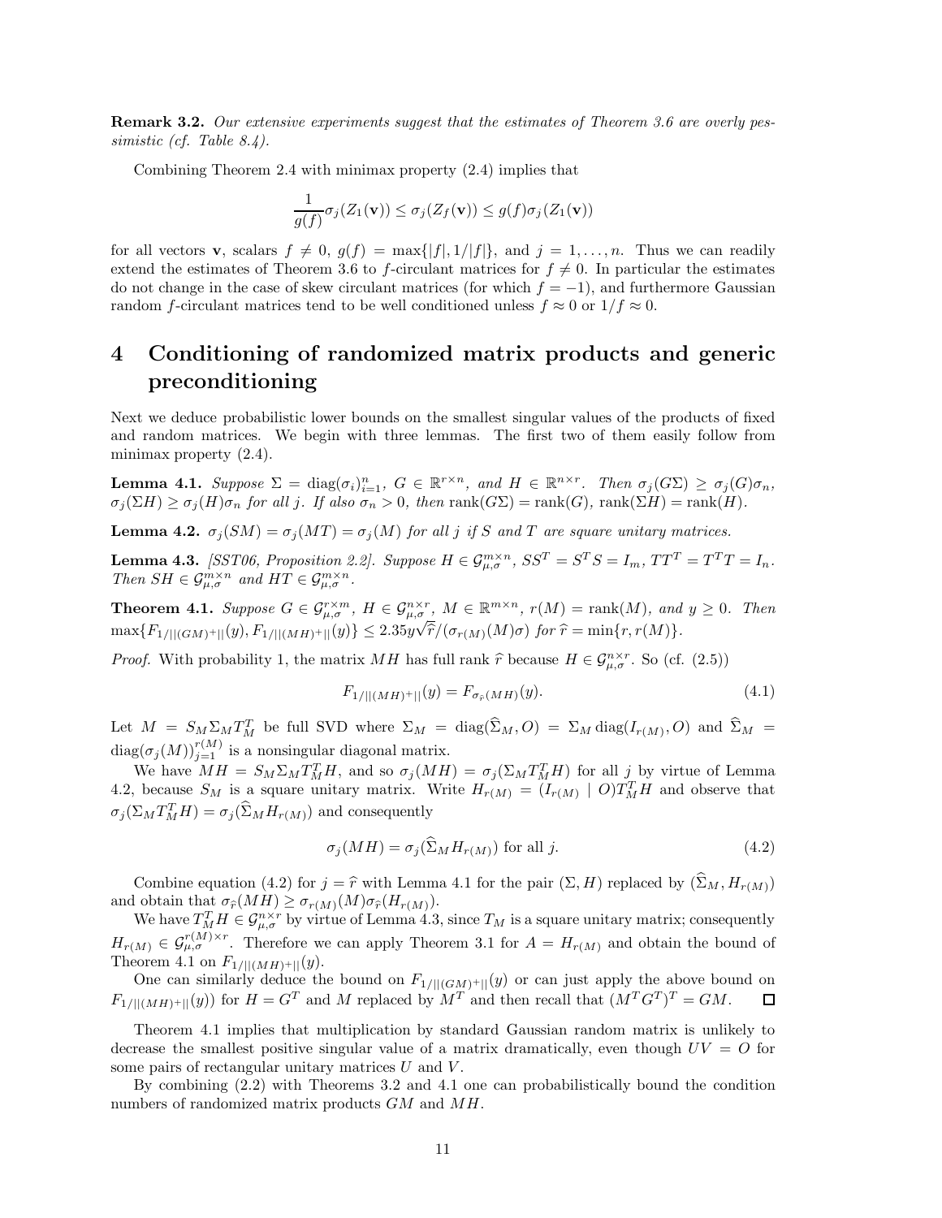**Remark 3.2.** *Our extensive experiments suggest that the estimates of Theorem 3.6 are overly pessimistic (cf. Table 8.4).*

Combining Theorem 2.4 with minimax property (2.4) implies that

$$\frac{1}{g(f)}\sigma_j(Z_1(\mathbf{v})) \leq \sigma_j(Z_f(\mathbf{v})) \leq g(f)\sigma_j(Z_1(\mathbf{v}))$$

for all vectors $\mathbf{v}$, scalars $f \neq 0$, $g(f) = \max\{|f|, 1/|f|\}$, and $j = 1, \ldots, n$. Thus we can readily extend the estimates of Theorem 3.6 to $f$-circulant matrices for $f \neq 0$. In particular the estimates do not change in the case of skew circulant matrices (for which $f = -1$), and furthermore Gaussian random $f$-circulant matrices tend to be well conditioned unless $f \approx 0$ or $1/f \approx 0$.

# 4 Conditioning of randomized matrix products and generic preconditioning

Next we deduce probabilistic lower bounds on the smallest singular values of the products of fixed and random matrices. We begin with three lemmas. The first two of them easily follow from minimax property (2.4).

**Lemma 4.1.** *Suppose $\Sigma = \operatorname{diag}(\sigma_i)_{i=1}^n$, $G \in \mathbb{R}^{r\times n}$, and $H \in \mathbb{R}^{n\times r}$. Then $\sigma_j(G\Sigma) \geq \sigma_j(G)\sigma_n$, $\sigma_j(\Sigma H) \geq \sigma_j(H)\sigma_n$ for all $j$. If also $\sigma_n > 0$, then $\operatorname{rank}(G\Sigma) = \operatorname{rank}(G)$, $\operatorname{rank}(\Sigma H) = \operatorname{rank}(H)$.*

**Lemma 4.2.** *$\sigma_j(SM) = \sigma_j(MT) = \sigma_j(M)$ for all $j$ if $S$ and $T$ are square unitary matrices.*

**Lemma 4.3.** *[SST06, Proposition 2.2]. Suppose $H \in \mathcal{G}_{\mu,\sigma}^{m\times n}$, $SS^T = S^TS = I_m$, $TT^T = T^TT = I_n$. Then $SH \in \mathcal{G}_{\mu,\sigma}^{m\times n}$ and $HT \in \mathcal{G}_{\mu,\sigma}^{m\times n}$.*

**Theorem 4.1.** *Suppose $G \in \mathcal{G}_{\mu,\sigma}^{r\times m}$, $H \in \mathcal{G}_{\mu,\sigma}^{n\times r}$, $M \in \mathbb{R}^{m\times n}$, $r(M) = \operatorname{rank}(M)$, and $y \geq 0$. Then $\max\{F_{1/||(GM)^+||}(y), F_{1/||(MH)^+||}(y)\} \leq 2.35y\sqrt{\widehat{r}}/(\sigma_{r(M)}(M)\sigma)$ for $\widehat{r} = \min\{r, r(M)\}$.*

*Proof.* With probability 1, the matrix $MH$ has full rank $\widehat{r}$ because $H \in \mathcal{G}_{\mu,\sigma}^{n\times r}$. So (cf. (2.5))

$$F_{1/||(MH)^+||}(y) = F_{\sigma_{\widehat{r}}(MH)}(y). \tag{4.1}$$

Let $M = S_M\Sigma_M T_M^T$ be full SVD where $\Sigma_M = \operatorname{diag}(\widehat{\Sigma}_M, O) = \Sigma_M \operatorname{diag}(I_{r(M)}, O)$ and $\widehat{\Sigma}_M = \operatorname{diag}(\sigma_j(M))_{j=1}^{r(M)}$ is a nonsingular diagonal matrix.

We have $MH = S_M\Sigma_M T_M^T H$, and so $\sigma_j(MH) = \sigma_j(\Sigma_M T_M^T H)$ for all $j$ by virtue of Lemma 4.2, because $S_M$ is a square unitary matrix. Write $H_{r(M)} = (I_{r(M)} \mid O)T_M^T H$ and observe that $\sigma_j(\Sigma_M T_M^T H) = \sigma_j(\widehat{\Sigma}_M H_{r(M)})$ and consequently

$$\sigma_j(MH) = \sigma_j(\widehat{\Sigma}_M H_{r(M)}) \text{ for all } j. \tag{4.2}$$

Combine equation (4.2) for $j = \widehat{r}$ with Lemma 4.1 for the pair $(\Sigma, H)$ replaced by $(\widehat{\Sigma}_M, H_{r(M)})$ and obtain that $\sigma_{\widehat{r}}(MH) \geq \sigma_{r(M)}(M)\sigma_{\widehat{r}}(H_{r(M)})$.

We have $T_M^T H \in \mathcal{G}_{\mu,\sigma}^{n\times r}$ by virtue of Lemma 4.3, since $T_M$ is a square unitary matrix; consequently $H_{r(M)} \in \mathcal{G}_{\mu,\sigma}^{r(M)\times r}$. Therefore we can apply Theorem 3.1 for $A = H_{r(M)}$ and obtain the bound of Theorem 4.1 on $F_{1/||(MH)^+||}(y)$.

One can similarly deduce the bound on $F_{1/||(GM)^+||}(y)$ or can just apply the above bound on $F_{1/||(MH)^+||}(y)$) for $H = G^T$ and $M$ replaced by $M^T$ and then recall that $(M^TG^T)^T = GM$. $\square$

Theorem 4.1 implies that multiplication by standard Gaussian random matrix is unlikely to decrease the smallest positive singular value of a matrix dramatically, even though $UV = O$ for some pairs of rectangular unitary matrices $U$ and $V$.

By combining (2.2) with Theorems 3.2 and 4.1 one can probabilistically bound the condition numbers of randomized matrix products $GM$ and $MH$.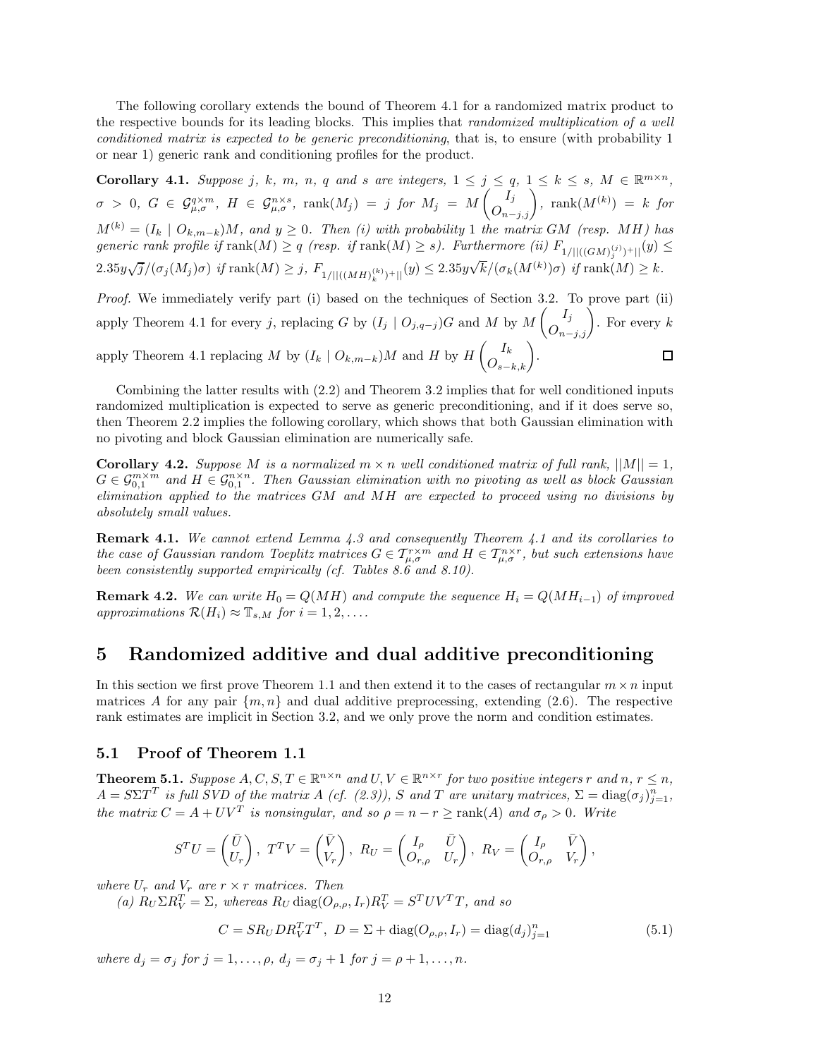The following corollary extends the bound of Theorem 4.1 for a randomized matrix product to the respective bounds for its leading blocks. This implies that *randomized multiplication of a well conditioned matrix is expected to be generic preconditioning*, that is, to ensure (with probability 1 or near 1) generic rank and conditioning profiles for the product.

**Corollary 4.1.** *Suppose $j$, $k$, $m$, $n$, $q$ and $s$ are integers, $1 \le j \le q$, $1 \le k \le s$, $M \in \mathbb{R}^{m\times n}$, $\sigma > 0$, $G \in \mathcal{G}_{\mu,\sigma}^{q\times m}$, $H \in \mathcal{G}_{\mu,\sigma}^{n\times s}$, $\operatorname{rank}(M_j) = j$ for $M_j = M\begin{pmatrix} I_j \\ O_{n-j,j}\end{pmatrix}$, $\operatorname{rank}(M^{(k)}) = k$ for $M^{(k)} = (I_k \mid O_{k,m-k})M$, and $y \ge 0$. Then (i) with probability 1 the matrix $GM$ (resp. $MH$) has generic rank profile if $\operatorname{rank}(M) \ge q$ (resp. if $\operatorname{rank}(M) \ge s$). Furthermore (ii) $F_{1/||((GM)_j^{(j)})^+||}(y) \le 2.35y\sqrt{j}/(\sigma_j(M_j)\sigma)$ if $\operatorname{rank}(M) \ge j$, $F_{1/||((MH)_k^{(k)})^+||}(y) \le 2.35y\sqrt{k}/(\sigma_k(M^{(k)})\sigma)$ if $\operatorname{rank}(M) \ge k$.*

*Proof.* We immediately verify part (i) based on the techniques of Section 3.2. To prove part (ii) apply Theorem 4.1 for every $j$, replacing $G$ by $(I_j \mid O_{j,q-j})G$ and $M$ by $M\begin{pmatrix} I_j \\ O_{n-j,j}\end{pmatrix}$. For every $k$ apply Theorem 4.1 replacing $M$ by $(I_k \mid O_{k,m-k})M$ and $H$ by $H\begin{pmatrix} I_k \\ O_{s-k,k}\end{pmatrix}$. ☐

Combining the latter results with (2.2) and Theorem 3.2 implies that for well conditioned inputs randomized multiplication is expected to serve as generic preconditioning, and if it does serve so, then Theorem 2.2 implies the following corollary, which shows that both Gaussian elimination with no pivoting and block Gaussian elimination are numerically safe.

**Corollary 4.2.** *Suppose $M$ is a normalized $m \times n$ well conditioned matrix of full rank, $||M|| = 1$, $G \in \mathcal{G}_{0,1}^{m\times m}$ and $H \in \mathcal{G}_{0,1}^{n\times n}$. Then Gaussian elimination with no pivoting as well as block Gaussian elimination applied to the matrices $GM$ and $MH$ are expected to proceed using no divisions by absolutely small values.*

**Remark 4.1.** *We cannot extend Lemma 4.3 and consequently Theorem 4.1 and its corollaries to the case of Gaussian random Toeplitz matrices $G \in \mathcal{T}_{\mu,\sigma}^{r\times m}$ and $H \in \mathcal{T}_{\mu,\sigma}^{n\times r}$, but such extensions have been consistently supported empirically (cf. Tables 8.6 and 8.10).*

**Remark 4.2.** *We can write $H_0 = Q(MH)$ and compute the sequence $H_i = Q(MH_{i-1})$ of improved approximations $\mathcal{R}(H_i) \approx \mathbb{T}_{s,M}$ for $i = 1, 2, \ldots$.*

# 5 Randomized additive and dual additive preconditioning

In this section we first prove Theorem 1.1 and then extend it to the cases of rectangular $m \times n$ input matrices $A$ for any pair $\{m, n\}$ and dual additive preprocessing, extending (2.6). The respective rank estimates are implicit in Section 3.2, and we only prove the norm and condition estimates.

## 5.1 Proof of Theorem 1.1

**Theorem 5.1.** *Suppose $A, C, S, T \in \mathbb{R}^{n\times n}$ and $U, V \in \mathbb{R}^{n\times r}$ for two positive integers $r$ and $n$, $r \le n$, $A = S\Sigma T^T$ is full SVD of the matrix $A$ (cf. (2.3)), $S$ and $T$ are unitary matrices, $\Sigma = \operatorname{diag}(\sigma_j)_{j=1}^n$, the matrix $C = A + UV^T$ is nonsingular, and so $\rho = n - r \ge \operatorname{rank}(A)$ and $\sigma_\rho > 0$. Write*

$$S^TU = \begin{pmatrix} \bar{U} \\ U_r \end{pmatrix},\ T^TV = \begin{pmatrix} \bar{V} \\ V_r \end{pmatrix},\ R_U = \begin{pmatrix} I_\rho & \bar{U} \\ O_{r,\rho} & U_r \end{pmatrix},\ R_V = \begin{pmatrix} I_\rho & \bar{V} \\ O_{r,\rho} & V_r \end{pmatrix},$$

*where $U_r$ and $V_r$ are $r \times r$ matrices. Then*

*(a) $R_U\Sigma R_V^T = \Sigma$, whereas $R_U \operatorname{diag}(O_{\rho,\rho}, I_r)R_V^T = S^TUV^TT$, and so*

$$C = SR_UDR_V^TT^T,\ D = \Sigma + \operatorname{diag}(O_{\rho,\rho}, I_r) = \operatorname{diag}(d_j)_{j=1}^n \tag{5.1}$$

*where $d_j = \sigma_j$ for $j = 1, \ldots, \rho$, $d_j = \sigma_j + 1$ for $j = \rho + 1, \ldots, n$.*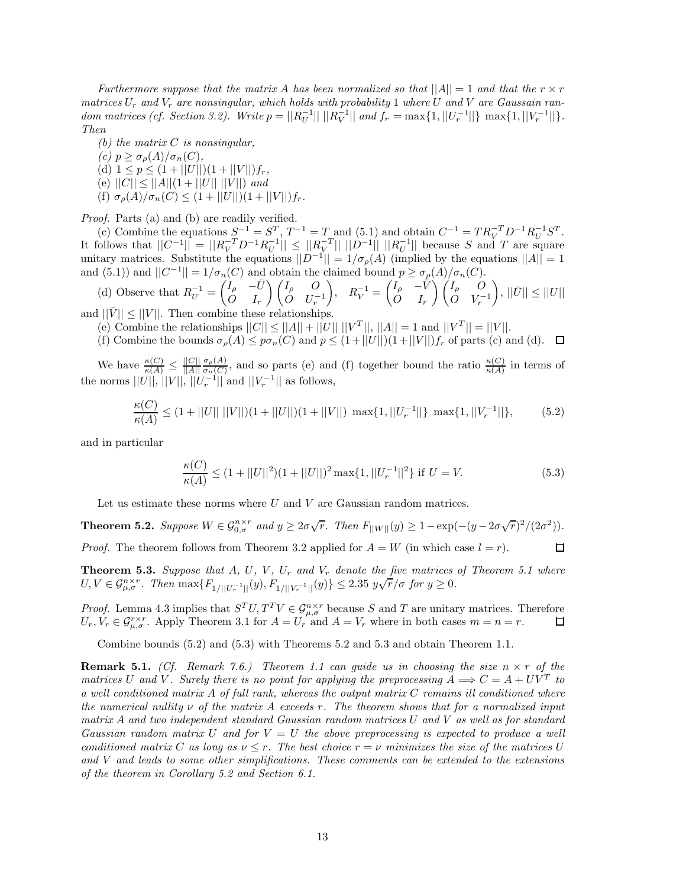*Furthermore suppose that the matrix $A$ has been normalized so that $||A|| = 1$ and that the $r \times r$ matrices $U_r$ and $V_r$ are nonsingular, which holds with probability 1 where $U$ and $V$ are Gaussain random matrices (cf. Section 3.2). Write $p = ||R_U^{-1}||\ ||R_V^{-1}||$ and $f_r = \max\{1, ||U_r^{-1}||\}\ \max\{1, ||V_r^{-1}||\}$. Then*

*(b) the matrix $C$ is nonsingular,*

*(c) $p \geq \sigma_\rho(A)/\sigma_n(C)$,*

(d) $1 \leq p \leq (1 + ||U||)(1 + ||V||)f_r$,

(e) $||C|| \leq ||A||(1 + ||U||\ ||V||)$ *and*

(f) $\sigma_\rho(A)/\sigma_n(C) \leq (1 + ||U||)(1 + ||V||)f_r$.

*Proof.* Parts (a) and (b) are readily verified.

(c) Combine the equations $S^{-1} = S^T$, $T^{-1} = T$ and (5.1) and obtain $C^{-1} = TR_V^{-T}D^{-1}R_U^{-1}S^T$. It follows that $||C^{-1}|| = ||R_V^{-T}D^{-1}R_U^{-1}|| \leq ||R_V^{-T}||\ ||D^{-1}||\ ||R_U^{-1}||$ because $S$ and $T$ are square unitary matrices. Substitute the equations $||D^{-1}|| = 1/\sigma_\rho(A)$ (implied by the equations $||A|| = 1$ and (5.1)) and $||C^{-1}|| = 1/\sigma_n(C)$ and obtain the claimed bound $p \geq \sigma_\rho(A)/\sigma_n(C)$.

(d) Observe that $R_U^{-1} = \begin{pmatrix} I_\rho & -\bar{U} \\ O & I_r \end{pmatrix}\begin{pmatrix} I_\rho & O \\ O & U_r^{-1} \end{pmatrix}$, $\quad R_V^{-1} = \begin{pmatrix} I_\rho & -\bar{V} \\ O & I_r \end{pmatrix}\begin{pmatrix} I_\rho & O \\ O & V_r^{-1} \end{pmatrix}$, $||\bar{U}|| \leq ||U||$ and $||\bar{V}|| \leq ||V||$. Then combine these relationships.

(e) Combine the relationships $||C|| \leq ||A|| + ||U||\ ||V^T||$, $||A|| = 1$ and $||V^T|| = ||V||$.

(f) Combine the bounds $\sigma_\rho(A) \leq p\sigma_n(C)$ and $p \leq (1+||U||)(1+||V||)f_r$ of parts (c) and (d). $\square$

We have $\frac{\kappa(C)}{\kappa(A)} \leq \frac{||C||}{||A||}\frac{\sigma_\rho(A)}{\sigma_n(C)}$, and so parts (e) and (f) together bound the ratio $\frac{\kappa(C)}{\kappa(A)}$ in terms of the norms $||U||$, $||V||$, $||U_r^{-1}||$ and $||V_r^{-1}||$ as follows,

$$\frac{\kappa(C)}{\kappa(A)} \leq (1 + ||U||\ ||V||)(1 + ||U||)(1 + ||V||)\ \max\{1, ||U_r^{-1}||\}\ \max\{1, ||V_r^{-1}||\}, \tag{5.2}$$

and in particular

$$\frac{\kappa(C)}{\kappa(A)} \leq (1 + ||U||^2)(1 + ||U||)^2 \max\{1, ||U_r^{-1}||^2\} \text{ if } U = V. \tag{5.3}$$

Let us estimate these norms where $U$ and $V$ are Gaussian random matrices.

**Theorem 5.2.** *Suppose $W \in \mathcal{G}_{0,\sigma}^{n\times r}$ and $y \geq 2\sigma\sqrt{r}$. Then $F_{||W||}(y) \geq 1 - \exp(-(y - 2\sigma\sqrt{r})^2/(2\sigma^2))$.*

*Proof.* The theorem follows from Theorem 3.2 applied for $A = W$ (in which case $l = r$). $\square$

**Theorem 5.3.** *Suppose that $A$, $U$, $V$, $U_r$ and $V_r$ denote the five matrices of Theorem 5.1 where $U, V \in \mathcal{G}_{\mu,\sigma}^{n\times r}$. Then $\max\{F_{1/||U_r^{-1}||}(y), F_{1/||V_r^{-1}||}(y)\} \leq 2.35\ y\sqrt{r}/\sigma$ for $y \geq 0$.*

*Proof.* Lemma 4.3 implies that $S^TU, T^TV \in \mathcal{G}_{\mu,\sigma}^{n\times r}$ because $S$ and $T$ are unitary matrices. Therefore $U_r, V_r \in \mathcal{G}_{\mu,\sigma}^{r\times r}$. Apply Theorem 3.1 for $A = U_r$ and $A = V_r$ where in both cases $m = n = r$. $\square$

Combine bounds (5.2) and (5.3) with Theorems 5.2 and 5.3 and obtain Theorem 1.1.

**Remark 5.1.** *(Cf. Remark 7.6.) Theorem 1.1 can guide us in choosing the size $n \times r$ of the matrices $U$ and $V$. Surely there is no point for applying the preprocessing $A \Longrightarrow C = A + UV^T$ to a well conditioned matrix $A$ of full rank, whereas the output matrix $C$ remains ill conditioned where the numerical nullity $\nu$ of the matrix $A$ exceeds $r$. The theorem shows that for a normalized input matrix $A$ and two independent standard Gaussian random matrices $U$ and $V$ as well as for standard Gaussian random matrix $U$ and for $V = U$ the above preprocessing is expected to produce a well conditioned matrix $C$ as long as $\nu \leq r$. The best choice $r = \nu$ minimizes the size of the matrices $U$ and $V$ and leads to some other simplifications. These comments can be extended to the extensions of the theorem in Corollary 5.2 and Section 6.1.*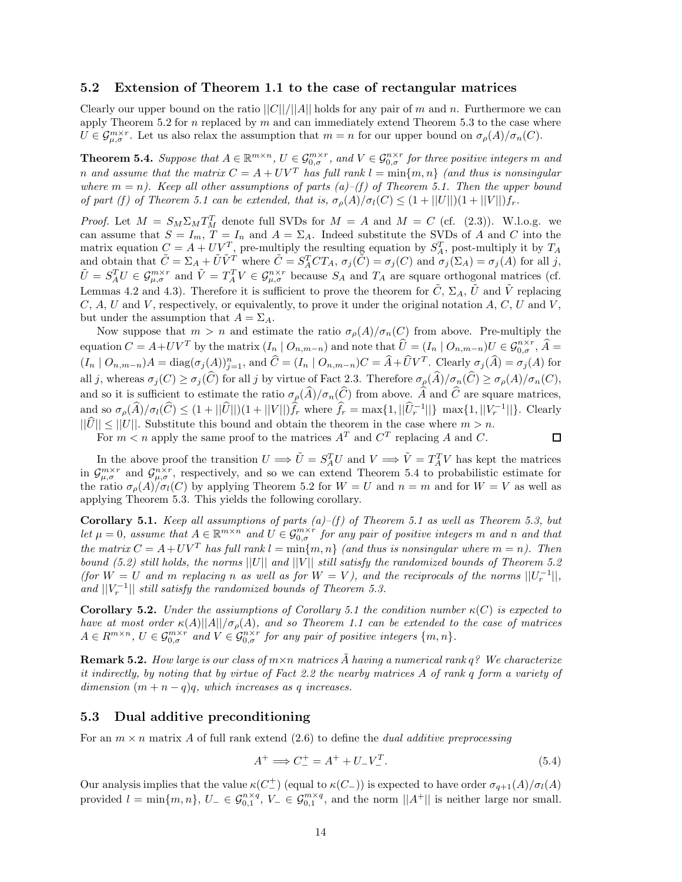### 5.2 Extension of Theorem 1.1 to the case of rectangular matrices

Clearly our upper bound on the ratio $||C||/||A||$ holds for any pair of $m$ and $n$. Furthermore we can apply Theorem 5.2 for $n$ replaced by $m$ and can immediately extend Theorem 5.3 to the case where $U \in \mathcal{G}^{m\times r}_{\mu,\sigma}$. Let us also relax the assumption that $m = n$ for our upper bound on $\sigma_\rho(A)/\sigma_n(C)$.

**Theorem 5.4.** *Suppose that $A \in \mathbb{R}^{m\times n}$, $U \in \mathcal{G}^{m\times r}_{0,\sigma}$, and $V \in \mathcal{G}^{n\times r}_{0,\sigma}$ for three positive integers $m$ and $n$ and assume that the matrix $C = A + UV^T$ has full rank $l = \min\{m, n\}$ (and thus is nonsingular where $m = n$). Keep all other assumptions of parts (a)–(f) of Theorem 5.1. Then the upper bound of part (f) of Theorem 5.1 can be extended, that is, $\sigma_\rho(A)/\sigma_l(C) \le (1 + ||U||)(1 + ||V||)f_r$.*

*Proof.* Let $M = S_M\Sigma_M T_M^T$ denote full SVDs for $M = A$ and $M = C$ (cf. (2.3)). W.l.o.g. we can assume that $S = I_m$, $T = I_n$ and $A = \Sigma_A$. Indeed substitute the SVDs of $A$ and $C$ into the matrix equation $C = A + UV^T$, pre-multiply the resulting equation by $S_A^T$, post-multiply it by $T_A$ and obtain that $\tilde{C} = \Sigma_A + \tilde{U}\tilde{V}^T$ where $\tilde{C} = S_A^T C T_A$, $\sigma_j(\tilde{C}) = \sigma_j(C)$ and $\sigma_j(\Sigma_A) = \sigma_j(A)$ for all $j$, $\tilde{U} = S_A^T U \in \mathcal{G}^{m\times r}_{\mu,\sigma}$ and $\tilde{V} = T_A^T V \in \mathcal{G}^{n\times r}_{\mu,\sigma}$ because $S_A$ and $T_A$ are square orthogonal matrices (cf. Lemmas 4.2 and 4.3). Therefore it is sufficient to prove the theorem for $\tilde{C}$, $\Sigma_A$, $\tilde{U}$ and $\tilde{V}$ replacing $C$, $A$, $U$ and $V$, respectively, or equivalently, to prove it under the original notation $A$, $C$, $U$ and $V$, but under the assumption that $A = \Sigma_A$.

Now suppose that $m > n$ and estimate the ratio $\sigma_\rho(A)/\sigma_n(C)$ from above. Pre-multiply the equation $C = A+UV^T$ by the matrix $(I_n \mid O_{n,m-n})$ and note that $\widehat{U} = (I_n \mid O_{n,m-n})U \in \mathcal{G}^{n\times r}_{0,\sigma}$, $\widehat{A} = (I_n \mid O_{n,m-n})A = \operatorname{diag}(\sigma_j(A))_{j=1}^n$, and $\widehat{C} = (I_n \mid O_{n,m-n})C = \widehat{A}+\widehat{U}V^T$. Clearly $\sigma_j(\widehat{A}) = \sigma_j(A)$ for all $j$, whereas $\sigma_j(C) \ge \sigma_j(\widehat{C})$ for all $j$ by virtue of Fact 2.3. Therefore $\sigma_\rho(\widehat{A})/\sigma_n(\widehat{C}) \ge \sigma_\rho(A)/\sigma_n(C)$, and so it is sufficient to estimate the ratio $\sigma_\rho(\widehat{A})/\sigma_n(\widehat{C})$ from above. $\widehat{A}$ and $\widehat{C}$ are square matrices, and so $\sigma_\rho(\widehat{A})/\sigma_l(\widehat{C}) \le (1 + ||\widehat{U}||)(1 + ||V||)\widehat{f}_r$ where $\widehat{f}_r = \max\{1, ||\widehat{U}_r^{-1}||\}\ \max\{1, ||V_r^{-1}||\}$. Clearly $||\widehat{U}|| \le ||U||$. Substitute this bound and obtain the theorem in the case where $m > n$.

For $m < n$ apply the same proof to the matrices $A^T$ and $C^T$ replacing $A$ and $C$. $\square$

In the above proof the transition $U \Longrightarrow \tilde{U} = S_A^T U$ and $V \Longrightarrow \tilde{V} = T_A^T V$ has kept the matrices in $\mathcal{G}^{m\times r}_{\mu,\sigma}$ and $\mathcal{G}^{n\times r}_{\mu,\sigma}$, respectively, and so we can extend Theorem 5.4 to probabilistic estimate for the ratio $\sigma_\rho(A)/\sigma_l(C)$ by applying Theorem 5.2 for $W = U$ and $n = m$ and for $W = V$ as well as applying Theorem 5.3. This yields the following corollary.

**Corollary 5.1.** *Keep all assumptions of parts (a)–(f) of Theorem 5.1 as well as Theorem 5.3, but let $\mu = 0$, assume that $A \in \mathbb{R}^{m\times n}$ and $U \in \mathcal{G}^{m\times r}_{0,\sigma}$ for any pair of positive integers $m$ and $n$ and that the matrix $C = A+UV^T$ has full rank $l = \min\{m, n\}$ (and thus is nonsingular where $m = n$). Then bound (5.2) still holds, the norms $||U||$ and $||V||$ still satisfy the randomized bounds of Theorem 5.2 (for $W = U$ and $m$ replacing $n$ as well as for $W = V$), and the reciprocals of the norms $||U_r^{-1}||$, and $||V_r^{-1}||$ still satisfy the randomized bounds of Theorem 5.3.*

**Corollary 5.2.** *Under the assiumptions of Corollary 5.1 the condition number $\kappa(C)$ is expected to have at most order $\kappa(A)||A||/\sigma_\rho(A)$, and so Theorem 1.1 can be extended to the case of matrices $A \in R^{m\times n}$, $U \in \mathcal{G}^{m\times r}_{0,\sigma}$ and $V \in \mathcal{G}^{n\times r}_{0,\sigma}$ for any pair of positive integers $\{m, n\}$.*

**Remark 5.2.** *How large is our class of $m\times n$ matrices $\tilde{A}$ having a numerical rank $q$? We characterize it indirectly, by noting that by virtue of Fact 2.2 the nearby matrices $A$ of rank $q$ form a variety of dimension $(m + n - q)q$, which increases as $q$ increases.*

### 5.3 Dual additive preconditioning

For an $m \times n$ matrix $A$ of full rank extend (2.6) to define the *dual additive preprocessing*

$$A^+ \Longrightarrow C_-^+ = A^+ + U_-V_-^T. \tag{5.4}$$

Our analysis implies that the value $\kappa(C_-^+)$ (equal to $\kappa(C_-)$) is expected to have order $\sigma_{q+1}(A)/\sigma_l(A)$ provided $l = \min\{m, n\}$, $U_- \in \mathcal{G}^{n\times q}_{0,1}$, $V_- \in \mathcal{G}^{m\times q}_{0,1}$, and the norm $||A^+||$ is neither large nor small.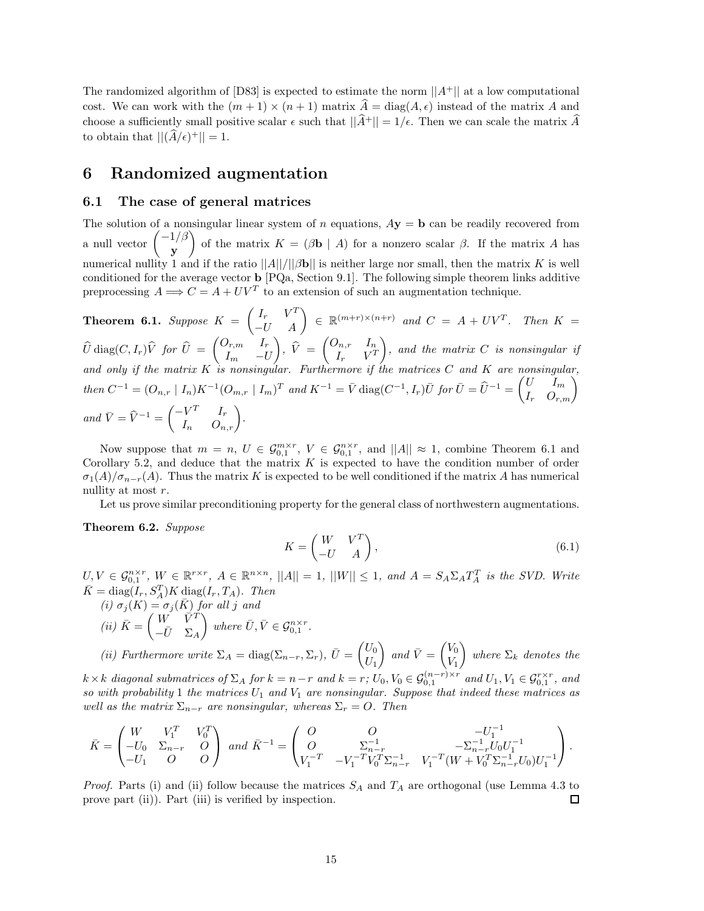The randomized algorithm of [D83] is expected to estimate the norm $||A^+||$ at a low computational cost. We can work with the $(m+1) \times (n+1)$ matrix $\widehat{A} = \operatorname{diag}(A, \epsilon)$ instead of the matrix $A$ and choose a sufficiently small positive scalar $\epsilon$ such that $||\widehat{A}^+|| = 1/\epsilon$. Then we can scale the matrix $\widehat{A}$ to obtain that $||(\widehat{A}/\epsilon)^+|| = 1$.

# 6 Randomized augmentation

## 6.1 The case of general matrices

The solution of a nonsingular linear system of $n$ equations, $A\mathbf{y} = \mathbf{b}$ can be readily recovered from a null vector $\begin{pmatrix} -1/\beta \\ \mathbf{y} \end{pmatrix}$ of the matrix $K = (\beta\mathbf{b} \mid A)$ for a nonzero scalar $\beta$. If the matrix $A$ has numerical nullity 1 and if the ratio $||A||/||\beta\mathbf{b}||$ is neither large nor small, then the matrix $K$ is well conditioned for the average vector $\mathbf{b}$ [PQa, Section 9.1]. The following simple theorem links additive preprocessing $A \Longrightarrow C = A + UV^T$ to an extension of such an augmentation technique.

**Theorem 6.1.** *Suppose* $K = \begin{pmatrix} I_r & V^T \\ -U & A \end{pmatrix} \in \mathbb{R}^{(m+r)\times(n+r)}$ *and* $C = A + UV^T$. *Then* $K = \widehat{U}\operatorname{diag}(C, I_r)\widehat{V}$ *for* $\widehat{U} = \begin{pmatrix} O_{r,m} & I_r \\ I_m & -U \end{pmatrix}$, $\widehat{V} = \begin{pmatrix} O_{n,r} & I_n \\ I_r & V^T \end{pmatrix}$, *and the matrix* $C$ *is nonsingular if and only if the matrix* $K$ *is nonsingular. Furthermore if the matrices* $C$ *and* $K$ *are nonsingular, then* $C^{-1} = (O_{n,r} \mid I_n)K^{-1}(O_{m,r} \mid I_m)^T$ *and* $K^{-1} = \bar{V}\operatorname{diag}(C^{-1}, I_r)\bar{U}$ *for* $\bar{U} = \widehat{U}^{-1} = \begin{pmatrix} U & I_m \\ I_r & O_{r,m} \end{pmatrix}$ *and* $\bar{V} = \widehat{V}^{-1} = \begin{pmatrix} -V^T & I_r \\ I_n & O_{n,r} \end{pmatrix}$.

Now suppose that $m = n$, $U \in \mathcal{G}_{0,1}^{m\times r}$, $V \in \mathcal{G}_{0,1}^{n\times r}$, and $||A|| \approx 1$, combine Theorem 6.1 and Corollary 5.2, and deduce that the matrix $K$ is expected to have the condition number of order $\sigma_1(A)/\sigma_{n-r}(A)$. Thus the matrix $K$ is expected to be well conditioned if the matrix $A$ has numerical nullity at most $r$.

Let us prove similar preconditioning property for the general class of northwestern augmentations.

**Theorem 6.2.** *Suppose*

$$K = \begin{pmatrix} W & V^T \\ -U & A \end{pmatrix}, \tag{6.1}$$

$U, V \in \mathcal{G}_{0,1}^{n\times r}$, $W \in \mathbb{R}^{r\times r}$, $A \in \mathbb{R}^{n\times n}$, $||A|| = 1$, $||W|| \leq 1$, *and* $A = S_A\Sigma_A T_A^T$ *is the SVD. Write* $\bar{K} = \operatorname{diag}(I_r, S_A^T)K\operatorname{diag}(I_r, T_A)$. *Then*

*(i)* $\sigma_j(K) = \sigma_j(\bar{K})$ *for all* $j$ *and*

*(ii)* $\bar{K} = \begin{pmatrix} W & \bar{V}^T \\ -\bar{U} & \Sigma_A \end{pmatrix}$ *where* $\bar{U}, \bar{V} \in \mathcal{G}_{0,1}^{n\times r}$.

*(ii) Furthermore write* $\Sigma_A = \operatorname{diag}(\Sigma_{n-r}, \Sigma_r)$, $\bar{U} = \begin{pmatrix} U_0 \\ U_1 \end{pmatrix}$ *and* $\bar{V} = \begin{pmatrix} V_0 \\ V_1 \end{pmatrix}$ *where* $\Sigma_k$ *denotes the* $k \times k$ *diagonal submatrices of* $\Sigma_A$ *for* $k = n-r$ *and* $k = r$; $U_0, V_0 \in \mathcal{G}_{0,1}^{(n-r)\times r}$ *and* $U_1, V_1 \in \mathcal{G}_{0,1}^{r\times r}$, *and so with probability 1 the matrices* $U_1$ *and* $V_1$ *are nonsingular. Suppose that indeed these matrices as well as the matrix* $\Sigma_{n-r}$ *are nonsingular, whereas* $\Sigma_r = O$. *Then*

$$\bar{K} = \begin{pmatrix} W & V_1^T & V_0^T \\ -U_0 & \Sigma_{n-r} & O \\ -U_1 & O & O \end{pmatrix} \text{ and } \bar{K}^{-1} = \begin{pmatrix} O & O & -U_1^{-1} \\ O & \Sigma_{n-r}^{-1} & -\Sigma_{n-r}^{-1}U_0U_1^{-1} \\ V_1^{-T} & -V_1^{-T}V_0^T\Sigma_{n-r}^{-1} & V_1^{-T}(W + V_0^T\Sigma_{n-r}^{-1}U_0)U_1^{-1} \end{pmatrix}.$$

*Proof.* Parts (i) and (ii) follow because the matrices $S_A$ and $T_A$ are orthogonal (use Lemma 4.3 to prove part (ii)). Part (iii) is verified by inspection. □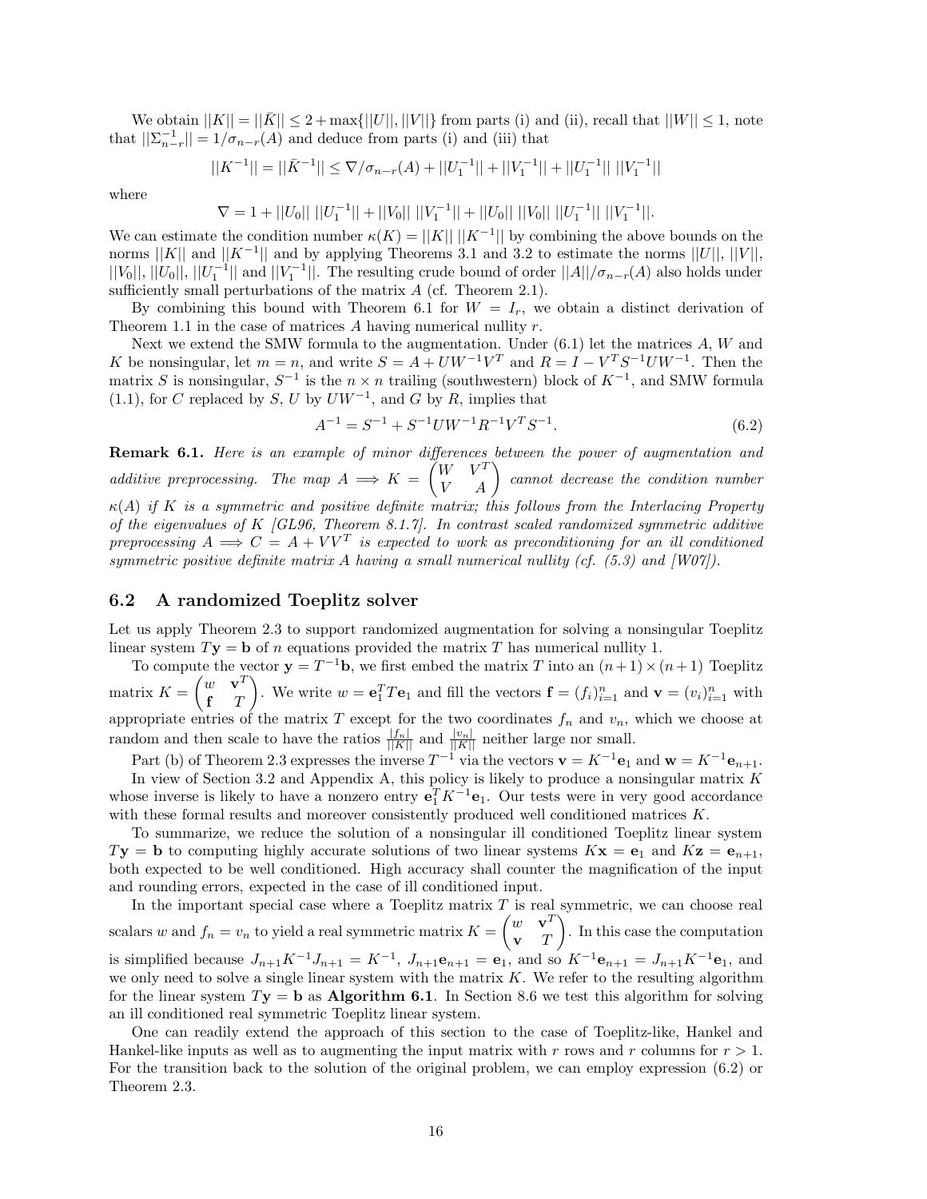We obtain $||K|| = ||\bar{K}|| \leq 2 + \max\{||U||, ||V||\}$ from parts (i) and (ii), recall that $||W|| \leq 1$, note that $||\Sigma_{n-r}^{-1}|| = 1/\sigma_{n-r}(A)$ and deduce from parts (i) and (iii) that

$$||K^{-1}|| = ||\bar{K}^{-1}|| \leq \nabla/\sigma_{n-r}(A) + ||U_1^{-1}|| + ||V_1^{-1}|| + ||U_1^{-1}|| \, ||V_1^{-1}||$$

where

$$\nabla = 1 + ||U_0|| \, ||U_1^{-1}|| + ||V_0|| \, ||V_1^{-1}|| + ||U_0|| \, ||V_0|| \, ||U_1^{-1}|| \, ||V_1^{-1}||.$$

We can estimate the condition number $\kappa(K) = ||K|| \, ||K^{-1}||$ by combining the above bounds on the norms $||K||$ and $||K^{-1}||$ and by applying Theorems 3.1 and 3.2 to estimate the norms $||U||$, $||V||$, $||V_0||$, $||U_0||$, $||U_1^{-1}||$ and $||V_1^{-1}||$. The resulting crude bound of order $||A||/\sigma_{n-r}(A)$ also holds under sufficiently small perturbations of the matrix $A$ (cf. Theorem 2.1).

By combining this bound with Theorem 6.1 for $W = I_r$, we obtain a distinct derivation of Theorem 1.1 in the case of matrices $A$ having numerical nullity $r$.

Next we extend the SMW formula to the augmentation. Under (6.1) let the matrices $A$, $W$ and $K$ be nonsingular, let $m = n$, and write $S = A + UW^{-1}V^T$ and $R = I - V^T S^{-1} U W^{-1}$. Then the matrix $S$ is nonsingular, $S^{-1}$ is the $n \times n$ trailing (southwestern) block of $K^{-1}$, and SMW formula (1.1), for $C$ replaced by $S$, $U$ by $UW^{-1}$, and $G$ by $R$, implies that

$$A^{-1} = S^{-1} + S^{-1} U W^{-1} R^{-1} V^T S^{-1}. \tag{6.2}$$

**Remark 6.1.** *Here is an example of minor differences between the power of augmentation and additive preprocessing. The map* $A \Longrightarrow K = \begin{pmatrix} W & V^T \\ V & A \end{pmatrix}$ *cannot decrease the condition number* $\kappa(A)$ *if* $K$ *is a symmetric and positive definite matrix; this follows from the Interlacing Property of the eigenvalues of* $K$ *[GL96, Theorem 8.1.7]. In contrast scaled randomized symmetric additive preprocessing* $A \Longrightarrow C = A + VV^T$ *is expected to work as preconditioning for an ill conditioned symmetric positive definite matrix* $A$ *having a small numerical nullity (cf. (5.3) and [W07]).*

## 6.2 A randomized Toeplitz solver

Let us apply Theorem 2.3 to support randomized augmentation for solving a nonsingular Toeplitz linear system $T\mathbf{y} = \mathbf{b}$ of $n$ equations provided the matrix $T$ has numerical nullity 1.

To compute the vector $\mathbf{y} = T^{-1}\mathbf{b}$, we first embed the matrix $T$ into an $(n+1) \times (n+1)$ Toeplitz matrix $K = \begin{pmatrix} w & \mathbf{v}^T \\ \mathbf{f} & T \end{pmatrix}$. We write $w = \mathbf{e}_1^T T \mathbf{e}_1$ and fill the vectors $\mathbf{f} = (f_i)_{i=1}^n$ and $\mathbf{v} = (v_i)_{i=1}^n$ with appropriate entries of the matrix $T$ except for the two coordinates $f_n$ and $v_n$, which we choose at random and then scale to have the ratios $\frac{|f_n|}{||K||}$ and $\frac{|v_n|}{||K||}$ neither large nor small.

Part (b) of Theorem 2.3 expresses the inverse $T^{-1}$ via the vectors $\mathbf{v} = K^{-1}\mathbf{e}_1$ and $\mathbf{w} = K^{-1}\mathbf{e}_{n+1}$.

In view of Section 3.2 and Appendix A, this policy is likely to produce a nonsingular matrix $K$ whose inverse is likely to have a nonzero entry $\mathbf{e}_1^T K^{-1} \mathbf{e}_1$. Our tests were in very good accordance with these formal results and moreover consistently produced well conditioned matrices $K$.

To summarize, we reduce the solution of a nonsingular ill conditioned Toeplitz linear system $T\mathbf{y} = \mathbf{b}$ to computing highly accurate solutions of two linear systems $K\mathbf{x} = \mathbf{e}_1$ and $K\mathbf{z} = \mathbf{e}_{n+1}$, both expected to be well conditioned. High accuracy shall counter the magnification of the input and rounding errors, expected in the case of ill conditioned input.

In the important special case where a Toeplitz matrix $T$ is real symmetric, we can choose real scalars $w$ and $f_n = v_n$ to yield a real symmetric matrix $K = \begin{pmatrix} w & \mathbf{v}^T \\ \mathbf{v} & T \end{pmatrix}$. In this case the computation is simplified because $J_{n+1} K^{-1} J_{n+1} = K^{-1}$, $J_{n+1}\mathbf{e}_{n+1} = \mathbf{e}_1$, and so $K^{-1}\mathbf{e}_{n+1} = J_{n+1} K^{-1} \mathbf{e}_1$, and we only need to solve a single linear system with the matrix $K$. We refer to the resulting algorithm for the linear system $T\mathbf{y} = \mathbf{b}$ as **Algorithm 6.1**. In Section 8.6 we test this algorithm for solving an ill conditioned real symmetric Toeplitz linear system.

One can readily extend the approach of this section to the case of Toeplitz-like, Hankel and Hankel-like inputs as well as to augmenting the input matrix with $r$ rows and $r$ columns for $r > 1$. For the transition back to the solution of the original problem, we can employ expression (6.2) or Theorem 2.3.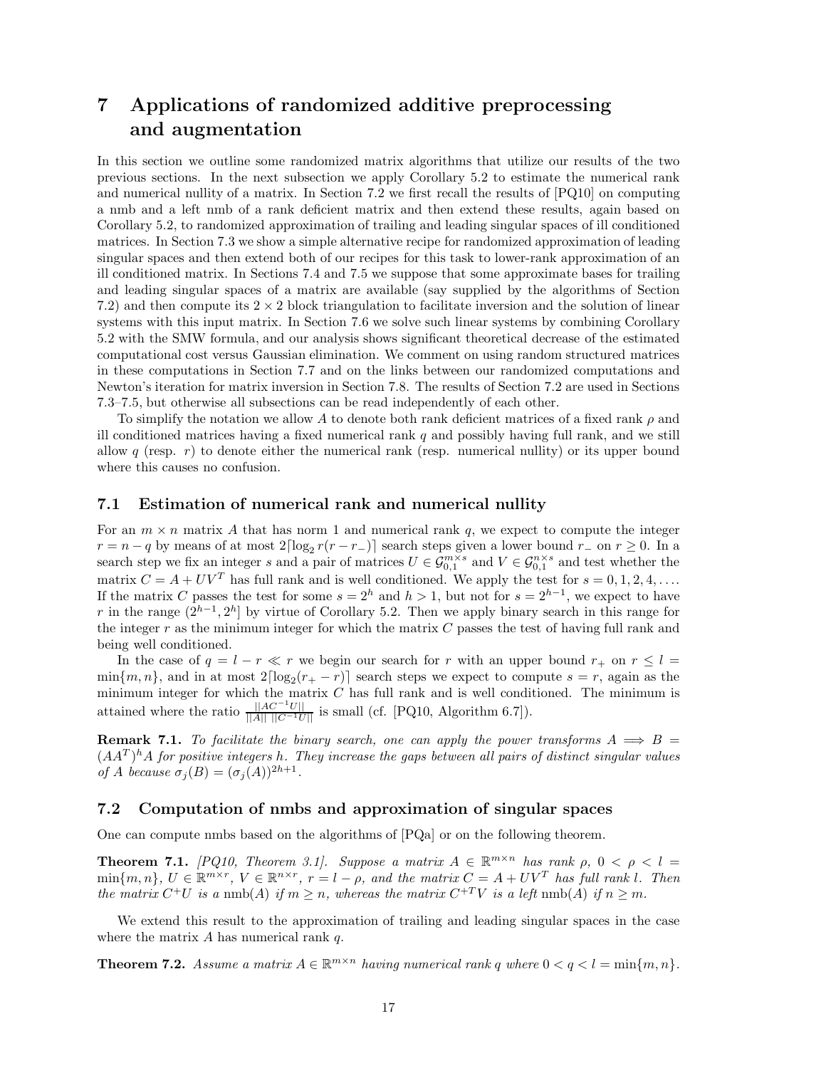# 7 Applications of randomized additive preprocessing and augmentation

In this section we outline some randomized matrix algorithms that utilize our results of the two previous sections. In the next subsection we apply Corollary 5.2 to estimate the numerical rank and numerical nullity of a matrix. In Section 7.2 we first recall the results of [PQ10] on computing a nmb and a left nmb of a rank deficient matrix and then extend these results, again based on Corollary 5.2, to randomized approximation of trailing and leading singular spaces of ill conditioned matrices. In Section 7.3 we show a simple alternative recipe for randomized approximation of leading singular spaces and then extend both of our recipes for this task to lower-rank approximation of an ill conditioned matrix. In Sections 7.4 and 7.5 we suppose that some approximate bases for trailing and leading singular spaces of a matrix are available (say supplied by the algorithms of Section 7.2) and then compute its $2 \times 2$ block triangulation to facilitate inversion and the solution of linear systems with this input matrix. In Section 7.6 we solve such linear systems by combining Corollary 5.2 with the SMW formula, and our analysis shows significant theoretical decrease of the estimated computational cost versus Gaussian elimination. We comment on using random structured matrices in these computations in Section 7.7 and on the links between our randomized computations and Newton's iteration for matrix inversion in Section 7.8. The results of Section 7.2 are used in Sections 7.3–7.5, but otherwise all subsections can be read independently of each other.

To simplify the notation we allow $A$ to denote both rank deficient matrices of a fixed rank $\rho$ and ill conditioned matrices having a fixed numerical rank $q$ and possibly having full rank, and we still allow $q$ (resp. $r$) to denote either the numerical rank (resp. numerical nullity) or its upper bound where this causes no confusion.

## 7.1 Estimation of numerical rank and numerical nullity

For an $m \times n$ matrix $A$ that has norm 1 and numerical rank $q$, we expect to compute the integer $r = n - q$ by means of at most $2\lceil \log_2 r(r - r_-)\rceil$ search steps given a lower bound $r_-$ on $r \geq 0$. In a search step we fix an integer $s$ and a pair of matrices $U \in \mathcal{G}_{0,1}^{m\times s}$ and $V \in \mathcal{G}_{0,1}^{n\times s}$ and test whether the matrix $C = A + UV^T$ has full rank and is well conditioned. We apply the test for $s = 0, 1, 2, 4, \ldots$. If the matrix $C$ passes the test for some $s = 2^h$ and $h > 1$, but not for $s = 2^{h-1}$, we expect to have $r$ in the range $(2^{h-1}, 2^h]$ by virtue of Corollary 5.2. Then we apply binary search in this range for the integer $r$ as the minimum integer for which the matrix $C$ passes the test of having full rank and being well conditioned.

In the case of $q = l - r \ll r$ we begin our search for $r$ with an upper bound $r_+$ on $r \leq l = \min\{m, n\}$, and in at most $2\lceil \log_2(r_+ - r)\rceil$ search steps we expect to compute $s = r$, again as the minimum integer for which the matrix $C$ has full rank and is well conditioned. The minimum is attained where the ratio $\frac{||AC^{-1}U||}{||A||\ ||C^{-1}U||}$ is small (cf. [PQ10, Algorithm 6.7]).

**Remark 7.1.** *To facilitate the binary search, one can apply the power transforms $A \Longrightarrow B = (AA^T)^h A$ for positive integers $h$. They increase the gaps between all pairs of distinct singular values of $A$ because $\sigma_j(B) = (\sigma_j(A))^{2h+1}$.*

## 7.2 Computation of nmbs and approximation of singular spaces

One can compute nmbs based on the algorithms of [PQa] or on the following theorem.

**Theorem 7.1.** *[PQ10, Theorem 3.1]. Suppose a matrix $A \in \mathbb{R}^{m\times n}$ has rank $\rho$, $0 < \rho < l = \min\{m, n\}$, $U \in \mathbb{R}^{m\times r}$, $V \in \mathbb{R}^{n\times r}$, $r = l - \rho$, and the matrix $C = A + UV^T$ has full rank $l$. Then the matrix $C^+U$ is a* nmb$(A)$ *if $m \geq n$, whereas the matrix $C^{+T}V$ is a left* nmb$(A)$ *if $n \geq m$.*

We extend this result to the approximation of trailing and leading singular spaces in the case where the matrix $A$ has numerical rank $q$.

**Theorem 7.2.** *Assume a matrix $A \in \mathbb{R}^{m\times n}$ having numerical rank $q$ where $0 < q < l = \min\{m, n\}$.*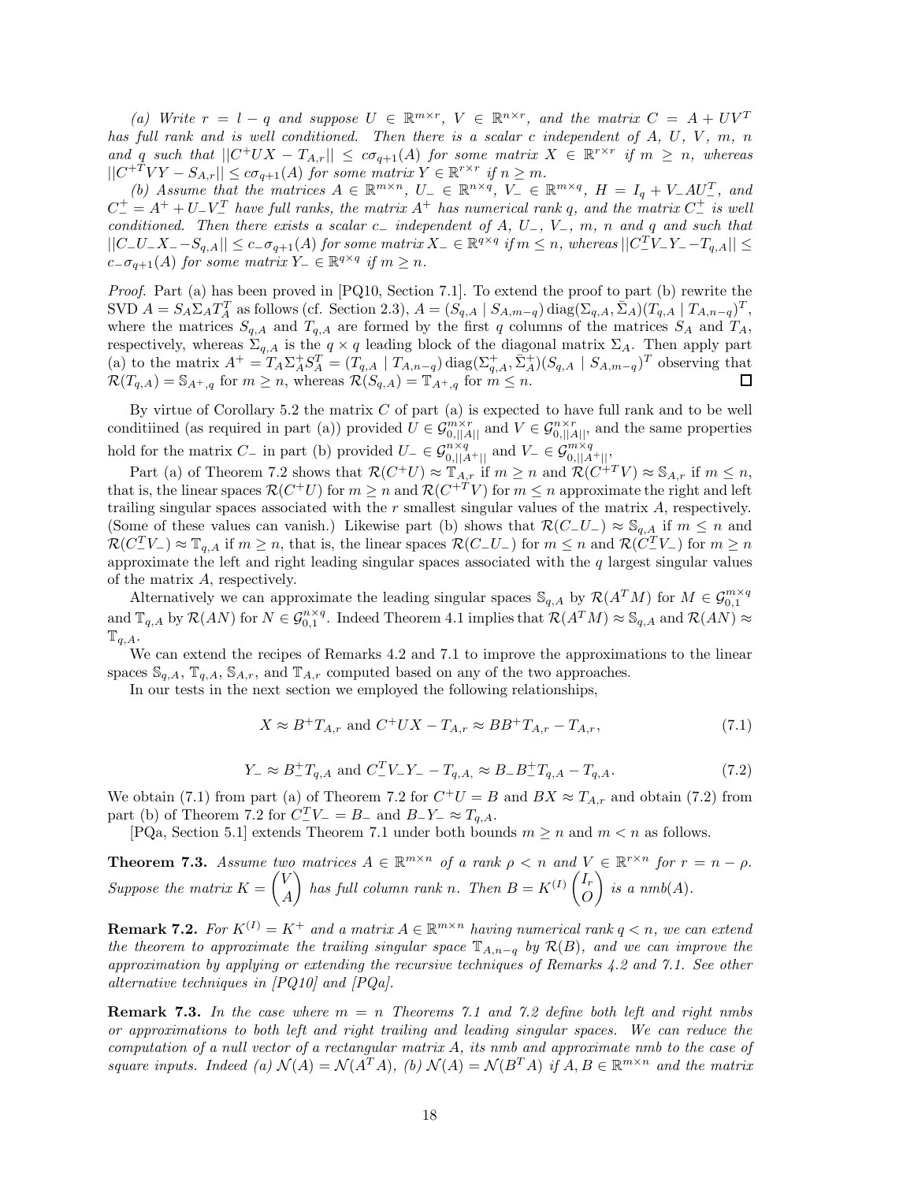*(a) Write $r = l - q$ and suppose $U \in \mathbb{R}^{m\times r}$, $V \in \mathbb{R}^{n\times r}$, and the matrix $C = A + UV^T$ has full rank and is well conditioned. Then there is a scalar $c$ independent of $A$, $U$, $V$, $m$, $n$ and $q$ such that $||C^+UX - T_{A,r}|| \le c\sigma_{q+1}(A)$ for some matrix $X \in \mathbb{R}^{r\times r}$ if $m \ge n$, whereas $||C^{+T}VY - S_{A,r}|| \le c\sigma_{q+1}(A)$ for some matrix $Y \in \mathbb{R}^{r\times r}$ if $n \ge m$.*

*(b) Assume that the matrices $A \in \mathbb{R}^{m\times n}$, $U_- \in \mathbb{R}^{n\times q}$, $V_- \in \mathbb{R}^{m\times q}$, $H = I_q + V_-AU_-^T$, and $C_-^+ = A^+ + U_-V_-^T$ have full ranks, the matrix $A^+$ has numerical rank $q$, and the matrix $C_-^+$ is well conditioned. Then there exists a scalar $c_-$ independent of $A$, $U_-$, $V_-$, $m$, $n$ and $q$ and such that $||C_-U_-X_- - S_{q,A}|| \le c_-\sigma_{q+1}(A)$ for some matrix $X_- \in \mathbb{R}^{q\times q}$ if $m \le n$, whereas $||C_-^TV_-Y_- - T_{q,A}|| \le c_-\sigma_{q+1}(A)$ for some matrix $Y_- \in \mathbb{R}^{q\times q}$ if $m \ge n$.*

*Proof.* Part (a) has been proved in [PQ10, Section 7.1]. To extend the proof to part (b) rewrite the SVD $A = S_A\Sigma_AT_A^T$ as follows (cf. Section 2.3), $A = (S_{q,A} \mid S_{A,m-q})\,\mathrm{diag}(\Sigma_{q,A}, \bar{\Sigma}_A)(T_{q,A} \mid T_{A,n-q})^T$, where the matrices $S_{q,A}$ and $T_{q,A}$ are formed by the first $q$ columns of the matrices $S_A$ and $T_A$, respectively, whereas $\Sigma_{q,A}$ is the $q\times q$ leading block of the diagonal matrix $\Sigma_A$. Then apply part (a) to the matrix $A^+ = T_A\Sigma_A^+S_A^T = (T_{q,A} \mid T_{A,n-q})\,\mathrm{diag}(\Sigma_{q,A}^+, \bar{\Sigma}_A^+)(S_{q,A} \mid S_{A,m-q})^T$ observing that $\mathcal{R}(T_{q,A}) = \mathbb{S}_{A^+,q}$ for $m \ge n$, whereas $\mathcal{R}(S_{q,A}) = \mathbb{T}_{A^+,q}$ for $m \le n$. □

By virtue of Corollary 5.2 the matrix $C$ of part (a) is expected to have full rank and to be well conditiined (as required in part (a)) provided $U \in \mathcal{G}_{0,||A||}^{m\times r}$ and $V \in \mathcal{G}_{0,||A||}^{n\times r}$, and the same properties hold for the matrix $C_-$ in part (b) provided $U_- \in \mathcal{G}_{0,||A^+||}^{n\times q}$ and $V_- \in \mathcal{G}_{0,||A^+||}^{m\times q}$,

Part (a) of Theorem 7.2 shows that $\mathcal{R}(C^+U) \approx \mathbb{T}_{A,r}$ if $m \ge n$ and $\mathcal{R}(C^{+T}V) \approx \mathbb{S}_{A,r}$ if $m \le n$, that is, the linear spaces $\mathcal{R}(C^+U)$ for $m \ge n$ and $\mathcal{R}(C^{+T}V)$ for $m \le n$ approximate the right and left trailing singular spaces associated with the $r$ smallest singular values of the matrix $A$, respectively. (Some of these values can vanish.) Likewise part (b) shows that $\mathcal{R}(C_-U_-) \approx \mathbb{S}_{q,A}$ if $m \le n$ and $\mathcal{R}(C_-^TV_-) \approx \mathbb{T}_{q,A}$ if $m \ge n$, that is, the linear spaces $\mathcal{R}(C_-U_-)$ for $m \le n$ and $\mathcal{R}(C_-^TV_-)$ for $m \ge n$ approximate the left and right leading singular spaces associated with the $q$ largest singular values of the matrix $A$, respectively.

Alternatively we can approximate the leading singular spaces $\mathbb{S}_{q,A}$ by $\mathcal{R}(A^TM)$ for $M \in \mathcal{G}_{0,1}^{m\times q}$ and $\mathbb{T}_{q,A}$ by $\mathcal{R}(AN)$ for $N \in \mathcal{G}_{0,1}^{n\times q}$. Indeed Theorem 4.1 implies that $\mathcal{R}(A^TM) \approx \mathbb{S}_{q,A}$ and $\mathcal{R}(AN) \approx \mathbb{T}_{q,A}$.

We can extend the recipes of Remarks 4.2 and 7.1 to improve the approximations to the linear spaces $\mathbb{S}_{q,A}$, $\mathbb{T}_{q,A}$, $\mathbb{S}_{A,r}$, and $\mathbb{T}_{A,r}$ computed based on any of the two approaches.

In our tests in the next section we employed the following relationships,

$$X \approx B^+T_{A,r} \text{ and } C^+UX - T_{A,r} \approx BB^+T_{A,r} - T_{A,r}, \tag{7.1}$$

$$Y_- \approx B_-^+T_{q,A} \text{ and } C_-^TV_-Y_- - T_{q,A,} \approx B_-B_-^+T_{q,A} - T_{q,A}. \tag{7.2}$$

We obtain (7.1) from part (a) of Theorem 7.2 for $C^+U = B$ and $BX \approx T_{A,r}$ and obtain (7.2) from part (b) of Theorem 7.2 for $C_-^TV_- = B_-$ and $B_-Y_- \approx T_{q,A}$.

[PQa, Section 5.1] extends Theorem 7.1 under both bounds $m \ge n$ and $m < n$ as follows.

**Theorem 7.3.** *Assume two matrices $A \in \mathbb{R}^{m\times n}$ of a rank $\rho < n$ and $V \in \mathbb{R}^{r\times n}$ for $r = n - \rho$. Suppose the matrix $K = \begin{pmatrix} V \\ A \end{pmatrix}$ has full column rank $n$. Then $B = K^{(I)}\begin{pmatrix} I_r \\ O \end{pmatrix}$ is a nmb$(A)$.*

**Remark 7.2.** *For $K^{(I)} = K^+$ and a matrix $A \in \mathbb{R}^{m\times n}$ having numerical rank $q < n$, we can extend the theorem to approximate the trailing singular space $\mathbb{T}_{A,n-q}$ by $\mathcal{R}(B)$, and we can improve the approximation by applying or extending the recursive techniques of Remarks 4.2 and 7.1. See other alternative techniques in [PQ10] and [PQa].*

**Remark 7.3.** *In the case where $m = n$ Theorems 7.1 and 7.2 define both left and right nmbs or approximations to both left and right trailing and leading singular spaces. We can reduce the computation of a null vector of a rectangular matrix $A$, its nmb and approximate nmb to the case of square inputs. Indeed (a) $\mathcal{N}(A) = \mathcal{N}(A^TA)$, (b) $\mathcal{N}(A) = \mathcal{N}(B^TA)$ if $A, B \in \mathbb{R}^{m\times n}$ and the matrix*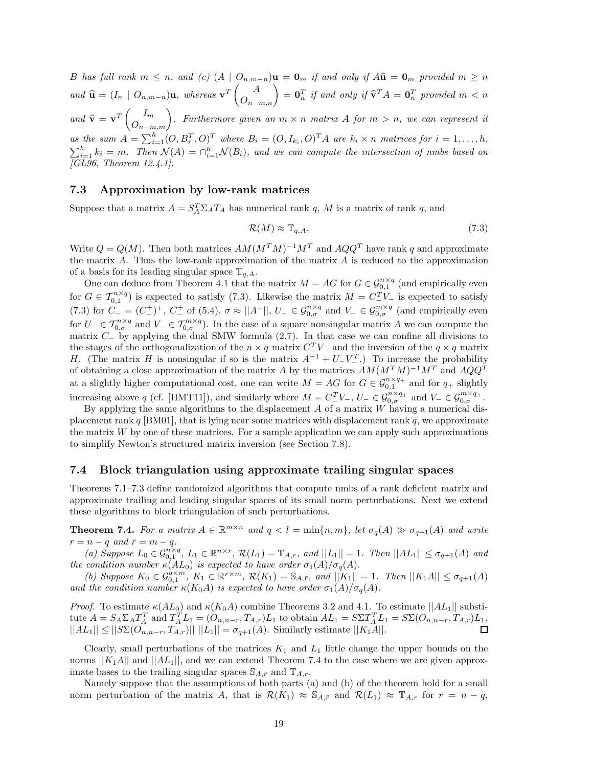*$B$ has full rank $m \le n$, and (c) $(A \mid O_{n,m-n})\mathbf{u} = \mathbf{0}_m$ if and only if $A\widehat{\mathbf{u}} = \mathbf{0}_m$ provided $m \ge n$ and $\widehat{\mathbf{u}} = (I_n \mid O_{n,m-n})\mathbf{u}$, whereas $\mathbf{v}^T \begin{pmatrix} A \\ O_{n-m,n} \end{pmatrix} = \mathbf{0}_n^T$ if and only if $\widehat{\mathbf{v}}^T A = \mathbf{0}_n^T$ provided $m < n$ and $\widehat{\mathbf{v}} = \mathbf{v}^T \begin{pmatrix} I_m \\ O_{n-m,m} \end{pmatrix}$. Furthermore given an $m \times n$ matrix $A$ for $m > n$, we can represent it as the sum $A = \sum_{i=1}^h (O, B_i^T, O)^T$ where $B_i = (O, I_{k_i}, O)^T A$ are $k_i \times n$ matrices for $i = 1, \dots, h$, $\sum_{i=1}^h k_i = m$. Then $\mathcal{N}(A) = \cap_{i=1}^h \mathcal{N}(B_i)$, and we can compute the intersection of nmbs based on [GL96, Theorem 12.4.1].*

### 7.3 Approximation by low-rank matrices

Suppose that a matrix $A = S_A^T \Sigma_A T_A$ has numerical rank $q$, $M$ is a matrix of rank $q$, and

$$\mathcal{R}(M) \approx \mathbb{T}_{q,A}. \tag{7.3}$$

Write $Q = Q(M)$. Then both matrices $AM(M^TM)^{-1}M^T$ and $AQQ^T$ have rank $q$ and approximate the matrix $A$. Thus the low-rank approximation of the matrix $A$ is reduced to the approximation of a basis for its leading singular space $\mathbb{T}_{q,A}$.

One can deduce from Theorem 4.1 that the matrix $M = AG$ for $G \in \mathcal{G}_{0,1}^{n\times q}$ (and empirically even for $G \in \mathcal{T}_{0,1}^{n\times q}$) is expected to satisfy (7.3). Likewise the matrix $M = C_-^T V_-$ is expected to satisfy (7.3) for $C_- = (C_-^+)^+$, $C_-^+$ of (5.4), $\sigma \approx ||A^+||$, $U_- \in \mathcal{G}_{0,\sigma}^{n\times q}$ and $V_- \in \mathcal{G}_{0,\sigma}^{m\times q}$ (and empirically even for $U_- \in \mathcal{T}_{0,\sigma}^{n\times q}$ and $V_- \in \mathcal{T}_{0,\sigma}^{m\times q}$). In the case of a square nonsingular matrix $A$ we can compute the matrix $C_-$ by applying the dual SMW formula (2.7). In that case we can confine all divisions to the stages of the orthogonalization of the $n \times q$ matrix $C_-^T V_-$ and the inversion of the $q \times q$ matrix $H$. (The matrix $H$ is nonsingular if so is the matrix $A^{-1} + U_- V_-^T$.) To increase the probability of obtaining a close approximation of the matrix $A$ by the matrices $AM(M^TM)^{-1}M^T$ and $AQQ^T$ at a slightly higher computational cost, one can write $M = AG$ for $G \in \mathcal{G}_{0,1}^{n\times q_+}$ and for $q_+$ slightly increasing above $q$ (cf. [HMT11]), and similarly where $M = C_-^T V_-$, $U_- \in \mathcal{G}_{0,\sigma}^{n\times q_+}$ and $V_- \in \mathcal{G}_{0,\sigma}^{m\times q_+}$.

By applying the same algorithms to the displacement $A$ of a matrix $W$ having a numerical displacement rank $q$ [BM01], that is lying near some matrices with displacement rank $q$, we approximate the matrix $W$ by one of these matrices. For a sample application we can apply such approximations to simplify Newton's structured matrix inversion (see Section 7.8).

### 7.4 Block triangulation using approximate trailing singular spaces

Theorems 7.1–7.3 define randomized algorithms that compute nmbs of a rank deficient matrix and approximate trailing and leading singular spaces of its small norm perturbations. Next we extend these algorithms to block triangulation of such perturbations.

**Theorem 7.4.** *For a matrix $A \in \mathbb{R}^{m\times n}$ and $q < l = \min\{n, m\}$, let $\sigma_q(A) \gg \sigma_{q+1}(A)$ and write $r = n - q$ and $\bar{r} = m - q$.*

*(a) Suppose $L_0 \in \mathcal{G}_{0,1}^{n\times q}$, $L_1 \in \mathbb{R}^{n\times r}$, $\mathcal{R}(L_1) = \mathbb{T}_{A,r}$, and $||L_1|| = 1$. Then $||AL_1|| \le \sigma_{q+1}(A)$ and the condition number $\kappa(AL_0)$ is expected to have order $\sigma_1(A)/\sigma_q(A)$.*

*(b) Suppose $K_0 \in \mathcal{G}_{0,1}^{q\times m}$, $K_1 \in \mathbb{R}^{\bar{r}\times m}$, $\mathcal{R}(K_1) = \mathbb{S}_{A,\bar{r}}$, and $||K_1|| = 1$. Then $||K_1A|| \le \sigma_{q+1}(A)$ and the condition number $\kappa(K_0A)$ is expected to have order $\sigma_1(A)/\sigma_q(A)$.*

*Proof.* To estimate $\kappa(AL_0)$ and $\kappa(K_0A)$ combine Theorems 3.2 and 4.1. To estimate $||AL_1||$ substitute $A = S_A \Sigma_A T_A^T$ and $T_A^T L_1 = (O_{n,n-r}, T_{A,r})L_1$ to obtain $AL_1 = S\Sigma T_A^T L_1 = S\Sigma(O_{n,n-r}, T_{A,r})L_1$, $||AL_1|| \le ||S\Sigma(O_{n,n-r}, T_{A,r})||\ ||L_1|| = \sigma_{q+1}(A)$. Similarly estimate $||K_1A||$. ☐

Clearly, small perturbations of the matrices $K_1$ and $L_1$ little change the upper bounds on the norms $||K_1A||$ and $||AL_1||$, and we can extend Theorem 7.4 to the case where we are given approximate bases to the trailing singular spaces $\mathbb{S}_{A,\bar{r}}$ and $\mathbb{T}_{A,r}$.

Namely suppose that the assumptions of both parts (a) and (b) of the theorem hold for a small norm perturbation of the matrix $A$, that is $\mathcal{R}(K_1) \approx \mathbb{S}_{A,\bar{r}}$ and $\mathcal{R}(L_1) \approx \mathbb{T}_{A,r}$ for $r = n - q$,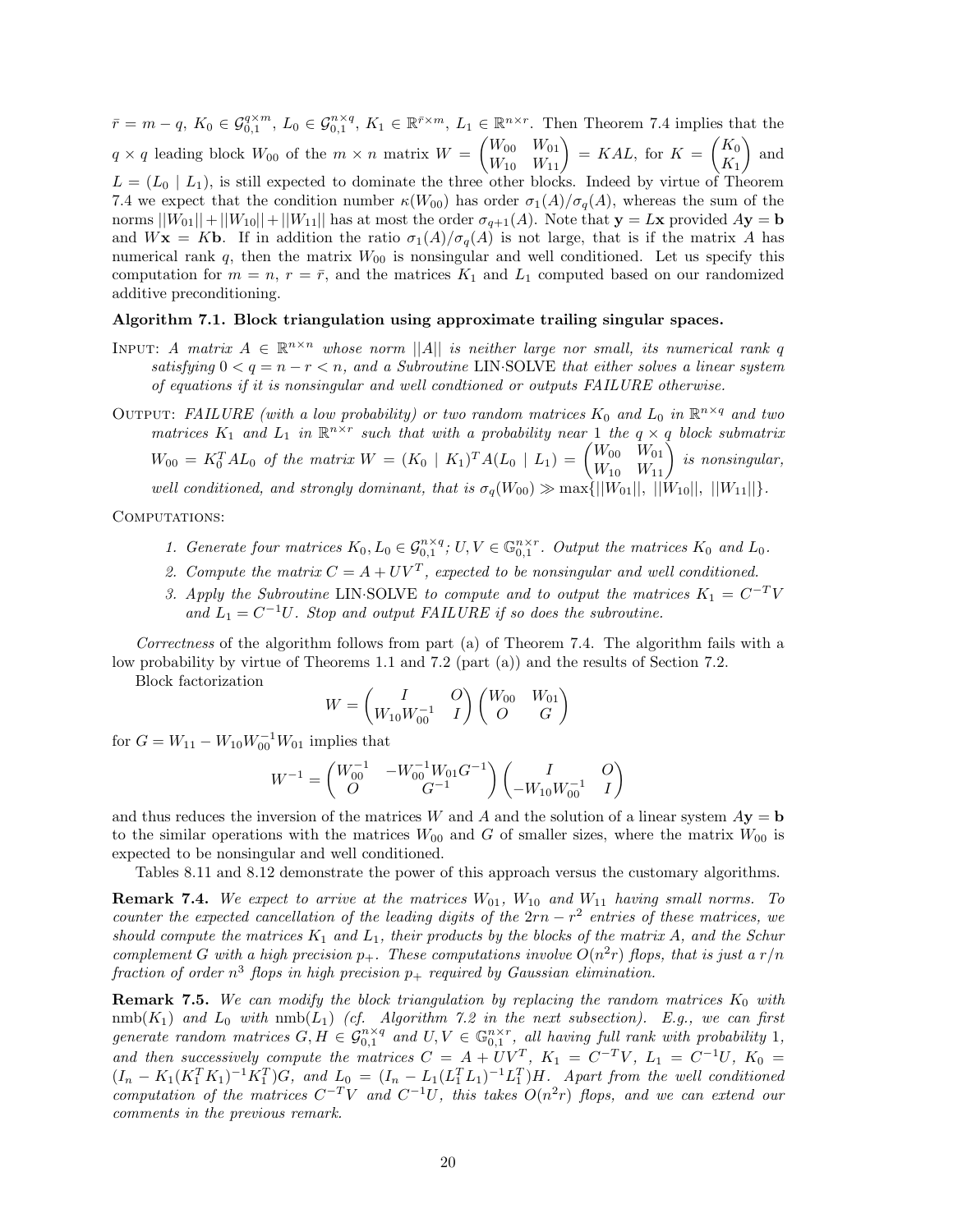$\bar{r} = m - q$, $K_0 \in \mathcal{G}_{0,1}^{q\times m}$, $L_0 \in \mathcal{G}_{0,1}^{n\times q}$, $K_1 \in \mathbb{R}^{\bar{r}\times m}$, $L_1 \in \mathbb{R}^{n\times r}$. Then Theorem 7.4 implies that the $q \times q$ leading block $W_{00}$ of the $m \times n$ matrix $W = \begin{pmatrix} W_{00} & W_{01} \\ W_{10} & W_{11} \end{pmatrix} = KAL$, for $K = \begin{pmatrix} K_0 \\ K_1 \end{pmatrix}$ and $L = (L_0 \mid L_1)$, is still expected to dominate the three other blocks. Indeed by virtue of Theorem 7.4 we expect that the condition number $\kappa(W_{00})$ has order $\sigma_1(A)/\sigma_q(A)$, whereas the sum of the norms $||W_{01}|| + ||W_{10}|| + ||W_{11}||$ has at most the order $\sigma_{q+1}(A)$. Note that $\mathbf{y} = L\mathbf{x}$ provided $A\mathbf{y} = \mathbf{b}$ and $W\mathbf{x} = K\mathbf{b}$. If in addition the ratio $\sigma_1(A)/\sigma_q(A)$ is not large, that is if the matrix $A$ has numerical rank $q$, then the matrix $W_{00}$ is nonsingular and well conditioned. Let us specify this computation for $m = n$, $r = \bar{r}$, and the matrices $K_1$ and $L_1$ computed based on our randomized additive preconditioning.

**Algorithm 7.1. Block triangulation using approximate trailing singular spaces.**

INPUT: *A matrix $A \in \mathbb{R}^{n\times n}$ whose norm $||A||$ is neither large nor small, its numerical rank $q$ satisfying $0 < q = n - r < n$, and a Subroutine* LIN·SOLVE *that either solves a linear system of equations if it is nonsingular and well condtioned or outputs FAILURE otherwise.*

OUTPUT: *FAILURE (with a low probability) or two random matrices $K_0$ and $L_0$ in $\mathbb{R}^{n\times q}$ and two matrices $K_1$ and $L_1$ in $\mathbb{R}^{n\times r}$ such that with a probability near 1 the $q \times q$ block submatrix $W_{00} = K_0^T A L_0$ of the matrix $W = (K_0 \mid K_1)^T A (L_0 \mid L_1) = \begin{pmatrix} W_{00} & W_{01} \\ W_{10} & W_{11} \end{pmatrix}$ is nonsingular, well conditioned, and strongly dominant, that is $\sigma_q(W_{00}) \gg \max\{||W_{01}||,\ ||W_{10}||,\ ||W_{11}||\}$.*

COMPUTATIONS:

1. *Generate four matrices $K_0, L_0 \in \mathcal{G}_{0,1}^{n\times q}$; $U, V \in \mathbb{G}_{0,1}^{n\times r}$. Output the matrices $K_0$ and $L_0$.*
2. *Compute the matrix $C = A + UV^T$, expected to be nonsingular and well conditioned.*
3. *Apply the Subroutine* LIN·SOLVE *to compute and to output the matrices $K_1 = C^{-T}V$ and $L_1 = C^{-1}U$. Stop and output FAILURE if so does the subroutine.*

*Correctness* of the algorithm follows from part (a) of Theorem 7.4. The algorithm fails with a low probability by virtue of Theorems 1.1 and 7.2 (part (a)) and the results of Section 7.2.

Block factorization

$$W = \begin{pmatrix} I & O \\ W_{10}W_{00}^{-1} & I \end{pmatrix} \begin{pmatrix} W_{00} & W_{01} \\ O & G \end{pmatrix}$$

for $G = W_{11} - W_{10}W_{00}^{-1}W_{01}$ implies that

$$W^{-1} = \begin{pmatrix} W_{00}^{-1} & -W_{00}^{-1}W_{01}G^{-1} \\ O & G^{-1} \end{pmatrix} \begin{pmatrix} I & O \\ -W_{10}W_{00}^{-1} & I \end{pmatrix}$$

and thus reduces the inversion of the matrices $W$ and $A$ and the solution of a linear system $A\mathbf{y} = \mathbf{b}$ to the similar operations with the matrices $W_{00}$ and $G$ of smaller sizes, where the matrix $W_{00}$ is expected to be nonsingular and well conditioned.

Tables 8.11 and 8.12 demonstrate the power of this approach versus the customary algorithms.

**Remark 7.4.** *We expect to arrive at the matrices $W_{01}$, $W_{10}$ and $W_{11}$ having small norms. To counter the expected cancellation of the leading digits of the $2rn - r^2$ entries of these matrices, we should compute the matrices $K_1$ and $L_1$, their products by the blocks of the matrix $A$, and the Schur complement $G$ with a high precision $p_+$. These computations involve $O(n^2 r)$ flops, that is just a $r/n$ fraction of order $n^3$ flops in high precision $p_+$ required by Gaussian elimination.*

**Remark 7.5.** *We can modify the block triangulation by replacing the random matrices $K_0$ with $\mathrm{nmb}(K_1)$ and $L_0$ with $\mathrm{nmb}(L_1)$ (cf. Algorithm 7.2 in the next subsection). E.g., we can first generate random matrices $G, H \in \mathcal{G}_{0,1}^{n\times q}$ and $U, V \in \mathbb{G}_{0,1}^{n\times r}$, all having full rank with probability 1, and then successively compute the matrices $C = A + UV^T$, $K_1 = C^{-T}V$, $L_1 = C^{-1}U$, $K_0 = (I_n - K_1(K_1^T K_1)^{-1}K_1^T)G$, and $L_0 = (I_n - L_1(L_1^T L_1)^{-1}L_1^T)H$. Apart from the well conditioned computation of the matrices $C^{-T}V$ and $C^{-1}U$, this takes $O(n^2 r)$ flops, and we can extend our comments in the previous remark.*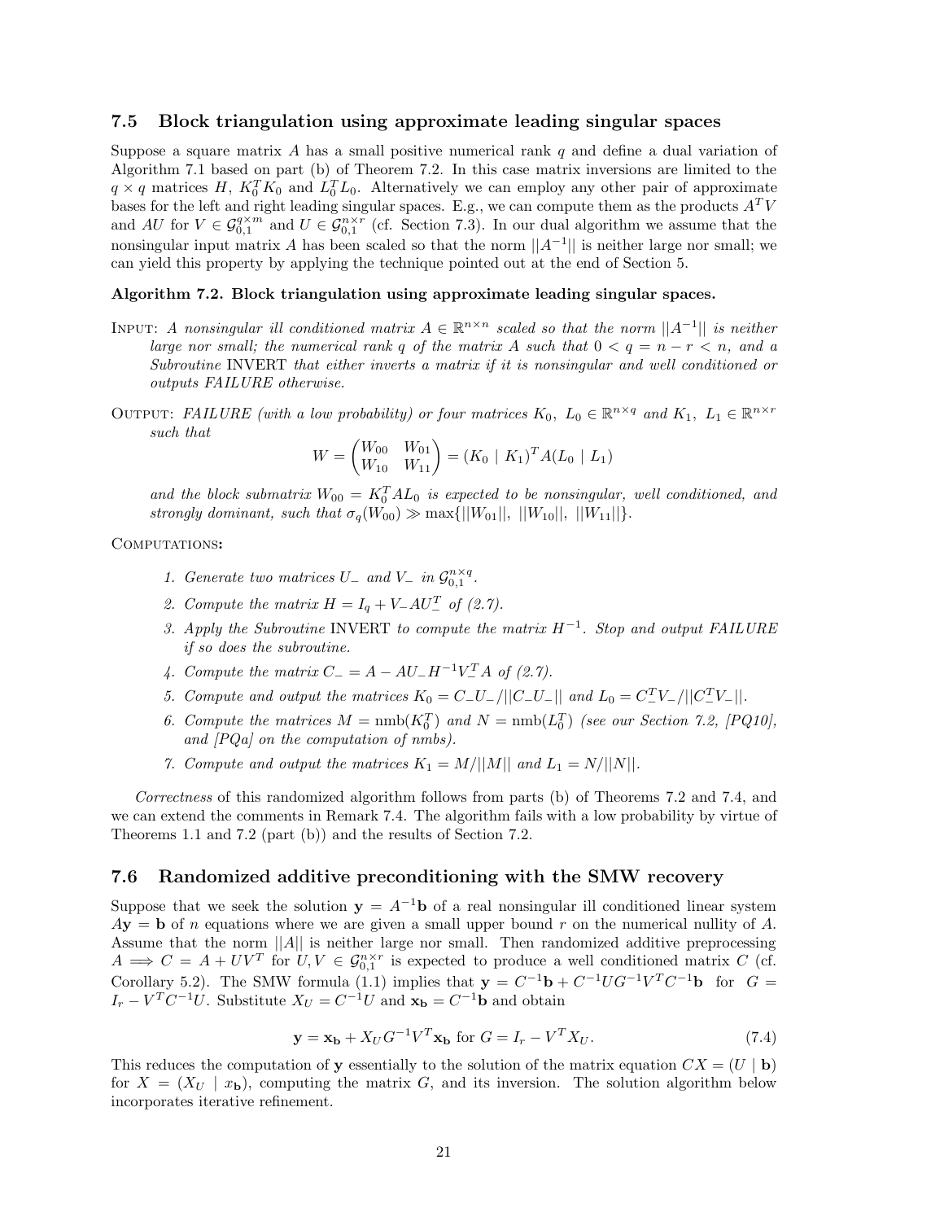### 7.5 Block triangulation using approximate leading singular spaces

Suppose a square matrix $A$ has a small positive numerical rank $q$ and define a dual variation of Algorithm 7.1 based on part (b) of Theorem 7.2. In this case matrix inversions are limited to the $q \times q$ matrices $H$, $K_0^T K_0$ and $L_0^T L_0$. Alternatively we can employ any other pair of approximate bases for the left and right leading singular spaces. E.g., we can compute them as the products $A^T V$ and $AU$ for $V \in \mathcal{G}_{0,1}^{q\times m}$ and $U \in \mathcal{G}_{0,1}^{n\times r}$ (cf. Section 7.3). In our dual algorithm we assume that the nonsingular input matrix $A$ has been scaled so that the norm $||A^{-1}||$ is neither large nor small; we can yield this property by applying the technique pointed out at the end of Section 5.

**Algorithm 7.2. Block triangulation using approximate leading singular spaces.**

Input: *A nonsingular ill conditioned matrix $A \in \mathbb{R}^{n\times n}$ scaled so that the norm $||A^{-1}||$ is neither large nor small; the numerical rank $q$ of the matrix $A$ such that $0 < q = n - r < n$, and a Subroutine* INVERT *that either inverts a matrix if it is nonsingular and well conditioned or outputs FAILURE otherwise.*

Output: *FAILURE (with a low probability) or four matrices $K_0$, $L_0 \in \mathbb{R}^{n\times q}$ and $K_1$, $L_1 \in \mathbb{R}^{n\times r}$ such that*

$$W = \begin{pmatrix} W_{00} & W_{01} \\ W_{10} & W_{11} \end{pmatrix} = (K_0 \mid K_1)^T A (L_0 \mid L_1)$$

*and the block submatrix $W_{00} = K_0^T A L_0$ is expected to be nonsingular, well conditioned, and strongly dominant, such that $\sigma_q(W_{00}) \gg \max\{||W_{01}||,\ ||W_{10}||,\ ||W_{11}||\}$.*

Computations:

1. *Generate two matrices $U_-$ and $V_-$ in $\mathcal{G}_{0,1}^{n\times q}$.*
2. *Compute the matrix $H = I_q + V_- A U_-^T$ of (2.7).*
3. *Apply the Subroutine* INVERT *to compute the matrix $H^{-1}$. Stop and output FAILURE if so does the subroutine.*
4. *Compute the matrix $C_- = A - AU_- H^{-1} V_-^T A$ of (2.7).*
5. *Compute and output the matrices $K_0 = C_- U_- / ||C_- U_-||$ and $L_0 = C_-^T V_- / ||C_-^T V_-||$.*
6. *Compute the matrices $M = \mathrm{nmb}(K_0^T)$ and $N = \mathrm{nmb}(L_0^T)$ (see our Section 7.2, [PQ10], and [PQa] on the computation of nmbs).*
7. *Compute and output the matrices $K_1 = M/||M||$ and $L_1 = N/||N||$.*

*Correctness* of this randomized algorithm follows from parts (b) of Theorems 7.2 and 7.4, and we can extend the comments in Remark 7.4. The algorithm fails with a low probability by virtue of Theorems 1.1 and 7.2 (part (b)) and the results of Section 7.2.

### 7.6 Randomized additive preconditioning with the SMW recovery

Suppose that we seek the solution $\mathbf{y} = A^{-1}\mathbf{b}$ of a real nonsingular ill conditioned linear system $A\mathbf{y} = \mathbf{b}$ of $n$ equations where we are given a small upper bound $r$ on the numerical nullity of $A$. Assume that the norm $||A||$ is neither large nor small. Then randomized additive preprocessing $A \Longrightarrow C = A + UV^T$ for $U, V \in \mathcal{G}_{0,1}^{n\times r}$ is expected to produce a well conditioned matrix $C$ (cf. Corollary 5.2). The SMW formula (1.1) implies that $\mathbf{y} = C^{-1}\mathbf{b} + C^{-1}UG^{-1}V^TC^{-1}\mathbf{b}$ for $G = I_r - V^TC^{-1}U$. Substitute $X_U = C^{-1}U$ and $\mathbf{x_b} = C^{-1}\mathbf{b}$ and obtain

$$\mathbf{y} = \mathbf{x_b} + X_U G^{-1} V^T \mathbf{x_b} \text{ for } G = I_r - V^T X_U. \tag{7.4}$$

This reduces the computation of $\mathbf{y}$ essentially to the solution of the matrix equation $CX = (U \mid \mathbf{b})$ for $X = (X_U \mid x_\mathbf{b})$, computing the matrix $G$, and its inversion. The solution algorithm below incorporates iterative refinement.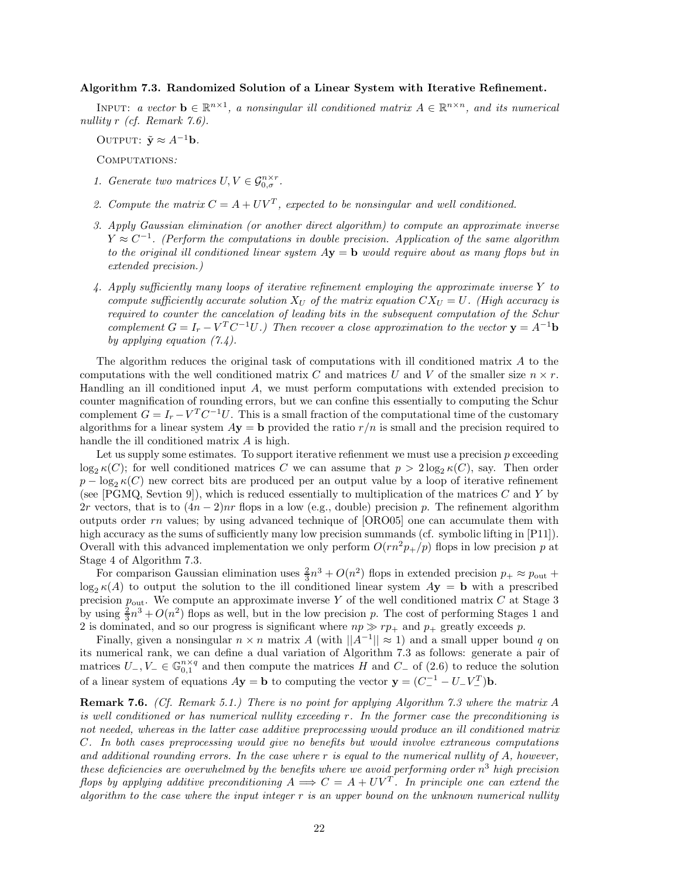**Algorithm 7.3. Randomized Solution of a Linear System with Iterative Refinement.**

INPUT: *a vector* $\mathbf{b} \in \mathbb{R}^{n\times 1}$*, a nonsingular ill conditioned matrix* $A \in \mathbb{R}^{n\times n}$*, and its numerical nullity* $r$ *(cf. Remark 7.6).*

OUTPUT: $\tilde{\mathbf{y}} \approx A^{-1}\mathbf{b}$.

COMPUTATIONS*:*

1. *Generate two matrices* $U, V \in \mathcal{G}_{0,\sigma}^{n\times r}$*.*
2. *Compute the matrix* $C = A + UV^T$*, expected to be nonsingular and well conditioned.*
3. *Apply Gaussian elimination (or another direct algorithm) to compute an approximate inverse* $Y \approx C^{-1}$*. (Perform the computations in double precision. Application of the same algorithm to the original ill conditioned linear system* $A\mathbf{y} = \mathbf{b}$ *would require about as many flops but in extended precision.)*
4. *Apply sufficiently many loops of iterative refinement employing the approximate inverse* $Y$ *to compute sufficiently accurate solution* $X_U$ *of the matrix equation* $CX_U = U$*. (High accuracy is required to counter the cancelation of leading bits in the subsequent computation of the Schur complement* $G = I_r - V^TC^{-1}U$*.) Then recover a close approximation to the vector* $\mathbf{y} = A^{-1}\mathbf{b}$ *by applying equation (7.4).*

The algorithm reduces the original task of computations with ill conditioned matrix $A$ to the computations with the well conditioned matrix $C$ and matrices $U$ and $V$ of the smaller size $n \times r$. Handling an ill conditioned input $A$, we must perform computations with extended precision to counter magnification of rounding errors, but we can confine this essentially to computing the Schur complement $G = I_r - V^TC^{-1}U$. This is a small fraction of the computational time of the customary algorithms for a linear system $A\mathbf{y} = \mathbf{b}$ provided the ratio $r/n$ is small and the precision required to handle the ill conditioned matrix $A$ is high.

Let us supply some estimates. To support iterative refienment we must use a precision $p$ exceeding $\log_2 \kappa(C)$; for well conditioned matrices $C$ we can assume that $p > 2\log_2 \kappa(C)$, say. Then order $p - \log_2 \kappa(C)$ new correct bits are produced per an output value by a loop of iterative refinement (see [PGMQ, Sevtion 9]), which is reduced essentially to multiplication of the matrices $C$ and $Y$ by $2r$ vectors, that is to $(4n-2)nr$ flops in a low (e.g., double) precision $p$. The refinement algorithm outputs order $rn$ values; by using advanced technique of [ORO05] one can accumulate them with high accuracy as the sums of sufficiently many low precision summands (cf. symbolic lifting in [P11]). Overall with this advanced implementation we only perform $O(rn^2p_+/p)$ flops in low precision $p$ at Stage 4 of Algorithm 7.3.

For comparison Gaussian elimination uses $\frac{2}{3}n^3 + O(n^2)$ flops in extended precision $p_+ \approx p_{\text{out}} + \log_2 \kappa(A)$ to output the solution to the ill conditioned linear system $A\mathbf{y} = \mathbf{b}$ with a prescribed precision $p_{\text{out}}$. We compute an approximate inverse $Y$ of the well conditioned matrix $C$ at Stage 3 by using $\frac{2}{3}n^3 + O(n^2)$ flops as well, but in the low precision $p$. The cost of performing Stages 1 and 2 is dominated, and so our progress is significant where $np \gg rp_+$ and $p_+$ greatly exceeds $p$.

Finally, given a nonsingular $n \times n$ matrix $A$ (with $||A^{-1}|| \approx 1$) and a small upper bound $q$ on its numerical rank, we can define a dual variation of Algorithm 7.3 as follows: generate a pair of matrices $U_-, V_- \in \mathbb{G}_{0,1}^{n\times q}$ and then compute the matrices $H$ and $C_-$ of (2.6) to reduce the solution of a linear system of equations $A\mathbf{y} = \mathbf{b}$ to computing the vector $\mathbf{y} = (C_-^{-1} - U_-V_-^T)\mathbf{b}$.

**Remark 7.6.** *(Cf. Remark 5.1.) There is no point for applying Algorithm 7.3 where the matrix* $A$ *is well conditioned or has numerical nullity exceeding* $r$*. In the former case the preconditioning is not needed, whereas in the latter case additive preprocessing would produce an ill conditioned matrix* $C$*. In both cases preprocessing would give no benefits but would involve extraneous computations and additional rounding errors. In the case where* $r$ *is equal to the numerical nullity of* $A$*, however, these deficiencies are overwhelmed by the benefits where we avoid performing order* $n^3$ *high precision flops by applying additive preconditioning* $A \Longrightarrow C = A + UV^T$*. In principle one can extend the algorithm to the case where the input integer* $r$ *is an upper bound on the unknown numerical nullity*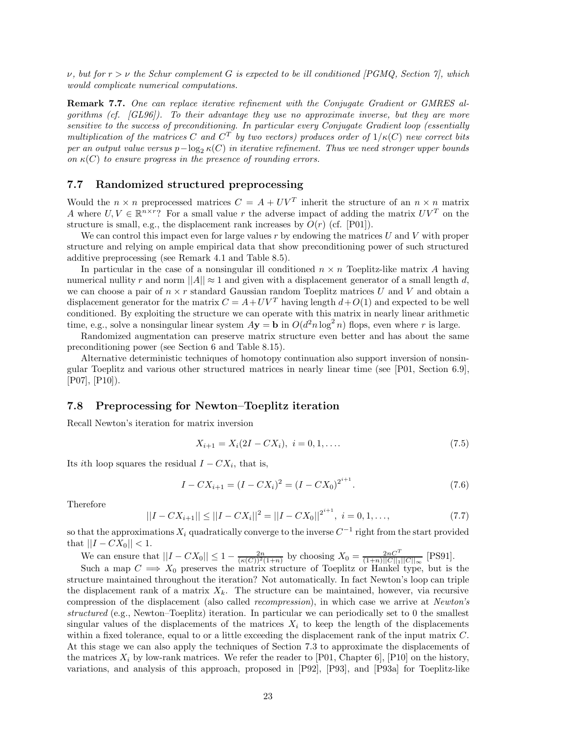*$\nu$, but for $r > \nu$ the Schur complement $G$ is expected to be ill conditioned [PGMQ, Section 7], which would complicate numerical computations.*

**Remark 7.7.** *One can replace iterative refinement with the Conjugate Gradient or GMRES algorithms (cf. [GL96]). To their advantage they use no approximate inverse, but they are more sensitive to the success of preconditioning. In particular every Conjugate Gradient loop (essentially multiplication of the matrices $C$ and $C^T$ by two vectors) produces order of $1/\kappa(C)$ new correct bits per an output value versus $p - \log_2 \kappa(C)$ in iterative refinement. Thus we need stronger upper bounds on $\kappa(C)$ to ensure progress in the presence of rounding errors.*

### 7.7 Randomized structured preprocessing

Would the $n \times n$ preprocessed matrices $C = A + UV^T$ inherit the structure of an $n \times n$ matrix $A$ where $U, V \in \mathbb{R}^{n \times r}$? For a small value $r$ the adverse impact of adding the matrix $UV^T$ on the structure is small, e.g., the displacement rank increases by $O(r)$ (cf. [P01]).

We can control this impact even for large values $r$ by endowing the matrices $U$ and $V$ with proper structure and relying on ample empirical data that show preconditioning power of such structured additive preprocessing (see Remark 4.1 and Table 8.5).

In particular in the case of a nonsingular ill conditioned $n \times n$ Toeplitz-like matrix $A$ having numerical nullity $r$ and norm $||A|| \approx 1$ and given with a displacement generator of a small length $d$, we can choose a pair of $n \times r$ standard Gaussian random Toeplitz matrices $U$ and $V$ and obtain a displacement generator for the matrix $C = A + UV^T$ having length $d + O(1)$ and expected to be well conditioned. By exploiting the structure we can operate with this matrix in nearly linear arithmetic time, e.g., solve a nonsingular linear system $A\mathbf{y} = \mathbf{b}$ in $O(d^2 n \log^2 n)$ flops, even where $r$ is large.

Randomized augmentation can preserve matrix structure even better and has about the same preconditioning power (see Section 6 and Table 8.15).

Alternative deterministic techniques of homotopy continuation also support inversion of nonsingular Toeplitz and various other structured matrices in nearly linear time (see [P01, Section 6.9], [P07], [P10]).

### 7.8 Preprocessing for Newton–Toeplitz iteration

Recall Newton's iteration for matrix inversion

$$X_{i+1} = X_i(2I - CX_i), \ i = 0, 1, \ldots. \tag{7.5}$$

Its $i$th loop squares the residual $I - CX_i$, that is,

$$I - CX_{i+1} = (I - CX_i)^2 = (I - CX_0)^{2^{i+1}}. \tag{7.6}$$

Therefore

$$||I - CX_{i+1}|| \leq ||I - CX_i||^2 = ||I - CX_0||^{2^{i+1}}, \ i = 0, 1, \ldots, \tag{7.7}$$

so that the approximations $X_i$ quadratically converge to the inverse $C^{-1}$ right from the start provided that $||I - CX_0|| < 1$.

We can ensure that $||I - CX_0|| \leq 1 - \frac{2n}{(\kappa(C))^2(1+n)}$ by choosing $X_0 = \frac{2nC^T}{(1+n)||C||_1||C||_\infty}$ [PS91].

Such a map $C \implies X_0$ preserves the matrix structure of Toeplitz or Hankel type, but is the structure maintained throughout the iteration? Not automatically. In fact Newton's loop can triple the displacement rank of a matrix $X_k$. The structure can be maintained, however, via recursive compression of the displacement (also called *recompression*), in which case we arrive at *Newton's structured* (e.g., Newton–Toeplitz) iteration. In particular we can periodically set to 0 the smallest singular values of the displacements of the matrices $X_i$ to keep the length of the displacements within a fixed tolerance, equal to or a little exceeding the displacement rank of the input matrix $C$. At this stage we can also apply the techniques of Section 7.3 to approximate the displacements of the matrices $X_i$ by low-rank matrices. We refer the reader to [P01, Chapter 6], [P10] on the history, variations, and analysis of this approach, proposed in [P92], [P93], and [P93a] for Toeplitz-like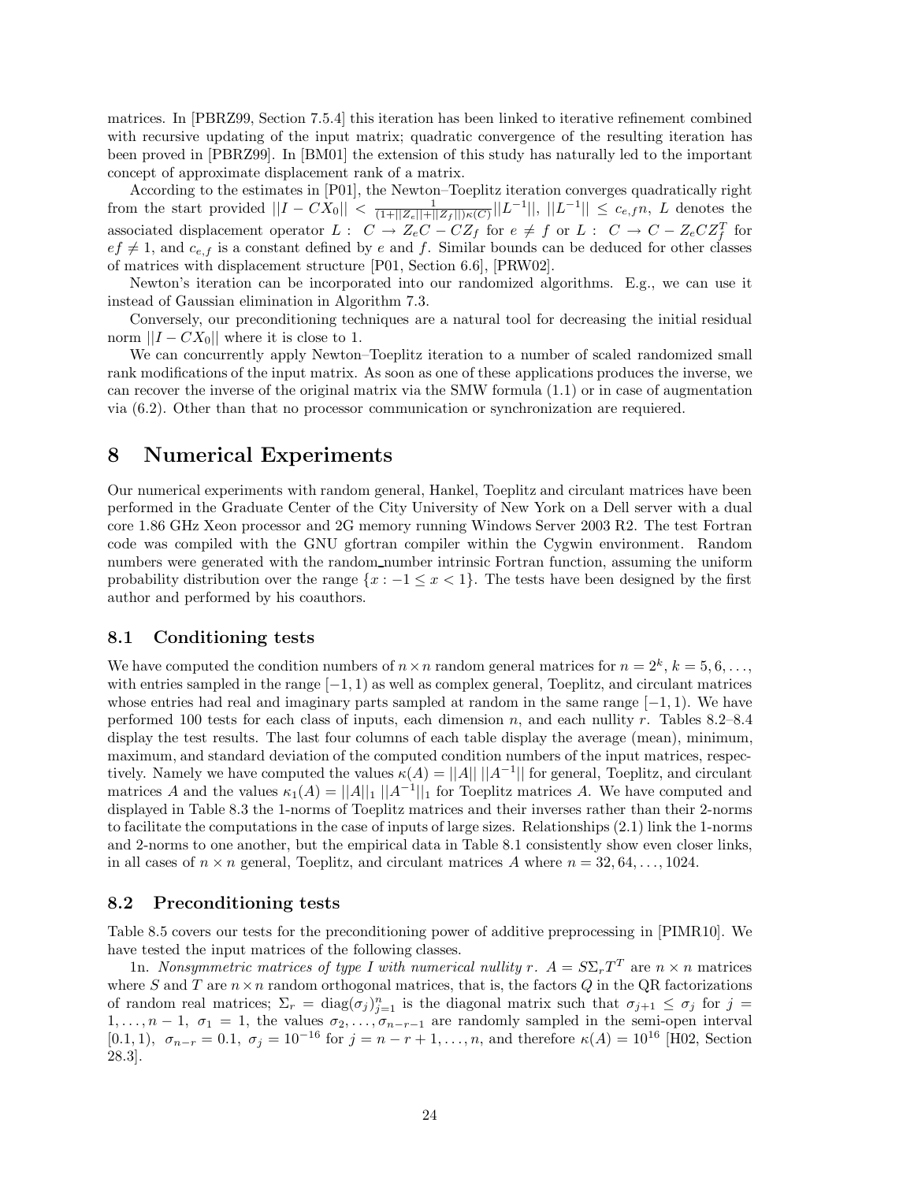matrices. In [PBRZ99, Section 7.5.4] this iteration has been linked to iterative refinement combined with recursive updating of the input matrix; quadratic convergence of the resulting iteration has been proved in [PBRZ99]. In [BM01] the extension of this study has naturally led to the important concept of approximate displacement rank of a matrix.

According to the estimates in [P01], the Newton–Toeplitz iteration converges quadratically right from the start provided $||I - CX_0|| < \frac{1}{(1+||Z_e||+||Z_f||)\kappa(C)}||L^{-1}||$, $||L^{-1}|| \leq c_{e,f}n$, $L$ denotes the associated displacement operator $L: \ C \rightarrow Z_eC - CZ_f$ for $e \neq f$ or $L: \ C \rightarrow C - Z_eCZ_f^T$ for $ef \neq 1$, and $c_{e,f}$ is a constant defined by $e$ and $f$. Similar bounds can be deduced for other classes of matrices with displacement structure [P01, Section 6.6], [PRW02].

Newton's iteration can be incorporated into our randomized algorithms. E.g., we can use it instead of Gaussian elimination in Algorithm 7.3.

Conversely, our preconditioning techniques are a natural tool for decreasing the initial residual norm $||I - CX_0||$ where it is close to 1.

We can concurrently apply Newton–Toeplitz iteration to a number of scaled randomized small rank modifications of the input matrix. As soon as one of these applications produces the inverse, we can recover the inverse of the original matrix via the SMW formula (1.1) or in case of augmentation via (6.2). Other than that no processor communication or synchronization are requiered.

# 8 Numerical Experiments

Our numerical experiments with random general, Hankel, Toeplitz and circulant matrices have been performed in the Graduate Center of the City University of New York on a Dell server with a dual core 1.86 GHz Xeon processor and 2G memory running Windows Server 2003 R2. The test Fortran code was compiled with the GNU gfortran compiler within the Cygwin environment. Random numbers were generated with the random_number intrinsic Fortran function, assuming the uniform probability distribution over the range $\{x : -1 \leq x < 1\}$. The tests have been designed by the first author and performed by his coauthors.

## 8.1 Conditioning tests

We have computed the condition numbers of $n \times n$ random general matrices for $n = 2^k$, $k = 5, 6, \ldots$, with entries sampled in the range $[-1, 1)$ as well as complex general, Toeplitz, and circulant matrices whose entries had real and imaginary parts sampled at random in the same range $[-1, 1)$. We have performed 100 tests for each class of inputs, each dimension $n$, and each nullity $r$. Tables 8.2–8.4 display the test results. The last four columns of each table display the average (mean), minimum, maximum, and standard deviation of the computed condition numbers of the input matrices, respectively. Namely we have computed the values $\kappa(A) = ||A|| \, ||A^{-1}||$ for general, Toeplitz, and circulant matrices $A$ and the values $\kappa_1(A) = ||A||_1 \, ||A^{-1}||_1$ for Toeplitz matrices $A$. We have computed and displayed in Table 8.3 the 1-norms of Toeplitz matrices and their inverses rather than their 2-norms to facilitate the computations in the case of inputs of large sizes. Relationships (2.1) link the 1-norms and 2-norms to one another, but the empirical data in Table 8.1 consistently show even closer links, in all cases of $n \times n$ general, Toeplitz, and circulant matrices $A$ where $n = 32, 64, \ldots, 1024$.

## 8.2 Preconditioning tests

Table 8.5 covers our tests for the preconditioning power of additive preprocessing in [PIMR10]. We have tested the input matrices of the following classes.

1n. *Nonsymmetric matrices of type I with numerical nullity* $r$. $A = S\Sigma_r T^T$ are $n \times n$ matrices where $S$ and $T$ are $n \times n$ random orthogonal matrices, that is, the factors $Q$ in the QR factorizations of random real matrices; $\Sigma_r = \text{diag}(\sigma_j)_{j=1}^n$ is the diagonal matrix such that $\sigma_{j+1} \leq \sigma_j$ for $j = 1, \ldots, n-1$, $\sigma_1 = 1$, the values $\sigma_2, \ldots, \sigma_{n-r-1}$ are randomly sampled in the semi-open interval $[0.1, 1)$, $\sigma_{n-r} = 0.1$, $\sigma_j = 10^{-16}$ for $j = n-r+1, \ldots, n$, and therefore $\kappa(A) = 10^{16}$ [H02, Section 28.3].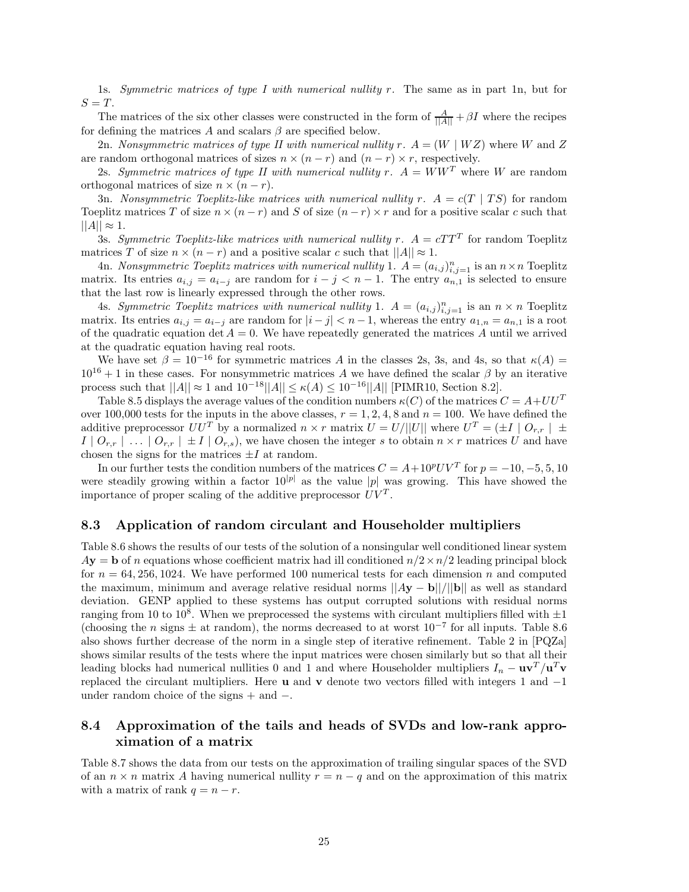1s. *Symmetric matrices of type I with numerical nullity r.* The same as in part 1n, but for $S = T$.

The matrices of the six other classes were constructed in the form of $\frac{A}{||A||} + \beta I$ where the recipes for defining the matrices $A$ and scalars $\beta$ are specified below.

2n. *Nonsymmetric matrices of type II with numerical nullity r.* $A = (W \mid WZ)$ where $W$ and $Z$ are random orthogonal matrices of sizes $n \times (n-r)$ and $(n-r) \times r$, respectively.

2s. *Symmetric matrices of type II with numerical nullity r.* $A = WW^T$ where $W$ are random orthogonal matrices of size $n \times (n-r)$.

3n. *Nonsymmetric Toeplitz-like matrices with numerical nullity r.* $A = c(T \mid TS)$ for random Toeplitz matrices $T$ of size $n \times (n-r)$ and $S$ of size $(n-r) \times r$ and for a positive scalar $c$ such that $||A|| \approx 1$.

3s. *Symmetric Toeplitz-like matrices with numerical nullity r.* $A = cTT^T$ for random Toeplitz matrices $T$ of size $n \times (n-r)$ and a positive scalar $c$ such that $||A|| \approx 1$.

4n. *Nonsymmetric Toeplitz matrices with numerical nullity* 1. $A = (a_{i,j})_{i,j=1}^n$ is an $n \times n$ Toeplitz matrix. Its entries $a_{i,j} = a_{i-j}$ are random for $i - j < n - 1$. The entry $a_{n,1}$ is selected to ensure that the last row is linearly expressed through the other rows.

4s. *Symmetric Toeplitz matrices with numerical nullity* 1. $A = (a_{i,j})_{i,j=1}^n$ is an $n \times n$ Toeplitz matrix. Its entries $a_{i,j} = a_{i-j}$ are random for $|i - j| < n - 1$, whereas the entry $a_{1,n} = a_{n,1}$ is a root of the quadratic equation $\det A = 0$. We have repeatedly generated the matrices $A$ until we arrived at the quadratic equation having real roots.

We have set $\beta = 10^{-16}$ for symmetric matrices $A$ in the classes 2s, 3s, and 4s, so that $\kappa(A) = 10^{16} + 1$ in these cases. For nonsymmetric matrices $A$ we have defined the scalar $\beta$ by an iterative process such that $||A|| \approx 1$ and $10^{-18}||A|| \leq \kappa(A) \leq 10^{-16}||A||$ [PIMR10, Section 8.2].

Table 8.5 displays the average values of the condition numbers $\kappa(C)$ of the matrices $C = A + UU^T$ over 100,000 tests for the inputs in the above classes, $r = 1, 2, 4, 8$ and $n = 100$. We have defined the additive preprocessor $UU^T$ by a normalized $n \times r$ matrix $U = U/||U||$ where $U^T = (\pm I \mid O_{r,r} \mid \pm I \mid O_{r,r} \mid \ldots \mid O_{r,r} \mid \pm I \mid O_{r,s})$, we have chosen the integer $s$ to obtain $n \times r$ matrices $U$ and have chosen the signs for the matrices $\pm I$ at random.

In our further tests the condition numbers of the matrices $C = A + 10^p UV^T$ for $p = -10, -5, 5, 10$ were steadily growing within a factor $10^{|p|}$ as the value $|p|$ was growing. This have showed the importance of proper scaling of the additive preprocessor $UV^T$.

## 8.3 Application of random circulant and Householder multipliers

Table 8.6 shows the results of our tests of the solution of a nonsingular well conditioned linear system $A\mathbf{y} = \mathbf{b}$ of $n$ equations whose coefficient matrix had ill conditioned $n/2 \times n/2$ leading principal block for $n = 64, 256, 1024$. We have performed 100 numerical tests for each dimension $n$ and computed the maximum, minimum and average relative residual norms $||A\mathbf{y} - \mathbf{b}||/||\mathbf{b}||$ as well as standard deviation. GENP applied to these systems has output corrupted solutions with residual norms ranging from 10 to $10^8$. When we preprocessed the systems with circulant multipliers filled with $\pm 1$ (choosing the $n$ signs $\pm$ at random), the norms decreased to at worst $10^{-7}$ for all inputs. Table 8.6 also shows further decrease of the norm in a single step of iterative refinement. Table 2 in [PQZa] shows similar results of the tests where the input matrices were chosen similarly but so that all their leading blocks had numerical nullities 0 and 1 and where Householder multipliers $I_n - \mathbf{u}\mathbf{v}^T/\mathbf{u}^T\mathbf{v}$ replaced the circulant multipliers. Here $\mathbf{u}$ and $\mathbf{v}$ denote two vectors filled with integers 1 and $-1$ under random choice of the signs + and $-$.

## 8.4 Approximation of the tails and heads of SVDs and low-rank approximation of a matrix

Table 8.7 shows the data from our tests on the approximation of trailing singular spaces of the SVD of an $n \times n$ matrix $A$ having numerical nullity $r = n - q$ and on the approximation of this matrix with a matrix of rank $q = n - r$.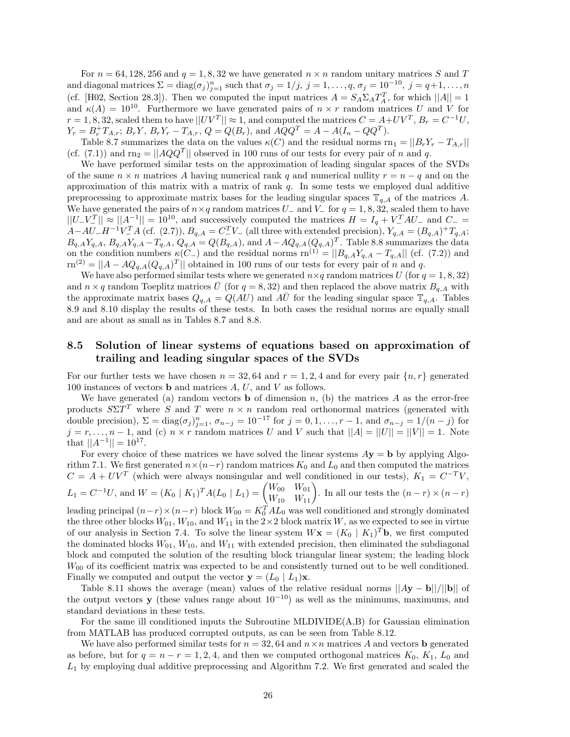For $n = 64, 128, 256$ and $q = 1, 8, 32$ we have generated $n \times n$ random unitary matrices $S$ and $T$ and diagonal matrices $\Sigma = \text{diag}(\sigma_j)_{j=1}^n$ such that $\sigma_j = 1/j$, $j = 1, \ldots, q$, $\sigma_j = 10^{-10}$, $j = q+1, \ldots, n$ (cf. [H02, Section 28.3]). Then we computed the input matrices $A = S_A \Sigma_A T_A^T$, for which $||A|| = 1$ and $\kappa(A) = 10^{10}$. Furthermore we have generated pairs of $n \times r$ random matrices $U$ and $V$ for $r = 1, 8, 32$, scaled them to have $||UV^T|| \approx 1$, and computed the matrices $C = A + UV^T$, $B_r = C^{-1}U$, $Y_r = B_r^+ T_{A,r}$; $B_r Y$, $B_r Y_r - T_{A,r}$, $Q = Q(B_r)$, and $AQQ^T = A - A(I_n - QQ^T)$.

Table 8.7 summarizes the data on the values $\kappa(C)$ and the residual norms $\text{rn}_1 = ||B_r Y_r - T_{A,r}||$ (cf. (7.1)) and $\text{rn}_2 = ||AQQ^T||$ observed in 100 runs of our tests for every pair of $n$ and $q$.

We have performed similar tests on the approximation of leading singular spaces of the SVDs of the same $n \times n$ matrices $A$ having numerical rank $q$ and numerical nullity $r = n - q$ and on the approximation of this matrix with a matrix of rank $q$. In some tests we employed dual additive preprocessing to approximate matrix bases for the leading singular spaces $\mathbb{T}_{q,A}$ of the matrices $A$. We have generated the pairs of $n \times q$ random matrices $U_-$ and $V_-$ for $q = 1, 8, 32$, scaled them to have $||U_- V_-^T|| \approx ||A^{-1}|| = 10^{10}$, and successively computed the matrices $H = I_q + V_-^T A U_-$ and $C_- = A - AU_- H^{-1} V_-^T A$ (cf. (2.7)), $B_{q,A} = C_-^T V_-$ (all three with extended precision), $Y_{q,A} = (B_{q,A})^+ T_{q,A}$; $B_{q,A} Y_{q,A}$, $B_{q,A} Y_{q,A} - T_{q,A}$, $Q_{q,A} = Q(B_{q,A})$, and $A - AQ_{q,A}(Q_{q,A})^T$. Table 8.8 summarizes the data on the condition numbers $\kappa(C_-)$ and the residual norms $\text{rn}^{(1)} = ||B_{q,A} Y_{q,A} - T_{q,A}||$ (cf. (7.2)) and $\text{rn}^{(2)} = ||A - AQ_{q,A}(Q_{q,A})^T||$ obtained in 100 runs of our tests for every pair of $n$ and $q$.

We have also performed similar tests where we generated $n \times q$ random matrices $U$ (for $q = 1, 8, 32$) and $n \times q$ random Toeplitz matrices $\bar{U}$ (for $q = 8, 32$) and then replaced the above matrix $B_{q,A}$ with the approximate matrix bases $Q_{q,A} = Q(AU)$ and $A\bar{U}$ for the leading singular space $\mathbb{T}_{q,A}$. Tables 8.9 and 8.10 display the results of these tests. In both cases the residual norms are equally small and are about as small as in Tables 8.7 and 8.8.

## 8.5 Solution of linear systems of equations based on approximation of trailing and leading singular spaces of the SVDs

For our further tests we have chosen $n = 32, 64$ and $r = 1, 2, 4$ and for every pair $\{n, r\}$ generated 100 instances of vectors $\mathbf{b}$ and matrices $A$, $U$, and $V$ as follows.

We have generated (a) random vectors $\mathbf{b}$ of dimension $n$, (b) the matrices $A$ as the error-free products $S\Sigma T^T$ where $S$ and $T$ are $n \times n$ random real orthonormal matrices (generated with double precision), $\Sigma = \text{diag}(\sigma_j)_{j=1}^n$, $\sigma_{n-j} = 10^{-17}$ for $j = 0, 1, \ldots, r-1$, and $\sigma_{n-j} = 1/(n-j)$ for $j = r, \ldots, n-1$, and (c) $n \times r$ random matrices $U$ and $V$ such that $||A| = ||U|| = ||V|| = 1$. Note that $||A^{-1}|| = 10^{17}$.

For every choice of these matrices we have solved the linear systems $A\mathbf{y} = \mathbf{b}$ by applying Algorithm 7.1. We first generated $n \times (n-r)$ random matrices $K_0$ and $L_0$ and then computed the matrices $C = A + UV^T$ (which were always nonsingular and well conditioned in our tests), $K_1 = C^{-T}V$, $L_1 = C^{-1}U$, and $W = (K_0 \mid K_1)^T A (L_0 \mid L_1) = \begin{pmatrix} W_{00} & W_{01} \\ W_{10} & W_{11} \end{pmatrix}$. In all our tests the $(n-r) \times (n-r)$ leading principal $(n-r) \times (n-r)$ block $W_{00} = K_0^T A L_0$ was well conditioned and strongly dominated the three other blocks $W_{01}$, $W_{10}$, and $W_{11}$ in the $2 \times 2$ block matrix $W$, as we expected to see in virtue of our analysis in Section 7.4. To solve the linear system $W\mathbf{x} = (K_0 \mid K_1)^T \mathbf{b}$, we first computed the dominated blocks $W_{01}$, $W_{10}$, and $W_{11}$ with extended precision, then eliminated the subdiagonal block and computed the solution of the resulting block triangular linear system; the leading block $W_{00}$ of its coefficient matrix was expected to be and consistently turned out to be well conditioned. Finally we computed and output the vector $\mathbf{y} = (L_0 \mid L_1)\mathbf{x}$.

Table 8.11 shows the average (mean) values of the relative residual norms $||A\mathbf{y} - \mathbf{b}||/||\mathbf{b}||$ of the output vectors $\mathbf{y}$ (these values range about $10^{-10}$) as well as the minimums, maximums, and standard deviations in these tests.

For the same ill conditioned inputs the Subroutine MLDIVIDE(A,B) for Gaussian elimination from MATLAB has produced corrupted outputs, as can be seen from Table 8.12.

We have also performed similar tests for $n = 32, 64$ and $n \times n$ matrices $A$ and vectors $\mathbf{b}$ generated as before, but for $q = n - r = 1, 2, 4$, and then we computed orthogonal matrices $K_0$, $K_1$, $L_0$ and $L_1$ by employing dual additive preprocessing and Algorithm 7.2. We first generated and scaled the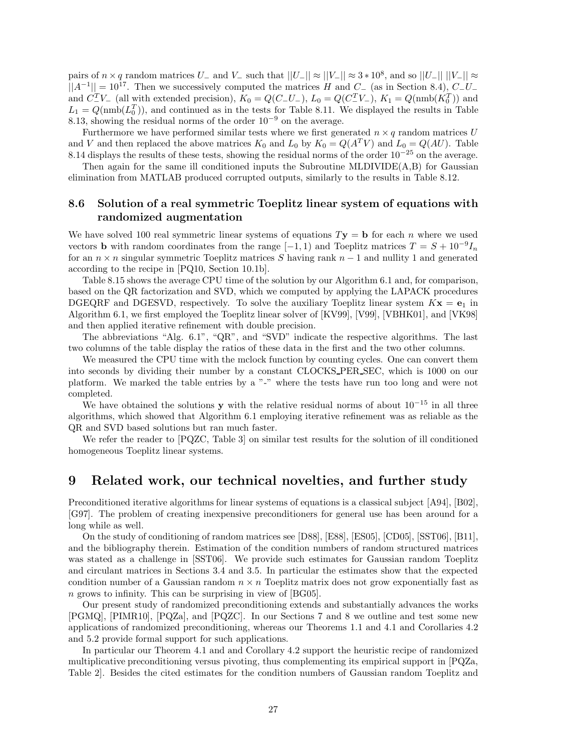pairs of $n \times q$ random matrices $U_-$ and $V_-$ such that $||U_-|| \approx ||V_-|| \approx 3 * 10^8$, and so $||U_-||\ ||V_-|| \approx ||A^{-1}|| = 10^{17}$. Then we successively computed the matrices $H$ and $C_-$ (as in Section 8.4), $C_-U_-$ and $C_-^TV_-$ (all with extended precision), $K_0 = Q(C_-U_-)$, $L_0 = Q(C_-^TV_-)$, $K_1 = Q(\text{nmb}(K_0^T))$ and $L_1 = Q(\text{nmb}(L_0^T))$, and continued as in the tests for Table 8.11. We displayed the results in Table 8.13, showing the residual norms of the order $10^{-9}$ on the average.

Furthermore we have performed similar tests where we first generated $n \times q$ random matrices $U$ and $V$ and then replaced the above matrices $K_0$ and $L_0$ by $K_0 = Q(A^TV)$ and $L_0 = Q(AU)$. Table 8.14 displays the results of these tests, showing the residual norms of the order $10^{-25}$ on the average.

Then again for the same ill conditioned inputs the Subroutine MLDIVIDE(A,B) for Gaussian elimination from MATLAB produced corrupted outputs, similarly to the results in Table 8.12.

### 8.6 Solution of a real symmetric Toeplitz linear system of equations with randomized augmentation

We have solved 100 real symmetric linear systems of equations $T\mathbf{y} = \mathbf{b}$ for each $n$ where we used vectors $\mathbf{b}$ with random coordinates from the range $[-1, 1)$ and Toeplitz matrices $T = S + 10^{-9}I_n$ for an $n \times n$ singular symmetric Toeplitz matrices $S$ having rank $n-1$ and nullity 1 and generated according to the recipe in [PQ10, Section 10.1b].

Table 8.15 shows the average CPU time of the solution by our Algorithm 6.1 and, for comparison, based on the QR factorization and SVD, which we computed by applying the LAPACK procedures DGEQRF and DGESVD, respectively. To solve the auxiliary Toeplitz linear system $K\mathbf{x} = \mathbf{e}_1$ in Algorithm 6.1, we first employed the Toeplitz linear solver of [KV99], [V99], [VBHK01], and [VK98] and then applied iterative refinement with double precision.

The abbreviations "Alg. 6.1", "QR", and "SVD" indicate the respective algorithms. The last two columns of the table display the ratios of these data in the first and the two other columns.

We measured the CPU time with the mclock function by counting cycles. One can convert them into seconds by dividing their number by a constant CLOCKS_PER_SEC, which is 1000 on our platform. We marked the table entries by a "-" where the tests have run too long and were not completed.

We have obtained the solutions $\mathbf{y}$ with the relative residual norms of about $10^{-15}$ in all three algorithms, which showed that Algorithm 6.1 employing iterative refinement was as reliable as the QR and SVD based solutions but ran much faster.

We refer the reader to [PQZC, Table 3] on similar test results for the solution of ill conditioned homogeneous Toeplitz linear systems.

## 9 Related work, our technical novelties, and further study

Preconditioned iterative algorithms for linear systems of equations is a classical subject [A94], [B02], [G97]. The problem of creating inexpensive preconditioners for general use has been around for a long while as well.

On the study of conditioning of random matrices see [D88], [E88], [ES05], [CD05], [SST06], [B11], and the bibliography therein. Estimation of the condition numbers of random structured matrices was stated as a challenge in [SST06]. We provide such estimates for Gaussian random Toeplitz and circulant matrices in Sections 3.4 and 3.5. In particular the estimates show that the expected condition number of a Gaussian random $n \times n$ Toeplitz matrix does not grow exponentially fast as $n$ grows to infinity. This can be surprising in view of [BG05].

Our present study of randomized preconditioning extends and substantially advances the works [PGMQ], [PIMR10], [PQZa], and [PQZC]. In our Sections 7 and 8 we outline and test some new applications of randomized preconditioning, whereas our Theorems 1.1 and 4.1 and Corollaries 4.2 and 5.2 provide formal support for such applications.

In particular our Theorem 4.1 and Corollary 4.2 support the heuristic recipe of randomized multiplicative preconditioning versus pivoting, thus complementing its empirical support in [PQZa, Table 2]. Besides the cited estimates for the condition numbers of Gaussian random Toeplitz and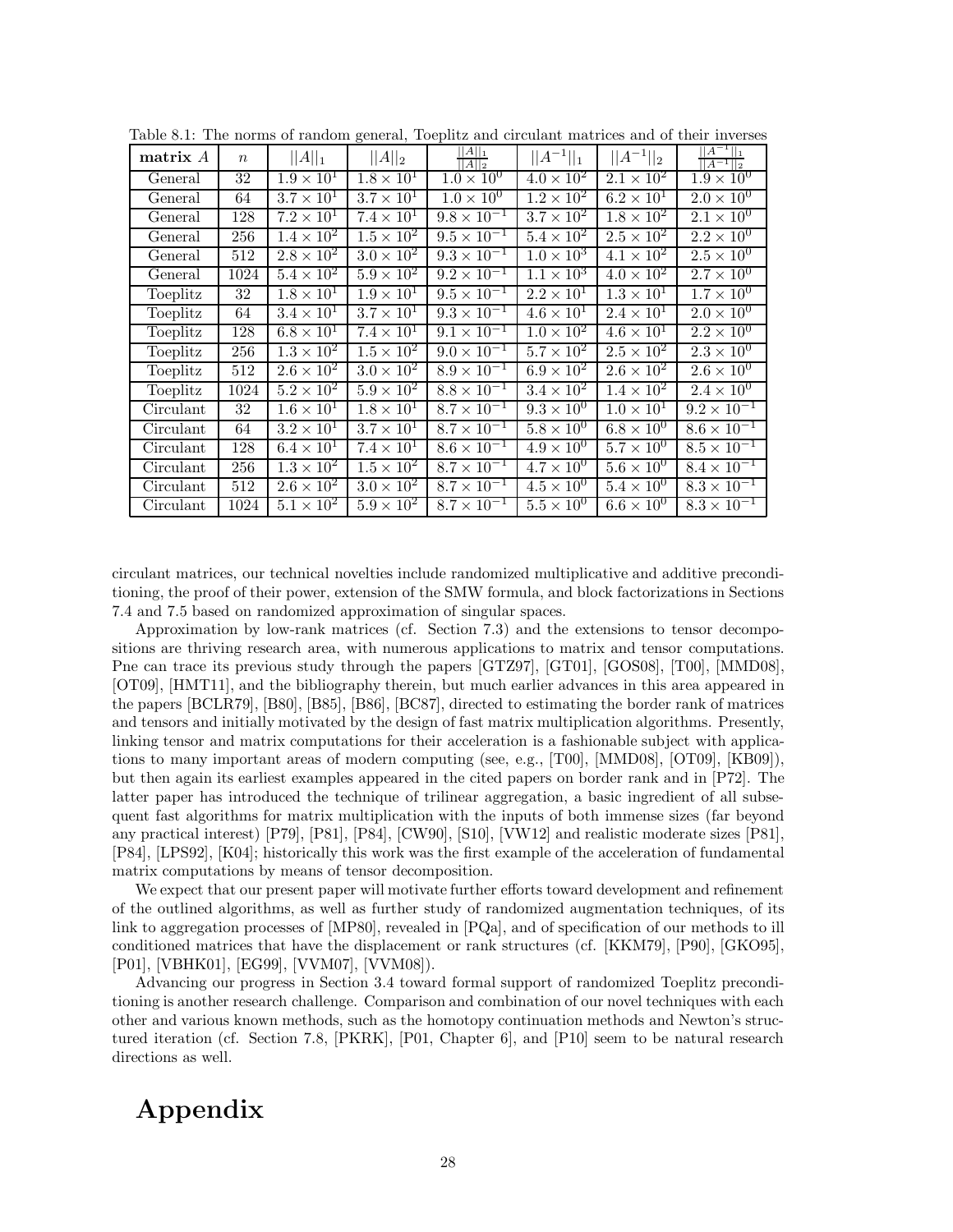Table 8.1: The norms of random general, Toeplitz and circulant matrices and of their inverses

| **matrix** $A$ | $n$ | $\|\|A\|\|_1$ | $\|\|A\|\|_2$ | $\frac{\|\|A\|\|_1}{\|\|A\|\|_2}$ | $\|\|A^{-1}\|\|_1$ | $\|\|A^{-1}\|\|_2$ | $\frac{\|\|A^{-1}\|\|_1}{\|\|A^{-1}\|\|_2}$ |
|---|---|---|---|---|---|---|---|
| General | 32 | $1.9 \times 10^1$ | $1.8 \times 10^1$ | $1.0 \times 10^0$ | $4.0 \times 10^2$ | $2.1 \times 10^2$ | $1.9 \times 10^0$ |
| General | 64 | $3.7 \times 10^1$ | $3.7 \times 10^1$ | $1.0 \times 10^0$ | $1.2 \times 10^2$ | $6.2 \times 10^1$ | $2.0 \times 10^0$ |
| General | 128 | $7.2 \times 10^1$ | $7.4 \times 10^1$ | $9.8 \times 10^{-1}$ | $3.7 \times 10^2$ | $1.8 \times 10^2$ | $2.1 \times 10^0$ |
| General | 256 | $1.4 \times 10^2$ | $1.5 \times 10^2$ | $9.5 \times 10^{-1}$ | $5.4 \times 10^2$ | $2.5 \times 10^2$ | $2.2 \times 10^0$ |
| General | 512 | $2.8 \times 10^2$ | $3.0 \times 10^2$ | $9.3 \times 10^{-1}$ | $1.0 \times 10^3$ | $4.1 \times 10^2$ | $2.5 \times 10^0$ |
| General | 1024 | $5.4 \times 10^2$ | $5.9 \times 10^2$ | $9.2 \times 10^{-1}$ | $1.1 \times 10^3$ | $4.0 \times 10^2$ | $2.7 \times 10^0$ |
| Toeplitz | 32 | $1.8 \times 10^1$ | $1.9 \times 10^1$ | $9.5 \times 10^{-1}$ | $2.2 \times 10^1$ | $1.3 \times 10^1$ | $1.7 \times 10^0$ |
| Toeplitz | 64 | $3.4 \times 10^1$ | $3.7 \times 10^1$ | $9.3 \times 10^{-1}$ | $4.6 \times 10^1$ | $2.4 \times 10^1$ | $2.0 \times 10^0$ |
| Toeplitz | 128 | $6.8 \times 10^1$ | $7.4 \times 10^1$ | $9.1 \times 10^{-1}$ | $1.0 \times 10^2$ | $4.6 \times 10^1$ | $2.2 \times 10^0$ |
| Toeplitz | 256 | $1.3 \times 10^2$ | $1.5 \times 10^2$ | $9.0 \times 10^{-1}$ | $5.7 \times 10^2$ | $2.5 \times 10^2$ | $2.3 \times 10^0$ |
| Toeplitz | 512 | $2.6 \times 10^2$ | $3.0 \times 10^2$ | $8.9 \times 10^{-1}$ | $6.9 \times 10^2$ | $2.6 \times 10^2$ | $2.6 \times 10^0$ |
| Toeplitz | 1024 | $5.2 \times 10^2$ | $5.9 \times 10^2$ | $8.8 \times 10^{-1}$ | $3.4 \times 10^2$ | $1.4 \times 10^2$ | $2.4 \times 10^0$ |
| Circulant | 32 | $1.6 \times 10^1$ | $1.8 \times 10^1$ | $8.7 \times 10^{-1}$ | $9.3 \times 10^0$ | $1.0 \times 10^1$ | $9.2 \times 10^{-1}$ |
| Circulant | 64 | $3.2 \times 10^1$ | $3.7 \times 10^1$ | $8.7 \times 10^{-1}$ | $5.8 \times 10^0$ | $6.8 \times 10^0$ | $8.6 \times 10^{-1}$ |
| Circulant | 128 | $6.4 \times 10^1$ | $7.4 \times 10^1$ | $8.6 \times 10^{-1}$ | $4.9 \times 10^0$ | $5.7 \times 10^0$ | $8.5 \times 10^{-1}$ |
| Circulant | 256 | $1.3 \times 10^2$ | $1.5 \times 10^2$ | $8.7 \times 10^{-1}$ | $4.7 \times 10^0$ | $5.6 \times 10^0$ | $8.4 \times 10^{-1}$ |
| Circulant | 512 | $2.6 \times 10^2$ | $3.0 \times 10^2$ | $8.7 \times 10^{-1}$ | $4.5 \times 10^0$ | $5.4 \times 10^0$ | $8.3 \times 10^{-1}$ |
| Circulant | 1024 | $5.1 \times 10^2$ | $5.9 \times 10^2$ | $8.7 \times 10^{-1}$ | $5.5 \times 10^0$ | $6.6 \times 10^0$ | $8.3 \times 10^{-1}$ |

circulant matrices, our technical novelties include randomized multiplicative and additive preconditioning, the proof of their power, extension of the SMW formula, and block factorizations in Sections 7.4 and 7.5 based on randomized approximation of singular spaces.

Approximation by low-rank matrices (cf. Section 7.3) and the extensions to tensor decompositions are thriving research area, with numerous applications to matrix and tensor computations. Pne can trace its previous study through the papers [GTZ97], [GT01], [GOS08], [T00], [MMD08], [OT09], [HMT11], and the bibliography therein, but much earlier advances in this area appeared in the papers [BCLR79], [B80], [B85], [B86], [BC87], directed to estimating the border rank of matrices and tensors and initially motivated by the design of fast matrix multiplication algorithms. Presently, linking tensor and matrix computations for their acceleration is a fashionable subject with applications to many important areas of modern computing (see, e.g., [T00], [MMD08], [OT09], [KB09]), but then again its earliest examples appeared in the cited papers on border rank and in [P72]. The latter paper has introduced the technique of trilinear aggregation, a basic ingredient of all subsequent fast algorithms for matrix multiplication with the inputs of both immense sizes (far beyond any practical interest) [P79], [P81], [P84], [CW90], [S10], [VW12] and realistic moderate sizes [P81], [P84], [LPS92], [K04]; historically this work was the first example of the acceleration of fundamental matrix computations by means of tensor decomposition.

We expect that our present paper will motivate further efforts toward development and refinement of the outlined algorithms, as well as further study of randomized augmentation techniques, of its link to aggregation processes of [MP80], revealed in [PQa], and of specification of our methods to ill conditioned matrices that have the displacement or rank structures (cf. [KKM79], [P90], [GKO95], [P01], [VBHK01], [EG99], [VVM07], [VVM08]).

Advancing our progress in Section 3.4 toward formal support of randomized Toeplitz preconditioning is another research challenge. Comparison and combination of our novel techniques with each other and various known methods, such as the homotopy continuation methods and Newton's structured iteration (cf. Section 7.8, [PKRK], [P01, Chapter 6], and [P10] seem to be natural research directions as well.

# Appendix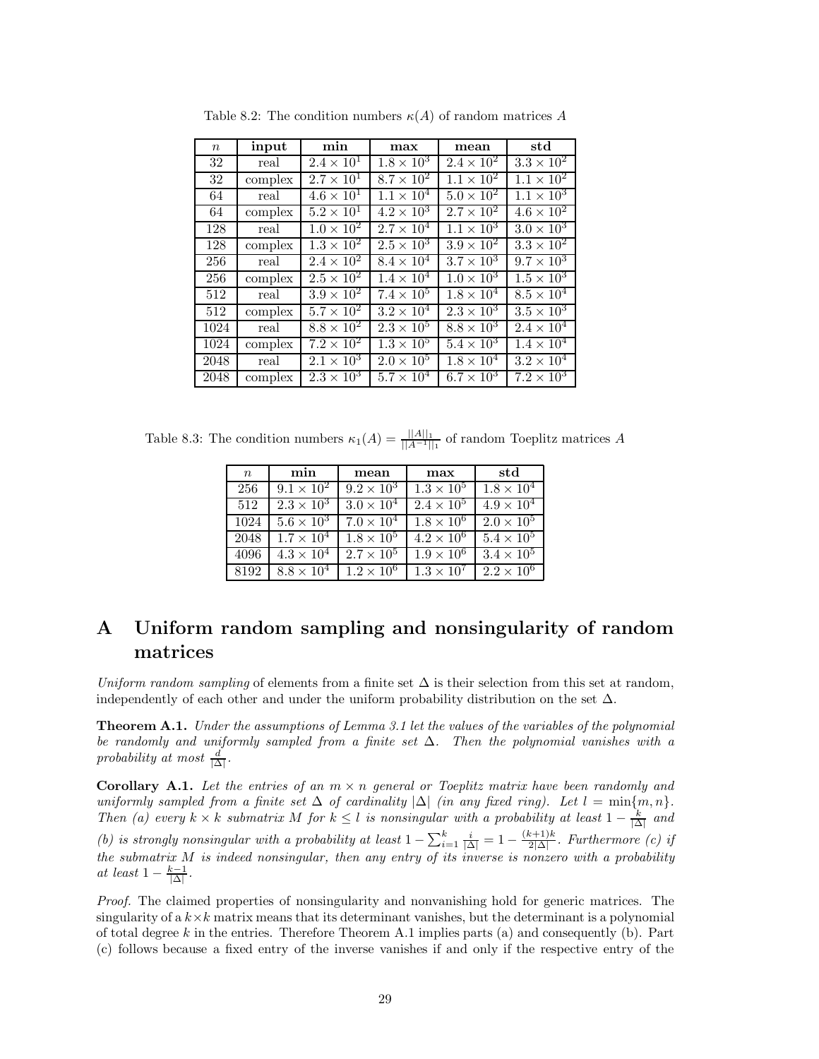Table 8.2: The condition numbers $\kappa(A)$ of random matrices $A$

| $n$ | **input** | **min** | **max** | **mean** | **std** |
|---|---|---|---|---|---|
| 32 | real | $2.4 \times 10^1$ | $1.8 \times 10^3$ | $2.4 \times 10^2$ | $3.3 \times 10^2$ |
| 32 | complex | $2.7 \times 10^1$ | $8.7 \times 10^2$ | $1.1 \times 10^2$ | $1.1 \times 10^2$ |
| 64 | real | $4.6 \times 10^1$ | $1.1 \times 10^4$ | $5.0 \times 10^2$ | $1.1 \times 10^3$ |
| 64 | complex | $5.2 \times 10^1$ | $4.2 \times 10^3$ | $2.7 \times 10^2$ | $4.6 \times 10^2$ |
| 128 | real | $1.0 \times 10^2$ | $2.7 \times 10^4$ | $1.1 \times 10^3$ | $3.0 \times 10^3$ |
| 128 | complex | $1.3 \times 10^2$ | $2.5 \times 10^3$ | $3.9 \times 10^2$ | $3.3 \times 10^2$ |
| 256 | real | $2.4 \times 10^2$ | $8.4 \times 10^4$ | $3.7 \times 10^3$ | $9.7 \times 10^3$ |
| 256 | complex | $2.5 \times 10^2$ | $1.4 \times 10^4$ | $1.0 \times 10^3$ | $1.5 \times 10^3$ |
| 512 | real | $3.9 \times 10^2$ | $7.4 \times 10^5$ | $1.8 \times 10^4$ | $8.5 \times 10^4$ |
| 512 | complex | $5.7 \times 10^2$ | $3.2 \times 10^4$ | $2.3 \times 10^3$ | $3.5 \times 10^3$ |
| 1024 | real | $8.8 \times 10^2$ | $2.3 \times 10^5$ | $8.8 \times 10^3$ | $2.4 \times 10^4$ |
| 1024 | complex | $7.2 \times 10^2$ | $1.3 \times 10^5$ | $5.4 \times 10^3$ | $1.4 \times 10^4$ |
| 2048 | real | $2.1 \times 10^3$ | $2.0 \times 10^5$ | $1.8 \times 10^4$ | $3.2 \times 10^4$ |
| 2048 | complex | $2.3 \times 10^3$ | $5.7 \times 10^4$ | $6.7 \times 10^3$ | $7.2 \times 10^3$ |

Table 8.3: The condition numbers $\kappa_1(A) = \frac{||A||_1}{||A^{-1}||_1}$ of random Toeplitz matrices $A$

| $n$ | **min** | **mean** | **max** | **std** |
|---|---|---|---|---|
| 256 | $9.1 \times 10^2$ | $9.2 \times 10^3$ | $1.3 \times 10^5$ | $1.8 \times 10^4$ |
| 512 | $2.3 \times 10^3$ | $3.0 \times 10^4$ | $2.4 \times 10^5$ | $4.9 \times 10^4$ |
| 1024 | $5.6 \times 10^3$ | $7.0 \times 10^4$ | $1.8 \times 10^6$ | $2.0 \times 10^5$ |
| 2048 | $1.7 \times 10^4$ | $1.8 \times 10^5$ | $4.2 \times 10^6$ | $5.4 \times 10^5$ |
| 4096 | $4.3 \times 10^4$ | $2.7 \times 10^5$ | $1.9 \times 10^6$ | $3.4 \times 10^5$ |
| 8192 | $8.8 \times 10^4$ | $1.2 \times 10^6$ | $1.3 \times 10^7$ | $2.2 \times 10^6$ |

# A Uniform random sampling and nonsingularity of random matrices

*Uniform random sampling* of elements from a finite set $\Delta$ is their selection from this set at random, independently of each other and under the uniform probability distribution on the set $\Delta$.

**Theorem A.1.** *Under the assumptions of Lemma 3.1 let the values of the variables of the polynomial be randomly and uniformly sampled from a finite set $\Delta$. Then the polynomial vanishes with a probability at most $\frac{d}{|\Delta|}$.*

**Corollary A.1.** *Let the entries of an $m \times n$ general or Toeplitz matrix have been randomly and uniformly sampled from a finite set $\Delta$ of cardinality $|\Delta|$ (in any fixed ring). Let $l = \min\{m, n\}$. Then (a) every $k \times k$ submatrix $M$ for $k \leq l$ is nonsingular with a probability at least $1 - \frac{k}{|\Delta|}$ and (b) is strongly nonsingular with a probability at least $1 - \sum_{i=1}^{k} \frac{i}{|\Delta|} = 1 - \frac{(k+1)k}{2|\Delta|}$. Furthermore (c) if the submatrix $M$ is indeed nonsingular, then any entry of its inverse is nonzero with a probability at least $1 - \frac{k-1}{|\Delta|}$.*

*Proof.* The claimed properties of nonsingularity and nonvanishing hold for generic matrices. The singularity of a $k \times k$ matrix means that its determinant vanishes, but the determinant is a polynomial of total degree $k$ in the entries. Therefore Theorem A.1 implies parts (a) and consequently (b). Part (c) follows because a fixed entry of the inverse vanishes if and only if the respective entry of the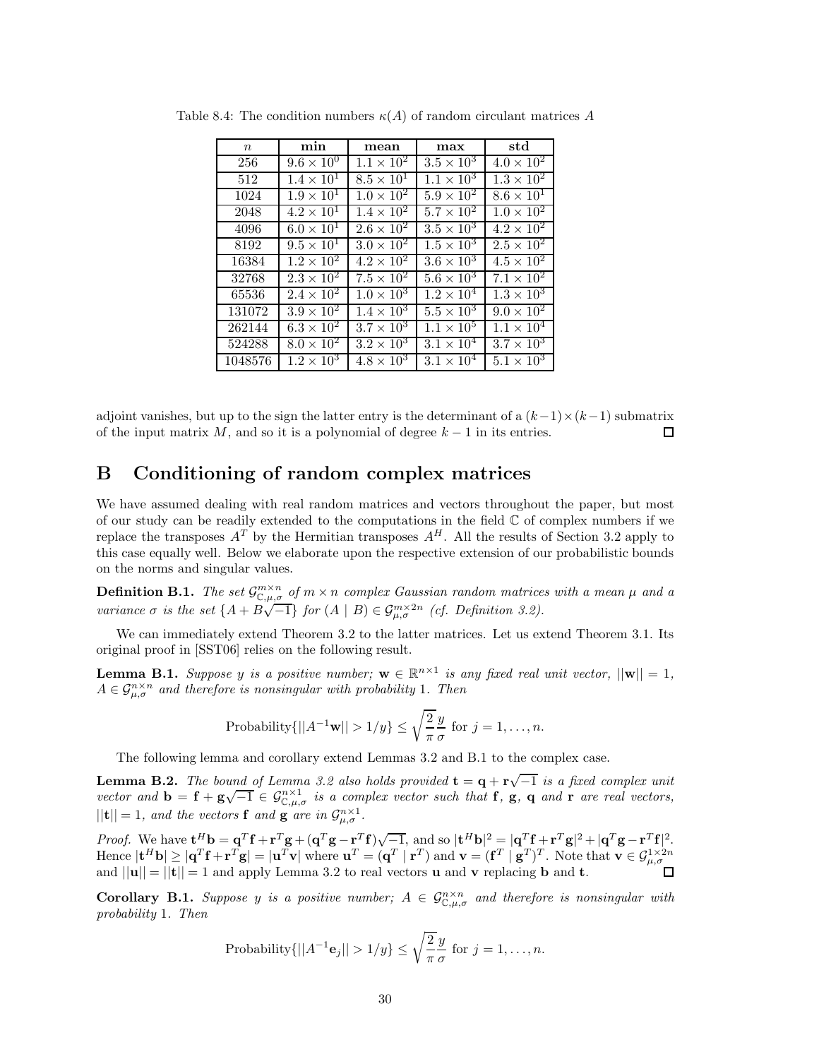Table 8.4: The condition numbers $\kappa(A)$ of random circulant matrices $A$

| $n$ | **min** | **mean** | **max** | **std** |
|---|---|---|---|---|
| 256 | $9.6 \times 10^0$ | $1.1 \times 10^2$ | $3.5 \times 10^3$ | $4.0 \times 10^2$ |
| 512 | $1.4 \times 10^1$ | $8.5 \times 10^1$ | $1.1 \times 10^3$ | $1.3 \times 10^2$ |
| 1024 | $1.9 \times 10^1$ | $1.0 \times 10^2$ | $5.9 \times 10^2$ | $8.6 \times 10^1$ |
| 2048 | $4.2 \times 10^1$ | $1.4 \times 10^2$ | $5.7 \times 10^2$ | $1.0 \times 10^2$ |
| 4096 | $6.0 \times 10^1$ | $2.6 \times 10^2$ | $3.5 \times 10^3$ | $4.2 \times 10^2$ |
| 8192 | $9.5 \times 10^1$ | $3.0 \times 10^2$ | $1.5 \times 10^3$ | $2.5 \times 10^2$ |
| 16384 | $1.2 \times 10^2$ | $4.2 \times 10^2$ | $3.6 \times 10^3$ | $4.5 \times 10^2$ |
| 32768 | $2.3 \times 10^2$ | $7.5 \times 10^2$ | $5.6 \times 10^3$ | $7.1 \times 10^2$ |
| 65536 | $2.4 \times 10^2$ | $1.0 \times 10^3$ | $1.2 \times 10^4$ | $1.3 \times 10^3$ |
| 131072 | $3.9 \times 10^2$ | $1.4 \times 10^3$ | $5.5 \times 10^3$ | $9.0 \times 10^2$ |
| 262144 | $6.3 \times 10^2$ | $3.7 \times 10^3$ | $1.1 \times 10^5$ | $1.1 \times 10^4$ |
| 524288 | $8.0 \times 10^2$ | $3.2 \times 10^3$ | $3.1 \times 10^4$ | $3.7 \times 10^3$ |
| 1048576 | $1.2 \times 10^3$ | $4.8 \times 10^3$ | $3.1 \times 10^4$ | $5.1 \times 10^3$ |

adjoint vanishes, but up to the sign the latter entry is the determinant of a $(k-1)\times(k-1)$ submatrix of the input matrix $M$, and so it is a polynomial of degree $k-1$ in its entries. $\square$

# B Conditioning of random complex matrices

We have assumed dealing with real random matrices and vectors throughout the paper, but most of our study can be readily extended to the computations in the field $\mathbb{C}$ of complex numbers if we replace the transposes $A^T$ by the Hermitian transposes $A^H$. All the results of Section 3.2 apply to this case equally well. Below we elaborate upon the respective extension of our probabilistic bounds on the norms and singular values.

**Definition B.1.** *The set $\mathcal{G}^{m\times n}_{\mathbb{C},\mu,\sigma}$ of $m\times n$ complex Gaussian random matrices with a mean $\mu$ and a variance $\sigma$ is the set $\{A+B\sqrt{-1}\}$ for $(A \mid B) \in \mathcal{G}^{m\times 2n}_{\mu,\sigma}$ (cf. Definition 3.2).*

We can immediately extend Theorem 3.2 to the latter matrices. Let us extend Theorem 3.1. Its original proof in [SST06] relies on the following result.

**Lemma B.1.** *Suppose $y$ is a positive number; $\mathbf{w} \in \mathbb{R}^{n\times 1}$ is any fixed real unit vector, $||\mathbf{w}|| = 1$, $A \in \mathcal{G}^{n\times n}_{\mu,\sigma}$ and therefore is nonsingular with probability 1. Then*

$$\text{Probability}\{||A^{-1}\mathbf{w}|| > 1/y\} \leq \sqrt{\frac{2}{\pi}}\frac{y}{\sigma} \text{ for } j = 1,\dots,n.$$

The following lemma and corollary extend Lemmas 3.2 and B.1 to the complex case.

**Lemma B.2.** *The bound of Lemma 3.2 also holds provided $\mathbf{t} = \mathbf{q}+\mathbf{r}\sqrt{-1}$ is a fixed complex unit vector and $\mathbf{b} = \mathbf{f}+\mathbf{g}\sqrt{-1} \in \mathcal{G}^{n\times 1}_{\mathbb{C},\mu,\sigma}$ is a complex vector such that $\mathbf{f}$, $\mathbf{g}$, $\mathbf{q}$ and $\mathbf{r}$ are real vectors, $||\mathbf{t}|| = 1$, and the vectors $\mathbf{f}$ and $\mathbf{g}$ are in $\mathcal{G}^{n\times 1}_{\mu,\sigma}$.*

*Proof.* We have $\mathbf{t}^H\mathbf{b} = \mathbf{q}^T\mathbf{f}+\mathbf{r}^T\mathbf{g}+(\mathbf{q}^T\mathbf{g}-\mathbf{r}^T\mathbf{f})\sqrt{-1}$, and so $|\mathbf{t}^H\mathbf{b}|^2 = |\mathbf{q}^T\mathbf{f}+\mathbf{r}^T\mathbf{g}|^2+|\mathbf{q}^T\mathbf{g}-\mathbf{r}^T\mathbf{f}|^2$. Hence $|\mathbf{t}^H\mathbf{b}| \geq |\mathbf{q}^T\mathbf{f}+\mathbf{r}^T\mathbf{g}| = |\mathbf{u}^T\mathbf{v}|$ where $\mathbf{u}^T = (\mathbf{q}^T \mid \mathbf{r}^T)$ and $\mathbf{v} = (\mathbf{f}^T \mid \mathbf{g}^T)^T$. Note that $\mathbf{v} \in \mathcal{G}^{1\times 2n}_{\mu,\sigma}$ and $||\mathbf{u}|| = ||\mathbf{t}|| = 1$ and apply Lemma 3.2 to real vectors $\mathbf{u}$ and $\mathbf{v}$ replacing $\mathbf{b}$ and $\mathbf{t}$. $\square$

**Corollary B.1.** *Suppose $y$ is a positive number; $A \in \mathcal{G}^{n\times n}_{\mathbb{C},\mu,\sigma}$ and therefore is nonsingular with probability 1. Then*

$$\text{Probability}\{||A^{-1}\mathbf{e}_j|| > 1/y\} \leq \sqrt{\frac{2}{\pi}}\frac{y}{\sigma} \text{ for } j = 1,\dots,n.$$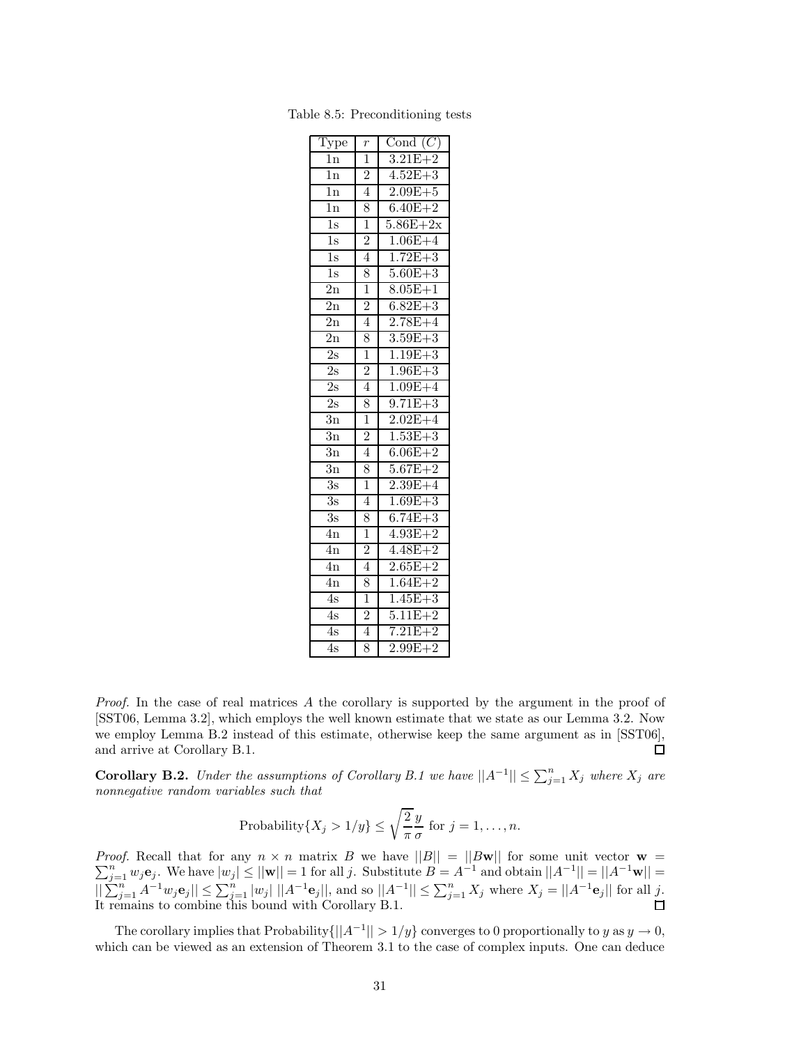Table 8.5: Preconditioning tests

| Type | $r$ | Cond $(C)$ |
|---|---|---|
| 1n | 1 | 3.21E+2 |
| 1n | 2 | 4.52E+3 |
| 1n | 4 | 2.09E+5 |
| 1n | 8 | 6.40E+2 |
| 1s | 1 | 5.86E+2x |
| 1s | 2 | 1.06E+4 |
| 1s | 4 | 1.72E+3 |
| 1s | 8 | 5.60E+3 |
| 2n | 1 | 8.05E+1 |
| 2n | 2 | 6.82E+3 |
| 2n | 4 | 2.78E+4 |
| 2n | 8 | 3.59E+3 |
| 2s | 1 | 1.19E+3 |
| 2s | 2 | 1.96E+3 |
| 2s | 4 | 1.09E+4 |
| 2s | 8 | 9.71E+3 |
| 3n | 1 | 2.02E+4 |
| 3n | 2 | 1.53E+3 |
| 3n | 4 | 6.06E+2 |
| 3n | 8 | 5.67E+2 |
| 3s | 1 | 2.39E+4 |
| 3s | 4 | 1.69E+3 |
| 3s | 8 | 6.74E+3 |
| 4n | 1 | 4.93E+2 |
| 4n | 2 | 4.48E+2 |
| 4n | 4 | 2.65E+2 |
| 4n | 8 | 1.64E+2 |
| 4s | 1 | 1.45E+3 |
| 4s | 2 | 5.11E+2 |
| 4s | 4 | 7.21E+2 |
| 4s | 8 | 2.99E+2 |

*Proof.* In the case of real matrices $A$ the corollary is supported by the argument in the proof of [SST06, Lemma 3.2], which employs the well known estimate that we state as our Lemma 3.2. Now we employ Lemma B.2 instead of this estimate, otherwise keep the same argument as in [SST06], and arrive at Corollary B.1. $\square$

**Corollary B.2.** *Under the assumptions of Corollary B.1 we have $||A^{-1}|| \leq \sum_{j=1}^{n} X_j$ where $X_j$ are nonnegative random variables such that*

$$\text{Probability}\{X_j > 1/y\} \leq \sqrt{\frac{2}{\pi}}\frac{y}{\sigma} \text{ for } j = 1, \ldots, n.$$

*Proof.* Recall that for any $n \times n$ matrix $B$ we have $||B|| = ||B\mathbf{w}||$ for some unit vector $\mathbf{w} = \sum_{j=1}^{n} w_j \mathbf{e}_j$. We have $|w_j| \leq ||\mathbf{w}|| = 1$ for all $j$. Substitute $B = A^{-1}$ and obtain $||A^{-1}|| = ||A^{-1}\mathbf{w}|| = ||\sum_{j=1}^{n} A^{-1} w_j \mathbf{e}_j|| \leq \sum_{j=1}^{n} |w_j| \; ||A^{-1}\mathbf{e}_j||$, and so $||A^{-1}|| \leq \sum_{j=1}^{n} X_j$ where $X_j = ||A^{-1}\mathbf{e}_j||$ for all $j$. It remains to combine this bound with Corollary B.1. $\square$

The corollary implies that Probability$\{||A^{-1}|| > 1/y\}$ converges to 0 proportionally to $y$ as $y \to 0$, which can be viewed as an extension of Theorem 3.1 to the case of complex inputs. One can deduce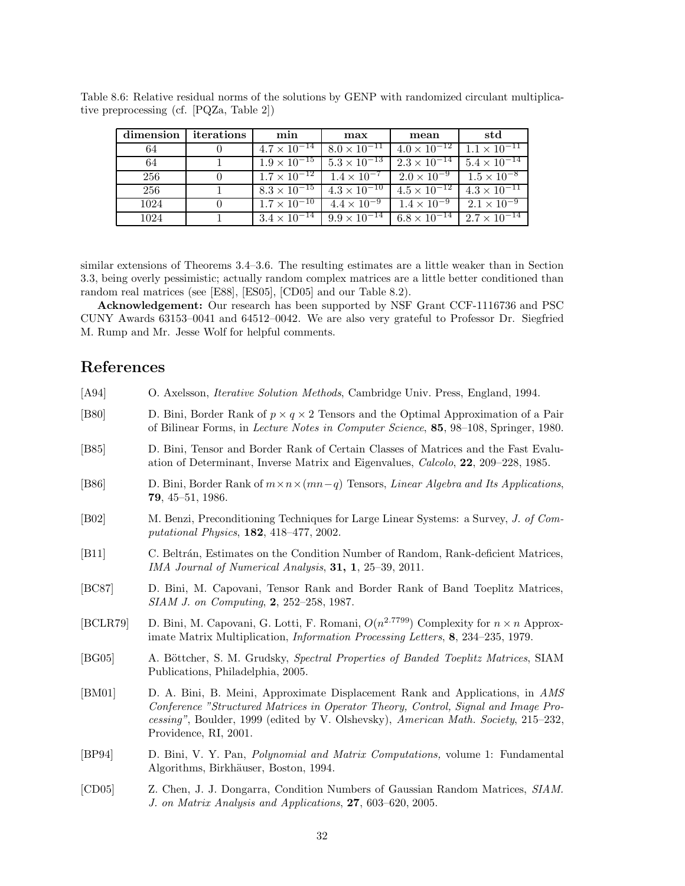Table 8.6: Relative residual norms of the solutions by GENP with randomized circulant multiplicative preprocessing (cf. [PQZa, Table 2])

| dimension | iterations | min | max | mean | std |
|---|---|---|---|---|---|
| 64 | 0 | $4.7 \times 10^{-14}$ | $8.0 \times 10^{-11}$ | $4.0 \times 10^{-12}$ | $1.1 \times 10^{-11}$ |
| 64 | 1 | $1.9 \times 10^{-15}$ | $5.3 \times 10^{-13}$ | $2.3 \times 10^{-14}$ | $5.4 \times 10^{-14}$ |
| 256 | 0 | $1.7 \times 10^{-12}$ | $1.4 \times 10^{-7}$ | $2.0 \times 10^{-9}$ | $1.5 \times 10^{-8}$ |
| 256 | 1 | $8.3 \times 10^{-15}$ | $4.3 \times 10^{-10}$ | $4.5 \times 10^{-12}$ | $4.3 \times 10^{-11}$ |
| 1024 | 0 | $1.7 \times 10^{-10}$ | $4.4 \times 10^{-9}$ | $1.4 \times 10^{-9}$ | $2.1 \times 10^{-9}$ |
| 1024 | 1 | $3.4 \times 10^{-14}$ | $9.9 \times 10^{-14}$ | $6.8 \times 10^{-14}$ | $2.7 \times 10^{-14}$ |

similar extensions of Theorems 3.4–3.6. The resulting estimates are a little weaker than in Section 3.3, being overly pessimistic; actually random complex matrices are a little better conditioned than random real matrices (see [E88], [ES05], [CD05] and our Table 8.2).

**Acknowledgement:** Our research has been supported by NSF Grant CCF-1116736 and PSC CUNY Awards 63153–0041 and 64512–0042. We are also very grateful to Professor Dr. Siegfried M. Rump and Mr. Jesse Wolf for helpful comments.

# References

[A94] O. Axelsson, *Iterative Solution Methods*, Cambridge Univ. Press, England, 1994.

[B80] D. Bini, Border Rank of $p \times q \times 2$ Tensors and the Optimal Approximation of a Pair of Bilinear Forms, in *Lecture Notes in Computer Science*, **85**, 98–108, Springer, 1980.

[B85] D. Bini, Tensor and Border Rank of Certain Classes of Matrices and the Fast Evaluation of Determinant, Inverse Matrix and Eigenvalues, *Calcolo*, **22**, 209–228, 1985.

[B86] D. Bini, Border Rank of $m \times n \times (mn - q)$ Tensors, *Linear Algebra and Its Applications*, **79**, 45–51, 1986.

[B02] M. Benzi, Preconditioning Techniques for Large Linear Systems: a Survey, *J. of Computational Physics*, **182**, 418–477, 2002.

[B11] C. Beltrán, Estimates on the Condition Number of Random, Rank-deficient Matrices, *IMA Journal of Numerical Analysis*, **31, 1**, 25–39, 2011.

[BC87] D. Bini, M. Capovani, Tensor Rank and Border Rank of Band Toeplitz Matrices, *SIAM J. on Computing*, **2**, 252–258, 1987.

[BCLR79] D. Bini, M. Capovani, G. Lotti, F. Romani, $O(n^{2.7799})$ Complexity for $n \times n$ Approximate Matrix Multiplication, *Information Processing Letters*, **8**, 234–235, 1979.

[BG05] A. Böttcher, S. M. Grudsky, *Spectral Properties of Banded Toeplitz Matrices*, SIAM Publications, Philadelphia, 2005.

[BM01] D. A. Bini, B. Meini, Approximate Displacement Rank and Applications, in *AMS Conference "Structured Matrices in Operator Theory, Control, Signal and Image Processing"*, Boulder, 1999 (edited by V. Olshevsky), *American Math. Society*, 215–232, Providence, RI, 2001.

[BP94] D. Bini, V. Y. Pan, *Polynomial and Matrix Computations,* volume 1: Fundamental Algorithms, Birkhäuser, Boston, 1994.

[CD05] Z. Chen, J. J. Dongarra, Condition Numbers of Gaussian Random Matrices, *SIAM. J. on Matrix Analysis and Applications*, **27**, 603–620, 2005.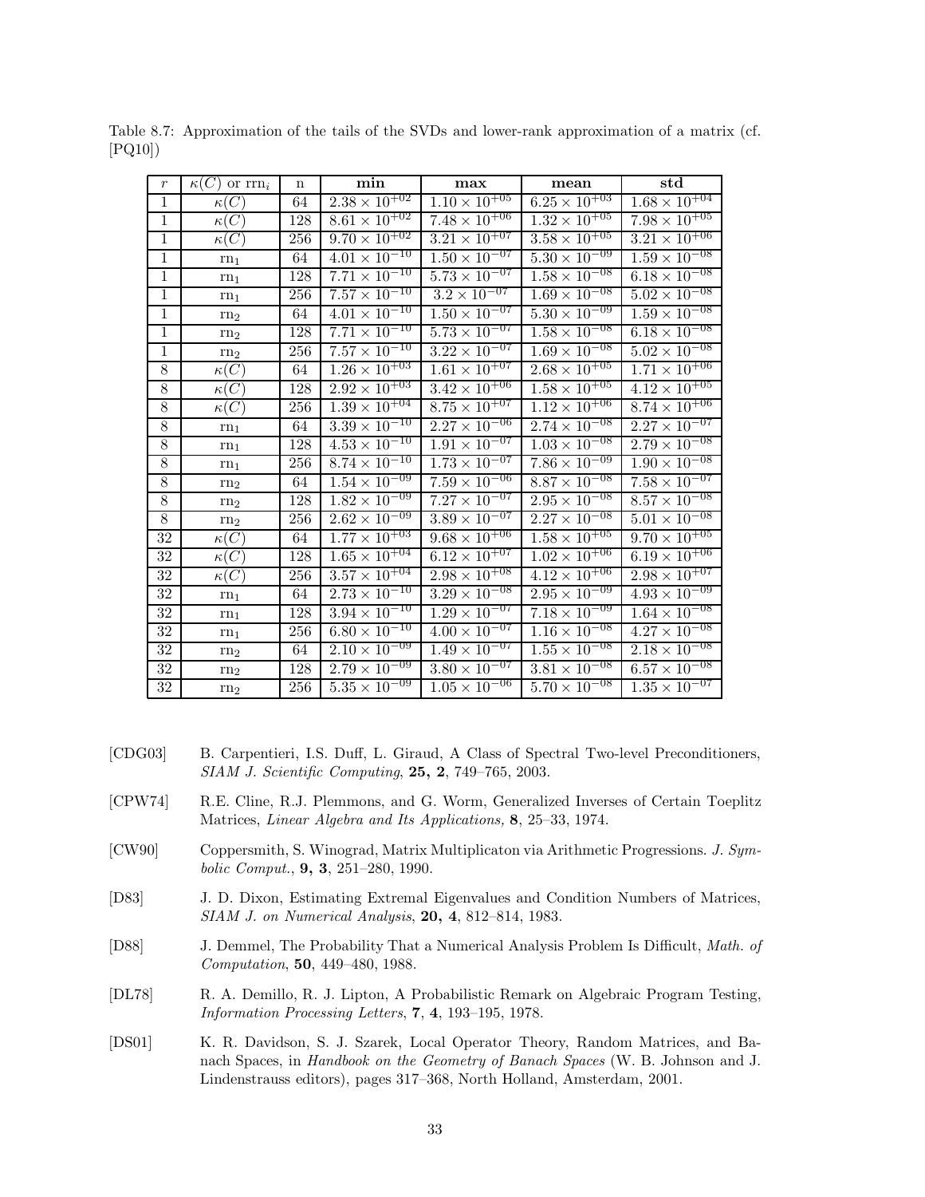Table 8.7: Approximation of the tails of the SVDs and lower-rank approximation of a matrix (cf. [PQ10])

| $r$ | $\kappa(C)$ or $\mathrm{rrn}_i$ | n | **min** | **max** | **mean** | **std** |
|---|---|---|---|---|---|---|
| 1 | $\kappa(C)$ | 64 | $2.38 \times 10^{+02}$ | $1.10 \times 10^{+05}$ | $6.25 \times 10^{+03}$ | $1.68 \times 10^{+04}$ |
| 1 | $\kappa(C)$ | 128 | $8.61 \times 10^{+02}$ | $7.48 \times 10^{+06}$ | $1.32 \times 10^{+05}$ | $7.98 \times 10^{+05}$ |
| 1 | $\kappa(C)$ | 256 | $9.70 \times 10^{+02}$ | $3.21 \times 10^{+07}$ | $3.58 \times 10^{+05}$ | $3.21 \times 10^{+06}$ |
| 1 | $\mathrm{rn}_1$ | 64 | $4.01 \times 10^{-10}$ | $1.50 \times 10^{-07}$ | $5.30 \times 10^{-09}$ | $1.59 \times 10^{-08}$ |
| 1 | $\mathrm{rn}_1$ | 128 | $7.71 \times 10^{-10}$ | $5.73 \times 10^{-07}$ | $1.58 \times 10^{-08}$ | $6.18 \times 10^{-08}$ |
| 1 | $\mathrm{rn}_1$ | 256 | $7.57 \times 10^{-10}$ | $3.2 \times 10^{-07}$ | $1.69 \times 10^{-08}$ | $5.02 \times 10^{-08}$ |
| 1 | $\mathrm{rn}_2$ | 64 | $4.01 \times 10^{-10}$ | $1.50 \times 10^{-07}$ | $5.30 \times 10^{-09}$ | $1.59 \times 10^{-08}$ |
| 1 | $\mathrm{rn}_2$ | 128 | $7.71 \times 10^{-10}$ | $5.73 \times 10^{-07}$ | $1.58 \times 10^{-08}$ | $6.18 \times 10^{-08}$ |
| 1 | $\mathrm{rn}_2$ | 256 | $7.57 \times 10^{-10}$ | $3.22 \times 10^{-07}$ | $1.69 \times 10^{-08}$ | $5.02 \times 10^{-08}$ |
| 8 | $\kappa(C)$ | 64 | $1.26 \times 10^{+03}$ | $1.61 \times 10^{+07}$ | $2.68 \times 10^{+05}$ | $1.71 \times 10^{+06}$ |
| 8 | $\kappa(C)$ | 128 | $2.92 \times 10^{+03}$ | $3.42 \times 10^{+06}$ | $1.58 \times 10^{+05}$ | $4.12 \times 10^{+05}$ |
| 8 | $\kappa(C)$ | 256 | $1.39 \times 10^{+04}$ | $8.75 \times 10^{+07}$ | $1.12 \times 10^{+06}$ | $8.74 \times 10^{+06}$ |
| 8 | $\mathrm{rn}_1$ | 64 | $3.39 \times 10^{-10}$ | $2.27 \times 10^{-06}$ | $2.74 \times 10^{-08}$ | $2.27 \times 10^{-07}$ |
| 8 | $\mathrm{rn}_1$ | 128 | $4.53 \times 10^{-10}$ | $1.91 \times 10^{-07}$ | $1.03 \times 10^{-08}$ | $2.79 \times 10^{-08}$ |
| 8 | $\mathrm{rn}_1$ | 256 | $8.74 \times 10^{-10}$ | $1.73 \times 10^{-07}$ | $7.86 \times 10^{-09}$ | $1.90 \times 10^{-08}$ |
| 8 | $\mathrm{rn}_2$ | 64 | $1.54 \times 10^{-09}$ | $7.59 \times 10^{-06}$ | $8.87 \times 10^{-08}$ | $7.58 \times 10^{-07}$ |
| 8 | $\mathrm{rn}_2$ | 128 | $1.82 \times 10^{-09}$ | $7.27 \times 10^{-07}$ | $2.95 \times 10^{-08}$ | $8.57 \times 10^{-08}$ |
| 8 | $\mathrm{rn}_2$ | 256 | $2.62 \times 10^{-09}$ | $3.89 \times 10^{-07}$ | $2.27 \times 10^{-08}$ | $5.01 \times 10^{-08}$ |
| 32 | $\kappa(C)$ | 64 | $1.77 \times 10^{+03}$ | $9.68 \times 10^{+06}$ | $1.58 \times 10^{+05}$ | $9.70 \times 10^{+05}$ |
| 32 | $\kappa(C)$ | 128 | $1.65 \times 10^{+04}$ | $6.12 \times 10^{+07}$ | $1.02 \times 10^{+06}$ | $6.19 \times 10^{+06}$ |
| 32 | $\kappa(C)$ | 256 | $3.57 \times 10^{+04}$ | $2.98 \times 10^{+08}$ | $4.12 \times 10^{+06}$ | $2.98 \times 10^{+07}$ |
| 32 | $\mathrm{rn}_1$ | 64 | $2.73 \times 10^{-10}$ | $3.29 \times 10^{-08}$ | $2.95 \times 10^{-09}$ | $4.93 \times 10^{-09}$ |
| 32 | $\mathrm{rn}_1$ | 128 | $3.94 \times 10^{-10}$ | $1.29 \times 10^{-07}$ | $7.18 \times 10^{-09}$ | $1.64 \times 10^{-08}$ |
| 32 | $\mathrm{rn}_1$ | 256 | $6.80 \times 10^{-10}$ | $4.00 \times 10^{-07}$ | $1.16 \times 10^{-08}$ | $4.27 \times 10^{-08}$ |
| 32 | $\mathrm{rn}_2$ | 64 | $2.10 \times 10^{-09}$ | $1.49 \times 10^{-07}$ | $1.55 \times 10^{-08}$ | $2.18 \times 10^{-08}$ |
| 32 | $\mathrm{rn}_2$ | 128 | $2.79 \times 10^{-09}$ | $3.80 \times 10^{-07}$ | $3.81 \times 10^{-08}$ | $6.57 \times 10^{-08}$ |
| 32 | $\mathrm{rn}_2$ | 256 | $5.35 \times 10^{-09}$ | $1.05 \times 10^{-06}$ | $5.70 \times 10^{-08}$ | $1.35 \times 10^{-07}$ |

[CDG03] B. Carpentieri, I.S. Duff, L. Giraud, A Class of Spectral Two-level Preconditioners, *SIAM J. Scientific Computing*, **25, 2**, 749–765, 2003.

[CPW74] R.E. Cline, R.J. Plemmons, and G. Worm, Generalized Inverses of Certain Toeplitz Matrices, *Linear Algebra and Its Applications,* **8**, 25–33, 1974.

[CW90] Coppersmith, S. Winograd, Matrix Multiplicaton via Arithmetic Progressions. *J. Symbolic Comput.*, **9, 3**, 251–280, 1990.

[D83] J. D. Dixon, Estimating Extremal Eigenvalues and Condition Numbers of Matrices, *SIAM J. on Numerical Analysis*, **20, 4**, 812–814, 1983.

[D88] J. Demmel, The Probability That a Numerical Analysis Problem Is Difficult, *Math. of Computation*, **50**, 449–480, 1988.

[DL78] R. A. Demillo, R. J. Lipton, A Probabilistic Remark on Algebraic Program Testing, *Information Processing Letters*, **7**, **4**, 193–195, 1978.

[DS01] K. R. Davidson, S. J. Szarek, Local Operator Theory, Random Matrices, and Banach Spaces, in *Handbook on the Geometry of Banach Spaces* (W. B. Johnson and J. Lindenstrauss editors), pages 317–368, North Holland, Amsterdam, 2001.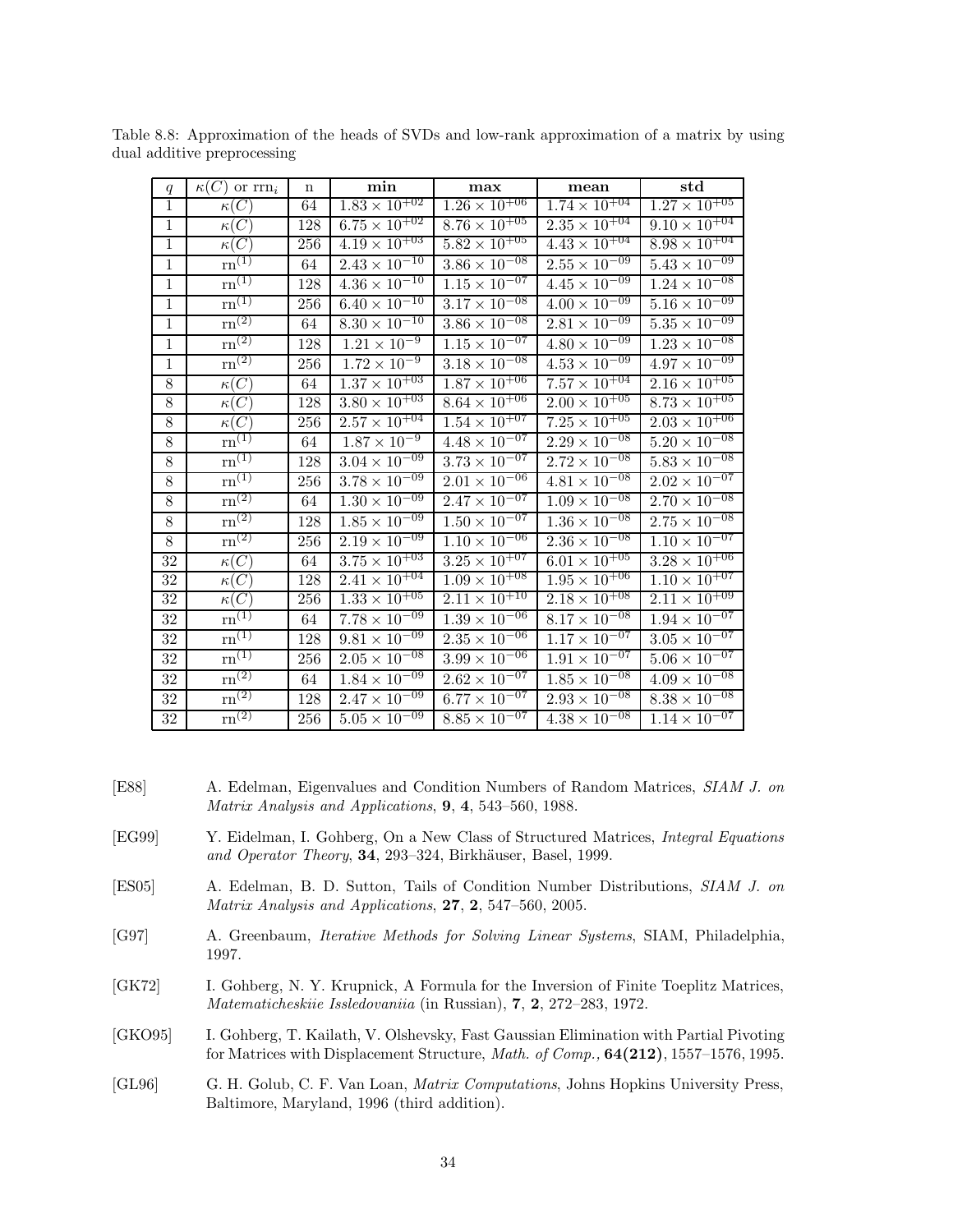Table 8.8: Approximation of the heads of SVDs and low-rank approximation of a matrix by using dual additive preprocessing

| $q$ | $\kappa(C)$ or $\mathrm{rrn}_i$ | n | **min** | **max** | **mean** | **std** |
|---|---|---|---|---|---|---|
| 1 | $\kappa(C)$ | 64 | $1.83 \times 10^{+02}$ | $1.26 \times 10^{+06}$ | $1.74 \times 10^{+04}$ | $1.27 \times 10^{+05}$ |
| 1 | $\kappa(C)$ | 128 | $6.75 \times 10^{+02}$ | $8.76 \times 10^{+05}$ | $2.35 \times 10^{+04}$ | $9.10 \times 10^{+04}$ |
| 1 | $\kappa(C)$ | 256 | $4.19 \times 10^{+03}$ | $5.82 \times 10^{+05}$ | $4.43 \times 10^{+04}$ | $8.98 \times 10^{+04}$ |
| 1 | $\mathrm{rn}^{(1)}$ | 64 | $2.43 \times 10^{-10}$ | $3.86 \times 10^{-08}$ | $2.55 \times 10^{-09}$ | $5.43 \times 10^{-09}$ |
| 1 | $\mathrm{rn}^{(1)}$ | 128 | $4.36 \times 10^{-10}$ | $1.15 \times 10^{-07}$ | $4.45 \times 10^{-09}$ | $1.24 \times 10^{-08}$ |
| 1 | $\mathrm{rn}^{(1)}$ | 256 | $6.40 \times 10^{-10}$ | $3.17 \times 10^{-08}$ | $4.00 \times 10^{-09}$ | $5.16 \times 10^{-09}$ |
| 1 | $\mathrm{rn}^{(2)}$ | 64 | $8.30 \times 10^{-10}$ | $3.86 \times 10^{-08}$ | $2.81 \times 10^{-09}$ | $5.35 \times 10^{-09}$ |
| 1 | $\mathrm{rn}^{(2)}$ | 128 | $1.21 \times 10^{-9}$ | $1.15 \times 10^{-07}$ | $4.80 \times 10^{-09}$ | $1.23 \times 10^{-08}$ |
| 1 | $\mathrm{rn}^{(2)}$ | 256 | $1.72 \times 10^{-9}$ | $3.18 \times 10^{-08}$ | $4.53 \times 10^{-09}$ | $4.97 \times 10^{-09}$ |
| 8 | $\kappa(C)$ | 64 | $1.37 \times 10^{+03}$ | $1.87 \times 10^{+06}$ | $7.57 \times 10^{+04}$ | $2.16 \times 10^{+05}$ |
| 8 | $\kappa(C)$ | 128 | $3.80 \times 10^{+03}$ | $8.64 \times 10^{+06}$ | $2.00 \times 10^{+05}$ | $8.73 \times 10^{+05}$ |
| 8 | $\kappa(C)$ | 256 | $2.57 \times 10^{+04}$ | $1.54 \times 10^{+07}$ | $7.25 \times 10^{+05}$ | $2.03 \times 10^{+06}$ |
| 8 | $\mathrm{rn}^{(1)}$ | 64 | $1.87 \times 10^{-9}$ | $4.48 \times 10^{-07}$ | $2.29 \times 10^{-08}$ | $5.20 \times 10^{-08}$ |
| 8 | $\mathrm{rn}^{(1)}$ | 128 | $3.04 \times 10^{-09}$ | $3.73 \times 10^{-07}$ | $2.72 \times 10^{-08}$ | $5.83 \times 10^{-08}$ |
| 8 | $\mathrm{rn}^{(1)}$ | 256 | $3.78 \times 10^{-09}$ | $2.01 \times 10^{-06}$ | $4.81 \times 10^{-08}$ | $2.02 \times 10^{-07}$ |
| 8 | $\mathrm{rn}^{(2)}$ | 64 | $1.30 \times 10^{-09}$ | $2.47 \times 10^{-07}$ | $1.09 \times 10^{-08}$ | $2.70 \times 10^{-08}$ |
| 8 | $\mathrm{rn}^{(2)}$ | 128 | $1.85 \times 10^{-09}$ | $1.50 \times 10^{-07}$ | $1.36 \times 10^{-08}$ | $2.75 \times 10^{-08}$ |
| 8 | $\mathrm{rn}^{(2)}$ | 256 | $2.19 \times 10^{-09}$ | $1.10 \times 10^{-06}$ | $2.36 \times 10^{-08}$ | $1.10 \times 10^{-07}$ |
| 32 | $\kappa(C)$ | 64 | $3.75 \times 10^{+03}$ | $3.25 \times 10^{+07}$ | $6.01 \times 10^{+05}$ | $3.28 \times 10^{+06}$ |
| 32 | $\kappa(C)$ | 128 | $2.41 \times 10^{+04}$ | $1.09 \times 10^{+08}$ | $1.95 \times 10^{+06}$ | $1.10 \times 10^{+07}$ |
| 32 | $\kappa(C)$ | 256 | $1.33 \times 10^{+05}$ | $2.11 \times 10^{+10}$ | $2.18 \times 10^{+08}$ | $2.11 \times 10^{+09}$ |
| 32 | $\mathrm{rn}^{(1)}$ | 64 | $7.78 \times 10^{-09}$ | $1.39 \times 10^{-06}$ | $8.17 \times 10^{-08}$ | $1.94 \times 10^{-07}$ |
| 32 | $\mathrm{rn}^{(1)}$ | 128 | $9.81 \times 10^{-09}$ | $2.35 \times 10^{-06}$ | $1.17 \times 10^{-07}$ | $3.05 \times 10^{-07}$ |
| 32 | $\mathrm{rn}^{(1)}$ | 256 | $2.05 \times 10^{-08}$ | $3.99 \times 10^{-06}$ | $1.91 \times 10^{-07}$ | $5.06 \times 10^{-07}$ |
| 32 | $\mathrm{rn}^{(2)}$ | 64 | $1.84 \times 10^{-09}$ | $2.62 \times 10^{-07}$ | $1.85 \times 10^{-08}$ | $4.09 \times 10^{-08}$ |
| 32 | $\mathrm{rn}^{(2)}$ | 128 | $2.47 \times 10^{-09}$ | $6.77 \times 10^{-07}$ | $2.93 \times 10^{-08}$ | $8.38 \times 10^{-08}$ |
| 32 | $\mathrm{rn}^{(2)}$ | 256 | $5.05 \times 10^{-09}$ | $8.85 \times 10^{-07}$ | $4.38 \times 10^{-08}$ | $1.14 \times 10^{-07}$ |

[E88] A. Edelman, Eigenvalues and Condition Numbers of Random Matrices, *SIAM J. on Matrix Analysis and Applications*, **9**, **4**, 543–560, 1988.

[EG99] Y. Eidelman, I. Gohberg, On a New Class of Structured Matrices, *Integral Equations and Operator Theory*, **34**, 293–324, Birkhäuser, Basel, 1999.

[ES05] A. Edelman, B. D. Sutton, Tails of Condition Number Distributions, *SIAM J. on Matrix Analysis and Applications*, **27**, **2**, 547–560, 2005.

[G97] A. Greenbaum, *Iterative Methods for Solving Linear Systems*, SIAM, Philadelphia, 1997.

[GK72] I. Gohberg, N. Y. Krupnick, A Formula for the Inversion of Finite Toeplitz Matrices, *Matematicheskiie Issledovaniia* (in Russian), **7**, **2**, 272–283, 1972.

[GKO95] I. Gohberg, T. Kailath, V. Olshevsky, Fast Gaussian Elimination with Partial Pivoting for Matrices with Displacement Structure, *Math. of Comp.,* **64(212)**, 1557–1576, 1995.

[GL96] G. H. Golub, C. F. Van Loan, *Matrix Computations*, Johns Hopkins University Press, Baltimore, Maryland, 1996 (third addition).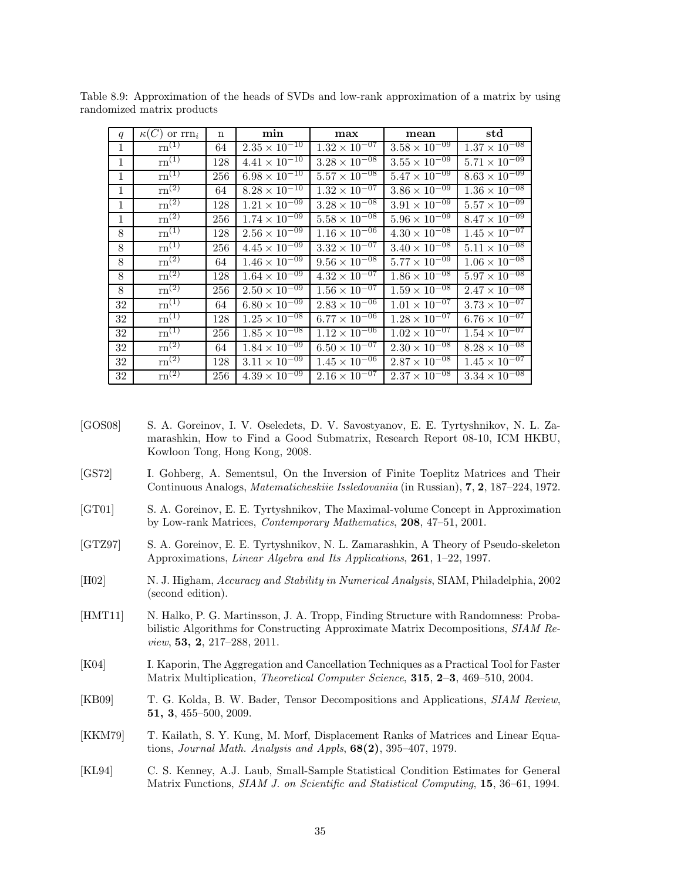Table 8.9: Approximation of the heads of SVDs and low-rank approximation of a matrix by using randomized matrix products

| $q$ | $\kappa(C)$ or $\mathrm{rrn}_i$ | n | **min** | **max** | **mean** | **std** |
|---|---|---|---|---|---|---|
| 1 | $\mathrm{rn}^{(1)}$ | 64 | $2.35 \times 10^{-10}$ | $1.32 \times 10^{-07}$ | $3.58 \times 10^{-09}$ | $1.37 \times 10^{-08}$ |
| 1 | $\mathrm{rn}^{(1)}$ | 128 | $4.41 \times 10^{-10}$ | $3.28 \times 10^{-08}$ | $3.55 \times 10^{-09}$ | $5.71 \times 10^{-09}$ |
| 1 | $\mathrm{rn}^{(1)}$ | 256 | $6.98 \times 10^{-10}$ | $5.57 \times 10^{-08}$ | $5.47 \times 10^{-09}$ | $8.63 \times 10^{-09}$ |
| 1 | $\mathrm{rn}^{(2)}$ | 64 | $8.28 \times 10^{-10}$ | $1.32 \times 10^{-07}$ | $3.86 \times 10^{-09}$ | $1.36 \times 10^{-08}$ |
| 1 | $\mathrm{rn}^{(2)}$ | 128 | $1.21 \times 10^{-09}$ | $3.28 \times 10^{-08}$ | $3.91 \times 10^{-09}$ | $5.57 \times 10^{-09}$ |
| 1 | $\mathrm{rn}^{(2)}$ | 256 | $1.74 \times 10^{-09}$ | $5.58 \times 10^{-08}$ | $5.96 \times 10^{-09}$ | $8.47 \times 10^{-09}$ |
| 8 | $\mathrm{rn}^{(1)}$ | 128 | $2.56 \times 10^{-09}$ | $1.16 \times 10^{-06}$ | $4.30 \times 10^{-08}$ | $1.45 \times 10^{-07}$ |
| 8 | $\mathrm{rn}^{(1)}$ | 256 | $4.45 \times 10^{-09}$ | $3.32 \times 10^{-07}$ | $3.40 \times 10^{-08}$ | $5.11 \times 10^{-08}$ |
| 8 | $\mathrm{rn}^{(2)}$ | 64 | $1.46 \times 10^{-09}$ | $9.56 \times 10^{-08}$ | $5.77 \times 10^{-09}$ | $1.06 \times 10^{-08}$ |
| 8 | $\mathrm{rn}^{(2)}$ | 128 | $1.64 \times 10^{-09}$ | $4.32 \times 10^{-07}$ | $1.86 \times 10^{-08}$ | $5.97 \times 10^{-08}$ |
| 8 | $\mathrm{rn}^{(2)}$ | 256 | $2.50 \times 10^{-09}$ | $1.56 \times 10^{-07}$ | $1.59 \times 10^{-08}$ | $2.47 \times 10^{-08}$ |
| 32 | $\mathrm{rn}^{(1)}$ | 64 | $6.80 \times 10^{-09}$ | $2.83 \times 10^{-06}$ | $1.01 \times 10^{-07}$ | $3.73 \times 10^{-07}$ |
| 32 | $\mathrm{rn}^{(1)}$ | 128 | $1.25 \times 10^{-08}$ | $6.77 \times 10^{-06}$ | $1.28 \times 10^{-07}$ | $6.76 \times 10^{-07}$ |
| 32 | $\mathrm{rn}^{(1)}$ | 256 | $1.85 \times 10^{-08}$ | $1.12 \times 10^{-06}$ | $1.02 \times 10^{-07}$ | $1.54 \times 10^{-07}$ |
| 32 | $\mathrm{rn}^{(2)}$ | 64 | $1.84 \times 10^{-09}$ | $6.50 \times 10^{-07}$ | $2.30 \times 10^{-08}$ | $8.28 \times 10^{-08}$ |
| 32 | $\mathrm{rn}^{(2)}$ | 128 | $3.11 \times 10^{-09}$ | $1.45 \times 10^{-06}$ | $2.87 \times 10^{-08}$ | $1.45 \times 10^{-07}$ |
| 32 | $\mathrm{rn}^{(2)}$ | 256 | $4.39 \times 10^{-09}$ | $2.16 \times 10^{-07}$ | $2.37 \times 10^{-08}$ | $3.34 \times 10^{-08}$ |

[GOS08] S. A. Goreinov, I. V. Oseledets, D. V. Savostyanov, E. E. Tyrtyshnikov, N. L. Zamarashkin, How to Find a Good Submatrix, Research Report 08-10, ICM HKBU, Kowloon Tong, Hong Kong, 2008.

[GS72] I. Gohberg, A. Sementsul, On the Inversion of Finite Toeplitz Matrices and Their Continuous Analogs, *Matematicheskiie Issledovaniia* (in Russian), **7**, **2**, 187–224, 1972.

[GT01] S. A. Goreinov, E. E. Tyrtyshnikov, The Maximal-volume Concept in Approximation by Low-rank Matrices, *Contemporary Mathematics*, **208**, 47–51, 2001.

[GTZ97] S. A. Goreinov, E. E. Tyrtyshnikov, N. L. Zamarashkin, A Theory of Pseudo-skeleton Approximations, *Linear Algebra and Its Applications*, **261**, 1–22, 1997.

[H02] N. J. Higham, *Accuracy and Stability in Numerical Analysis*, SIAM, Philadelphia, 2002 (second edition).

[HMT11] N. Halko, P. G. Martinsson, J. A. Tropp, Finding Structure with Randomness: Probabilistic Algorithms for Constructing Approximate Matrix Decompositions, *SIAM Review*, **53, 2**, 217–288, 2011.

[K04] I. Kaporin, The Aggregation and Cancellation Techniques as a Practical Tool for Faster Matrix Multiplication, *Theoretical Computer Science*, **315**, **2–3**, 469–510, 2004.

[KB09] T. G. Kolda, B. W. Bader, Tensor Decompositions and Applications, *SIAM Review*, **51, 3**, 455–500, 2009.

[KKM79] T. Kailath, S. Y. Kung, M. Morf, Displacement Ranks of Matrices and Linear Equations, *Journal Math. Analysis and Appls*, **68(2)**, 395–407, 1979.

[KL94] C. S. Kenney, A.J. Laub, Small-Sample Statistical Condition Estimates for General Matrix Functions, *SIAM J. on Scientific and Statistical Computing*, **15**, 36–61, 1994.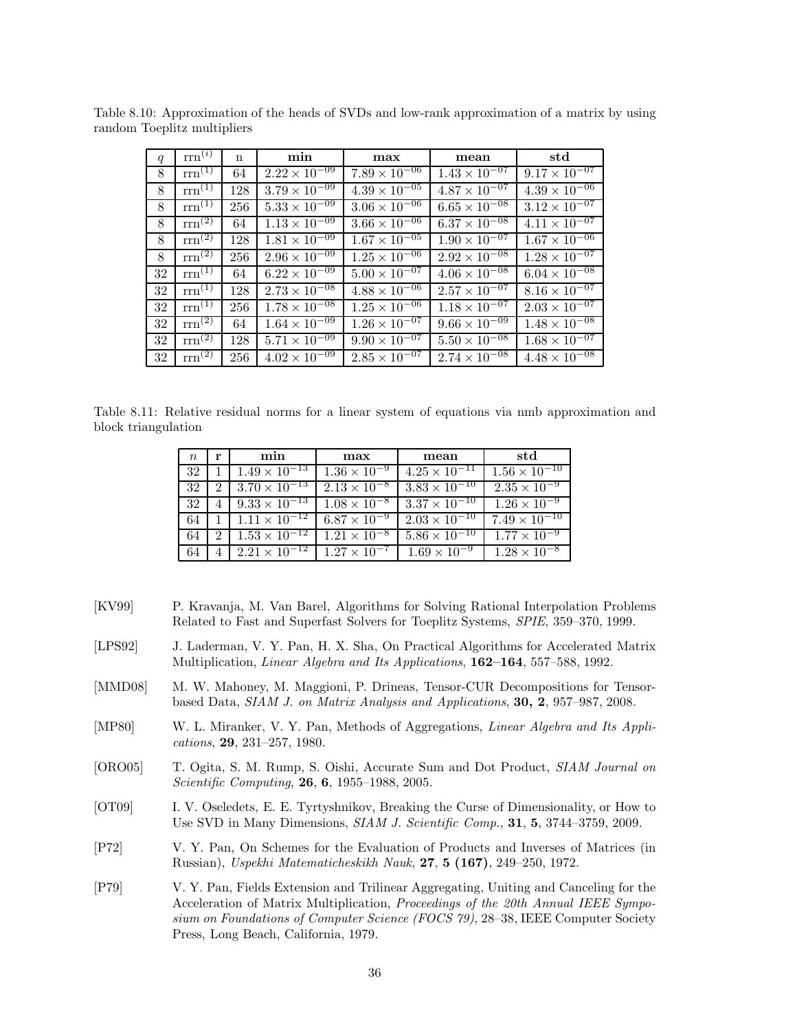Table 8.10: Approximation of the heads of SVDs and low-rank approximation of a matrix by using random Toeplitz multipliers

| $q$ | $\mathrm{rrn}^{(i)}$ | n | **min** | **max** | **mean** | **std** |
|---|---|---|---|---|---|---|
| 8 | $\mathrm{rrn}^{(1)}$ | 64 | $2.22 \times 10^{-09}$ | $7.89 \times 10^{-06}$ | $1.43 \times 10^{-07}$ | $9.17 \times 10^{-07}$ |
| 8 | $\mathrm{rrn}^{(1)}$ | 128 | $3.79 \times 10^{-09}$ | $4.39 \times 10^{-05}$ | $4.87 \times 10^{-07}$ | $4.39 \times 10^{-06}$ |
| 8 | $\mathrm{rrn}^{(1)}$ | 256 | $5.33 \times 10^{-09}$ | $3.06 \times 10^{-06}$ | $6.65 \times 10^{-08}$ | $3.12 \times 10^{-07}$ |
| 8 | $\mathrm{rrn}^{(2)}$ | 64 | $1.13 \times 10^{-09}$ | $3.66 \times 10^{-06}$ | $6.37 \times 10^{-08}$ | $4.11 \times 10^{-07}$ |
| 8 | $\mathrm{rrn}^{(2)}$ | 128 | $1.81 \times 10^{-09}$ | $1.67 \times 10^{-05}$ | $1.90 \times 10^{-07}$ | $1.67 \times 10^{-06}$ |
| 8 | $\mathrm{rrn}^{(2)}$ | 256 | $2.96 \times 10^{-09}$ | $1.25 \times 10^{-06}$ | $2.92 \times 10^{-08}$ | $1.28 \times 10^{-07}$ |
| 32 | $\mathrm{rrn}^{(1)}$ | 64 | $6.22 \times 10^{-09}$ | $5.00 \times 10^{-07}$ | $4.06 \times 10^{-08}$ | $6.04 \times 10^{-08}$ |
| 32 | $\mathrm{rrn}^{(1)}$ | 128 | $2.73 \times 10^{-08}$ | $4.88 \times 10^{-06}$ | $2.57 \times 10^{-07}$ | $8.16 \times 10^{-07}$ |
| 32 | $\mathrm{rrn}^{(1)}$ | 256 | $1.78 \times 10^{-08}$ | $1.25 \times 10^{-06}$ | $1.18 \times 10^{-07}$ | $2.03 \times 10^{-07}$ |
| 32 | $\mathrm{rrn}^{(2)}$ | 64 | $1.64 \times 10^{-09}$ | $1.26 \times 10^{-07}$ | $9.66 \times 10^{-09}$ | $1.48 \times 10^{-08}$ |
| 32 | $\mathrm{rrn}^{(2)}$ | 128 | $5.71 \times 10^{-09}$ | $9.90 \times 10^{-07}$ | $5.50 \times 10^{-08}$ | $1.68 \times 10^{-07}$ |
| 32 | $\mathrm{rrn}^{(2)}$ | 256 | $4.02 \times 10^{-09}$ | $2.85 \times 10^{-07}$ | $2.74 \times 10^{-08}$ | $4.48 \times 10^{-08}$ |

Table 8.11: Relative residual norms for a linear system of equations via nmb approximation and block triangulation

| $n$ | **r** | **min** | **max** | **mean** | **std** |
|---|---|---|---|---|---|
| 32 | 1 | $1.49 \times 10^{-13}$ | $1.36 \times 10^{-9}$ | $4.25 \times 10^{-11}$ | $1.56 \times 10^{-10}$ |
| 32 | 2 | $3.70 \times 10^{-13}$ | $2.13 \times 10^{-8}$ | $3.83 \times 10^{-10}$ | $2.35 \times 10^{-9}$ |
| 32 | 4 | $9.33 \times 10^{-13}$ | $1.08 \times 10^{-8}$ | $3.37 \times 10^{-10}$ | $1.26 \times 10^{-9}$ |
| 64 | 1 | $1.11 \times 10^{-12}$ | $6.87 \times 10^{-9}$ | $2.03 \times 10^{-10}$ | $7.49 \times 10^{-10}$ |
| 64 | 2 | $1.53 \times 10^{-12}$ | $1.21 \times 10^{-8}$ | $5.86 \times 10^{-10}$ | $1.77 \times 10^{-9}$ |
| 64 | 4 | $2.21 \times 10^{-12}$ | $1.27 \times 10^{-7}$ | $1.69 \times 10^{-9}$ | $1.28 \times 10^{-8}$ |

[KV99] P. Kravanja, M. Van Barel, Algorithms for Solving Rational Interpolation Problems Related to Fast and Superfast Solvers for Toeplitz Systems, *SPIE*, 359–370, 1999.

[LPS92] J. Laderman, V. Y. Pan, H. X. Sha, On Practical Algorithms for Accelerated Matrix Multiplication, *Linear Algebra and Its Applications*, **162–164**, 557–588, 1992.

[MMD08] M. W. Mahoney, M. Maggioni, P. Drineas, Tensor-CUR Decompositions for Tensor-based Data, *SIAM J. on Matrix Analysis and Applications*, **30, 2**, 957–987, 2008.

[MP80] W. L. Miranker, V. Y. Pan, Methods of Aggregations, *Linear Algebra and Its Applications*, **29**, 231–257, 1980.

[ORO05] T. Ogita, S. M. Rump, S. Oishi, Accurate Sum and Dot Product, *SIAM Journal on Scientific Computing*, **26**, **6**, 1955–1988, 2005.

[OT09] I. V. Oseledets, E. E. Tyrtyshnikov, Breaking the Curse of Dimensionality, or How to Use SVD in Many Dimensions, *SIAM J. Scientific Comp.*, **31**, **5**, 3744–3759, 2009.

[P72] V. Y. Pan, On Schemes for the Evaluation of Products and Inverses of Matrices (in Russian), *Uspekhi Matematicheskikh Nauk*, **27**, **5 (167)**, 249–250, 1972.

[P79] V. Y. Pan, Fields Extension and Trilinear Aggregating, Uniting and Canceling for the Acceleration of Matrix Multiplication, *Proceedings of the 20th Annual IEEE Symposium on Foundations of Computer Science (FOCS 79)*, 28–38, IEEE Computer Society Press, Long Beach, California, 1979.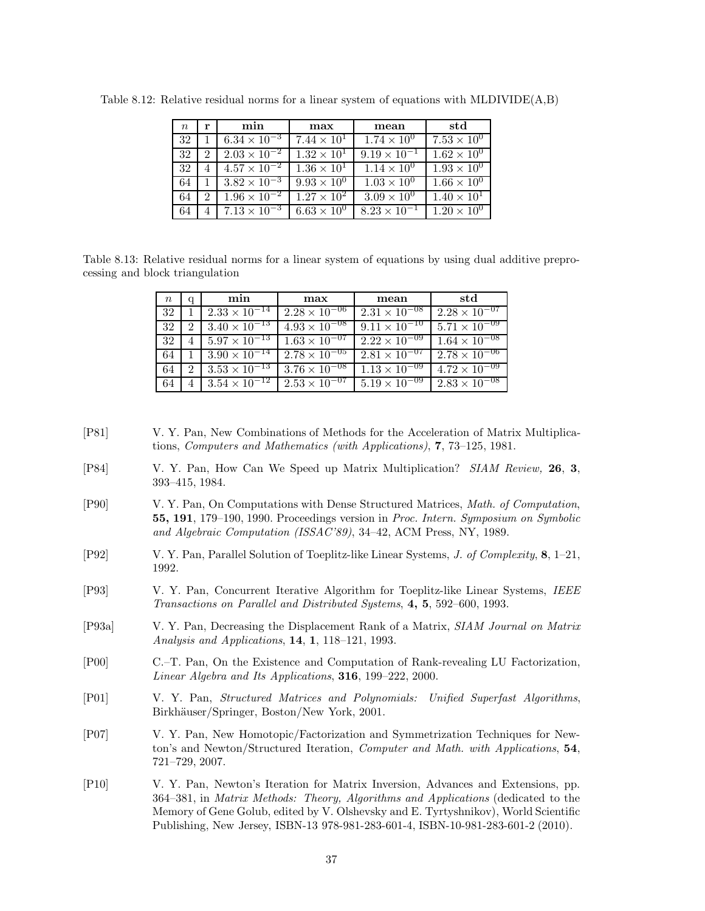Table 8.12: Relative residual norms for a linear system of equations with MLDIVIDE(A,B)

| $n$ | **r** | **min** | **max** | **mean** | **std** |
|---|---|---|---|---|---|
| 32 | 1 | $6.34 \times 10^{-3}$ | $7.44 \times 10^{1}$ | $1.74 \times 10^{0}$ | $7.53 \times 10^{0}$ |
| 32 | 2 | $2.03 \times 10^{-2}$ | $1.32 \times 10^{1}$ | $9.19 \times 10^{-1}$ | $1.62 \times 10^{0}$ |
| 32 | 4 | $4.57 \times 10^{-2}$ | $1.36 \times 10^{1}$ | $1.14 \times 10^{0}$ | $1.93 \times 10^{0}$ |
| 64 | 1 | $3.82 \times 10^{-3}$ | $9.93 \times 10^{0}$ | $1.03 \times 10^{0}$ | $1.66 \times 10^{0}$ |
| 64 | 2 | $1.96 \times 10^{-2}$ | $1.27 \times 10^{2}$ | $3.09 \times 10^{0}$ | $1.40 \times 10^{1}$ |
| 64 | 4 | $7.13 \times 10^{-3}$ | $6.63 \times 10^{0}$ | $8.23 \times 10^{-1}$ | $1.20 \times 10^{0}$ |

Table 8.13: Relative residual norms for a linear system of equations by using dual additive preprocessing and block triangulation

| $n$ | q | **min** | **max** | **mean** | **std** |
|---|---|---|---|---|---|
| 32 | 1 | $2.33 \times 10^{-14}$ | $2.28 \times 10^{-06}$ | $2.31 \times 10^{-08}$ | $2.28 \times 10^{-07}$ |
| 32 | 2 | $3.40 \times 10^{-13}$ | $4.93 \times 10^{-08}$ | $9.11 \times 10^{-10}$ | $5.71 \times 10^{-09}$ |
| 32 | 4 | $5.97 \times 10^{-13}$ | $1.63 \times 10^{-07}$ | $2.22 \times 10^{-09}$ | $1.64 \times 10^{-08}$ |
| 64 | 1 | $3.90 \times 10^{-14}$ | $2.78 \times 10^{-05}$ | $2.81 \times 10^{-07}$ | $2.78 \times 10^{-06}$ |
| 64 | 2 | $3.53 \times 10^{-13}$ | $3.76 \times 10^{-08}$ | $1.13 \times 10^{-09}$ | $4.72 \times 10^{-09}$ |
| 64 | 4 | $3.54 \times 10^{-12}$ | $2.53 \times 10^{-07}$ | $5.19 \times 10^{-09}$ | $2.83 \times 10^{-08}$ |

[P81] V. Y. Pan, New Combinations of Methods for the Acceleration of Matrix Multiplications, *Computers and Mathematics (with Applications)*, **7**, 73–125, 1981.

[P84] V. Y. Pan, How Can We Speed up Matrix Multiplication? *SIAM Review,* **26**, **3**, 393–415, 1984.

[P90] V. Y. Pan, On Computations with Dense Structured Matrices, *Math. of Computation*, **55, 191**, 179–190, 1990. Proceedings version in *Proc. Intern. Symposium on Symbolic and Algebraic Computation (ISSAC'89)*, 34–42, ACM Press, NY, 1989.

[P92] V. Y. Pan, Parallel Solution of Toeplitz-like Linear Systems, *J. of Complexity*, **8**, 1–21, 1992.

[P93] V. Y. Pan, Concurrent Iterative Algorithm for Toeplitz-like Linear Systems, *IEEE Transactions on Parallel and Distributed Systems*, **4, 5**, 592–600, 1993.

[P93a] V. Y. Pan, Decreasing the Displacement Rank of a Matrix, *SIAM Journal on Matrix Analysis and Applications*, **14**, **1**, 118–121, 1993.

[P00] C.–T. Pan, On the Existence and Computation of Rank-revealing LU Factorization, *Linear Algebra and Its Applications*, **316**, 199–222, 2000.

[P01] V. Y. Pan, *Structured Matrices and Polynomials: Unified Superfast Algorithms*, Birkhäuser/Springer, Boston/New York, 2001.

[P07] V. Y. Pan, New Homotopic/Factorization and Symmetrization Techniques for Newton's and Newton/Structured Iteration, *Computer and Math. with Applications*, **54**, 721–729, 2007.

[P10] V. Y. Pan, Newton's Iteration for Matrix Inversion, Advances and Extensions, pp. 364–381, in *Matrix Methods: Theory, Algorithms and Applications* (dedicated to the Memory of Gene Golub, edited by V. Olshevsky and E. Tyrtyshnikov), World Scientific Publishing, New Jersey, ISBN-13 978-981-283-601-4, ISBN-10-981-283-601-2 (2010).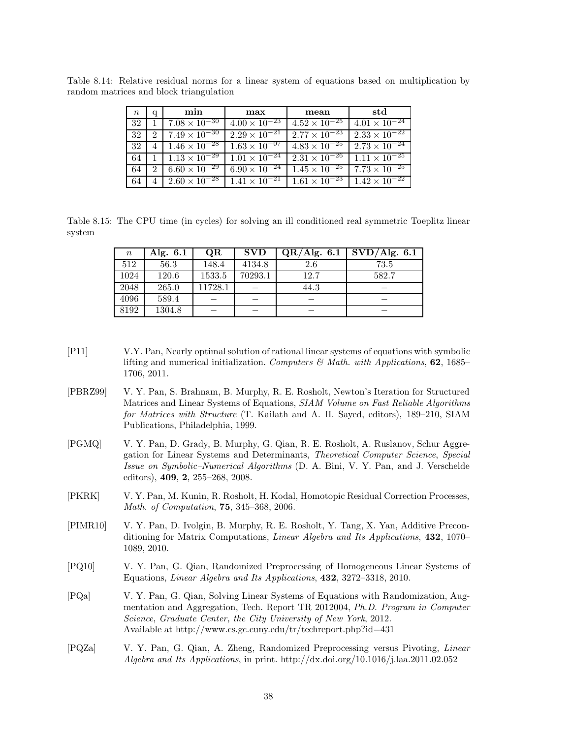Table 8.14: Relative residual norms for a linear system of equations based on multiplication by random matrices and block triangulation

| $n$ | q | **min** | **max** | **mean** | **std** |
|---|---|---|---|---|---|
| 32 | 1 | $7.08 \times 10^{-30}$ | $4.00 \times 10^{-23}$ | $4.52 \times 10^{-25}$ | $4.01 \times 10^{-24}$ |
| 32 | 2 | $7.49 \times 10^{-30}$ | $2.29 \times 10^{-21}$ | $2.77 \times 10^{-23}$ | $2.33 \times 10^{-22}$ |
| 32 | 4 | $1.46 \times 10^{-28}$ | $1.63 \times 10^{-07}$ | $4.83 \times 10^{-25}$ | $2.73 \times 10^{-24}$ |
| 64 | 1 | $1.13 \times 10^{-29}$ | $1.01 \times 10^{-24}$ | $2.31 \times 10^{-26}$ | $1.11 \times 10^{-25}$ |
| 64 | 2 | $6.60 \times 10^{-29}$ | $6.90 \times 10^{-24}$ | $1.45 \times 10^{-25}$ | $7.73 \times 10^{-25}$ |
| 64 | 4 | $2.60 \times 10^{-28}$ | $1.41 \times 10^{-21}$ | $1.61 \times 10^{-23}$ | $1.42 \times 10^{-22}$ |

Table 8.15: The CPU time (in cycles) for solving an ill conditioned real symmetric Toeplitz linear system

| $n$ | **Alg. 6.1** | **QR** | **SVD** | **QR/Alg. 6.1** | **SVD/Alg. 6.1** |
|---|---|---|---|---|---|
| 512 | 56.3 | 148.4 | 4134.8 | 2.6 | 73.5 |
| 1024 | 120.6 | 1533.5 | 70293.1 | 12.7 | 582.7 |
| 2048 | 265.0 | 11728.1 | − | 44.3 | − |
| 4096 | 589.4 | − | − | − | − |
| 8192 | 1304.8 | − | − | − | − |

[P11] V.Y. Pan, Nearly optimal solution of rational linear systems of equations with symbolic lifting and numerical initialization. *Computers & Math. with Applications*, **62**, 1685–1706, 2011.

[PBRZ99] V. Y. Pan, S. Brahnam, B. Murphy, R. E. Rosholt, Newton's Iteration for Structured Matrices and Linear Systems of Equations, *SIAM Volume on Fast Reliable Algorithms for Matrices with Structure* (T. Kailath and A. H. Sayed, editors), 189–210, SIAM Publications, Philadelphia, 1999.

[PGMQ] V. Y. Pan, D. Grady, B. Murphy, G. Qian, R. E. Rosholt, A. Ruslanov, Schur Aggregation for Linear Systems and Determinants, *Theoretical Computer Science*, *Special Issue on Symbolic–Numerical Algorithms* (D. A. Bini, V. Y. Pan, and J. Verschelde editors), **409**, **2**, 255–268, 2008.

[PKRK] V. Y. Pan, M. Kunin, R. Rosholt, H. Kodal, Homotopic Residual Correction Processes, *Math. of Computation*, **75**, 345–368, 2006.

[PIMR10] V. Y. Pan, D. Ivolgin, B. Murphy, R. E. Rosholt, Y. Tang, X. Yan, Additive Preconditioning for Matrix Computations, *Linear Algebra and Its Applications*, **432**, 1070–1089, 2010.

[PQ10] V. Y. Pan, G. Qian, Randomized Preprocessing of Homogeneous Linear Systems of Equations, *Linear Algebra and Its Applications*, **432**, 3272–3318, 2010.

[PQa] V. Y. Pan, G. Qian, Solving Linear Systems of Equations with Randomization, Augmentation and Aggregation, Tech. Report TR 2012004, *Ph.D. Program in Computer Science*, *Graduate Center, the City University of New York*, 2012.
Available at http://www.cs.gc.cuny.edu/tr/techreport.php?id=431

[PQZa] V. Y. Pan, G. Qian, A. Zheng, Randomized Preprocessing versus Pivoting, *Linear Algebra and Its Applications*, in print. http://dx.doi.org/10.1016/j.laa.2011.02.052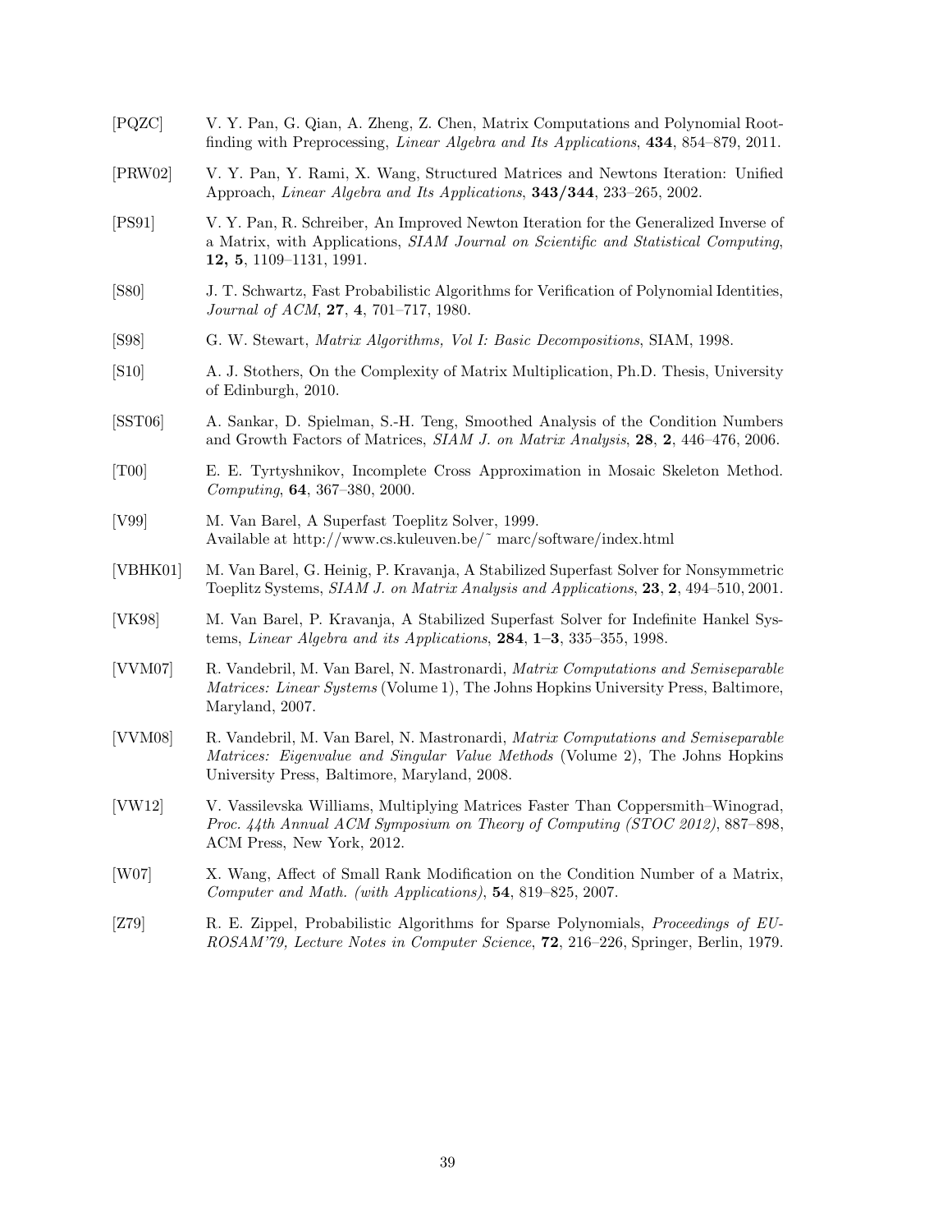[PQZC] V. Y. Pan, G. Qian, A. Zheng, Z. Chen, Matrix Computations and Polynomial Root-finding with Preprocessing, *Linear Algebra and Its Applications*, **434**, 854–879, 2011.

[PRW02] V. Y. Pan, Y. Rami, X. Wang, Structured Matrices and Newtons Iteration: Unified Approach, *Linear Algebra and Its Applications*, **343/344**, 233–265, 2002.

[PS91] V. Y. Pan, R. Schreiber, An Improved Newton Iteration for the Generalized Inverse of a Matrix, with Applications, *SIAM Journal on Scientific and Statistical Computing*, **12, 5**, 1109–1131, 1991.

[S80] J. T. Schwartz, Fast Probabilistic Algorithms for Verification of Polynomial Identities, *Journal of ACM*, **27**, **4**, 701–717, 1980.

[S98] G. W. Stewart, *Matrix Algorithms, Vol I: Basic Decompositions*, SIAM, 1998.

[S10] A. J. Stothers, On the Complexity of Matrix Multiplication, Ph.D. Thesis, University of Edinburgh, 2010.

[SST06] A. Sankar, D. Spielman, S.-H. Teng, Smoothed Analysis of the Condition Numbers and Growth Factors of Matrices, *SIAM J. on Matrix Analysis*, **28**, **2**, 446–476, 2006.

[T00] E. E. Tyrtyshnikov, Incomplete Cross Approximation in Mosaic Skeleton Method. *Computing*, **64**, 367–380, 2000.

[V99] M. Van Barel, A Superfast Toeplitz Solver, 1999.
Available at http://www.cs.kuleuven.be/˜ marc/software/index.html

[VBHK01] M. Van Barel, G. Heinig, P. Kravanja, A Stabilized Superfast Solver for Nonsymmetric Toeplitz Systems, *SIAM J. on Matrix Analysis and Applications*, **23**, **2**, 494–510, 2001.

[VK98] M. Van Barel, P. Kravanja, A Stabilized Superfast Solver for Indefinite Hankel Systems, *Linear Algebra and its Applications*, **284**, **1–3**, 335–355, 1998.

[VVM07] R. Vandebril, M. Van Barel, N. Mastronardi, *Matrix Computations and Semiseparable Matrices: Linear Systems* (Volume 1), The Johns Hopkins University Press, Baltimore, Maryland, 2007.

[VVM08] R. Vandebril, M. Van Barel, N. Mastronardi, *Matrix Computations and Semiseparable Matrices: Eigenvalue and Singular Value Methods* (Volume 2), The Johns Hopkins University Press, Baltimore, Maryland, 2008.

[VW12] V. Vassilevska Williams, Multiplying Matrices Faster Than Coppersmith–Winograd, *Proc. 44th Annual ACM Symposium on Theory of Computing (STOC 2012)*, 887–898, ACM Press, New York, 2012.

[W07] X. Wang, Affect of Small Rank Modification on the Condition Number of a Matrix, *Computer and Math. (with Applications)*, **54**, 819–825, 2007.

[Z79] R. E. Zippel, Probabilistic Algorithms for Sparse Polynomials, *Proceedings of EUROSAM'79, Lecture Notes in Computer Science*, **72**, 216–226, Springer, Berlin, 1979.